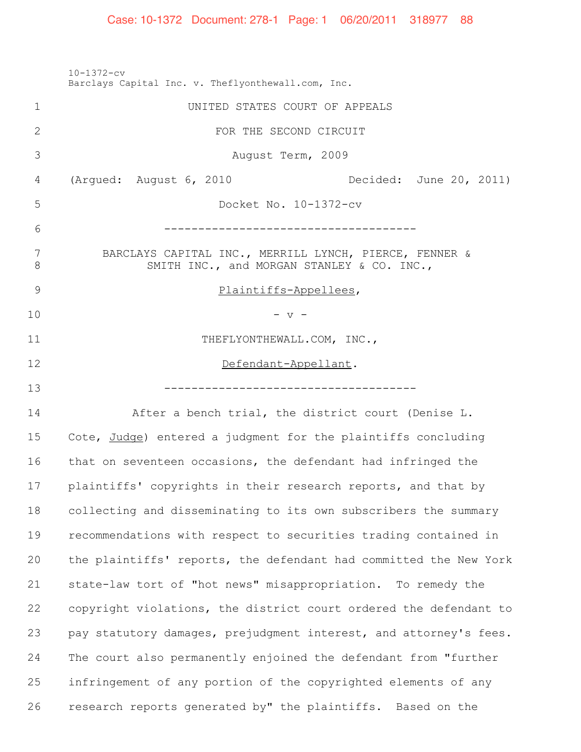10-1372-cv
Barclays Capital Inc. v. Theflyonthewall.com, Inc.

UNITED STATES COURT OF APPEALS

FOR THE SECOND CIRCUIT

August Term, 2009

(Argued: August 6, 2010 Decided: June 20, 2011)

Docket No. 10-1372-cv

-------------------------------------

BARCLAYS CAPITAL INC., MERRILL LYNCH, PIERCE, FENNER & SMITH INC., and MORGAN STANLEY & CO. INC.,

Plaintiffs-Appellees,

- v -

THEFLYONTHEWALL.COM, INC.,

Defendant-Appellant.

-------------------------------------

After a bench trial, the district court (Denise L. Cote, *Judge*) entered a judgment for the plaintiffs concluding that on seventeen occasions, the defendant had infringed the plaintiffs' copyrights in their research reports, and that by collecting and disseminating to its own subscribers the summary recommendations with respect to securities trading contained in the plaintiffs' reports, the defendant had committed the New York state-law tort of "hot news" misappropriation. To remedy the copyright violations, the district court ordered the defendant to pay statutory damages, prejudgment interest, and attorney's fees. The court also permanently enjoined the defendant from "further infringement of any portion of the copyrighted elements of any research reports generated by" the plaintiffs. Based on the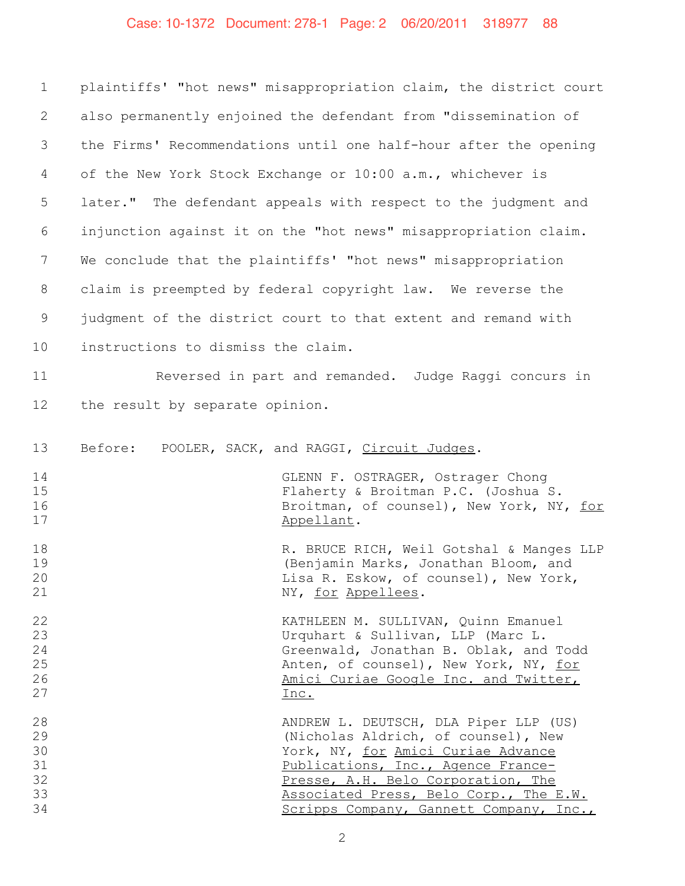plaintiffs' "hot news" misappropriation claim, the district court also permanently enjoined the defendant from "dissemination of the Firms' Recommendations until one half-hour after the opening of the New York Stock Exchange or 10:00 a.m., whichever is later." The defendant appeals with respect to the judgment and injunction against it on the "hot news" misappropriation claim. We conclude that the plaintiffs' "hot news" misappropriation claim is preempted by federal copyright law. We reverse the judgment of the district court to that extent and remand with instructions to dismiss the claim.

Reversed in part and remanded. Judge Raggi concurs in the result by separate opinion.

Before: POOLER, SACK, and RAGGI, Circuit Judges.

GLENN F. OSTRAGER, Ostrager Chong Flaherty & Broitman P.C. (Joshua S. Broitman, of counsel), New York, NY, for Appellant.

R. BRUCE RICH, Weil Gotshal & Manges LLP (Benjamin Marks, Jonathan Bloom, and Lisa R. Eskow, of counsel), New York, NY, for Appellees.

KATHLEEN M. SULLIVAN, Quinn Emanuel Urquhart & Sullivan, LLP (Marc L. Greenwald, Jonathan B. Oblak, and Todd Anten, of counsel), New York, NY, for Amici Curiae Google Inc. and Twitter, Inc.

ANDREW L. DEUTSCH, DLA Piper LLP (US) (Nicholas Aldrich, of counsel), New York, NY, for Amici Curiae Advance Publications, Inc., Agence France-Presse, A.H. Belo Corporation, The Associated Press, Belo Corp., The E.W. Scripps Company, Gannett Company, Inc.,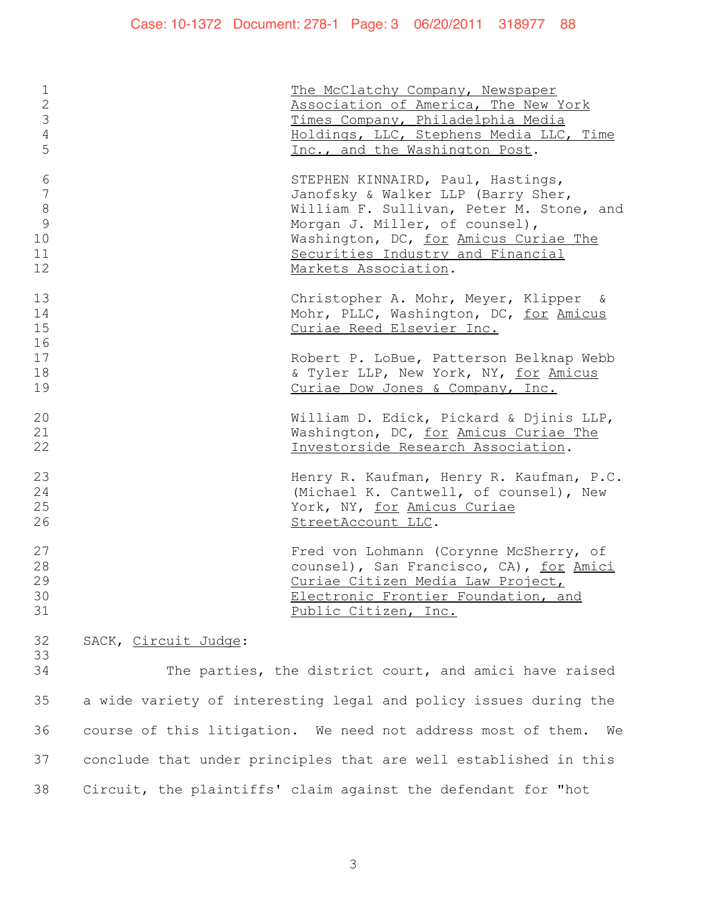The McClatchy Company, Newspaper Association of America, The New York Times Company, Philadelphia Media Holdings, LLC, Stephens Media LLC, Time Inc., and the Washington Post.

STEPHEN KINNAIRD, Paul, Hastings, Janofsky & Walker LLP (Barry Sher, William F. Sullivan, Peter M. Stone, and Morgan J. Miller, of counsel), Washington, DC, for Amicus Curiae The Securities Industry and Financial Markets Association.

Christopher A. Mohr, Meyer, Klipper & Mohr, PLLC, Washington, DC, for Amicus Curiae Reed Elsevier Inc.

Robert P. LoBue, Patterson Belknap Webb & Tyler LLP, New York, NY, for Amicus Curiae Dow Jones & Company, Inc.

William D. Edick, Pickard & Djinis LLP, Washington, DC, for Amicus Curiae The Investorside Research Association.

Henry R. Kaufman, Henry R. Kaufman, P.C. (Michael K. Cantwell, of counsel), New York, NY, for Amicus Curiae StreetAccount LLC.

Fred von Lohmann (Corynne McSherry, of counsel), San Francisco, CA), for Amici Curiae Citizen Media Law Project, Electronic Frontier Foundation, and Public Citizen, Inc.

SACK, Circuit Judge:

The parties, the district court, and amici have raised a wide variety of interesting legal and policy issues during the course of this litigation. We need not address most of them. We conclude that under principles that are well established in this Circuit, the plaintiffs' claim against the defendant for "hot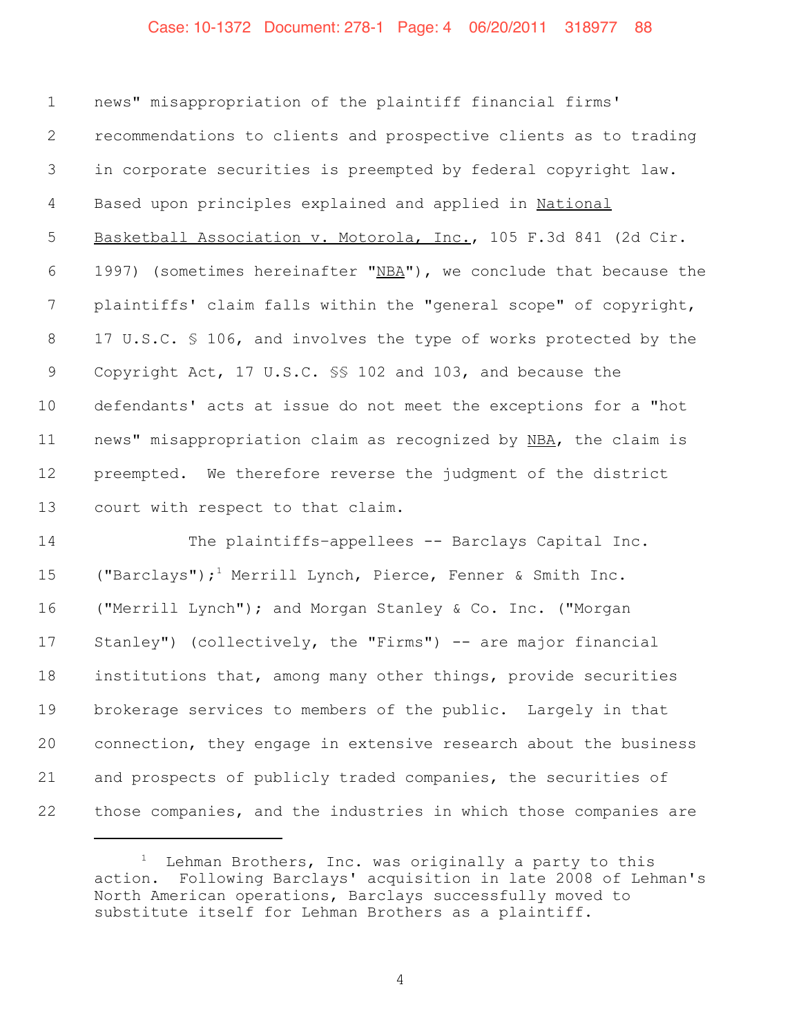news" misappropriation of the plaintiff financial firms' recommendations to clients and prospective clients as to trading in corporate securities is preempted by federal copyright law. Based upon principles explained and applied in National Basketball Association v. Motorola, Inc., 105 F.3d 841 (2d Cir. 1997) (sometimes hereinafter "NBA"), we conclude that because the plaintiffs' claim falls within the "general scope" of copyright, 17 U.S.C. § 106, and involves the type of works protected by the Copyright Act, 17 U.S.C. §§ 102 and 103, and because the defendants' acts at issue do not meet the exceptions for a "hot news" misappropriation claim as recognized by NBA, the claim is preempted. We therefore reverse the judgment of the district court with respect to that claim.

The plaintiffs-appellees -- Barclays Capital Inc. ("Barclays");[1] Merrill Lynch, Pierce, Fenner & Smith Inc. ("Merrill Lynch"); and Morgan Stanley & Co. Inc. ("Morgan Stanley") (collectively, the "Firms") -- are major financial institutions that, among many other things, provide securities brokerage services to members of the public. Largely in that connection, they engage in extensive research about the business and prospects of publicly traded companies, the securities of those companies, and the industries in which those companies are

---

[1] Lehman Brothers, Inc. was originally a party to this action. Following Barclays' acquisition in late 2008 of Lehman's North American operations, Barclays successfully moved to substitute itself for Lehman Brothers as a plaintiff.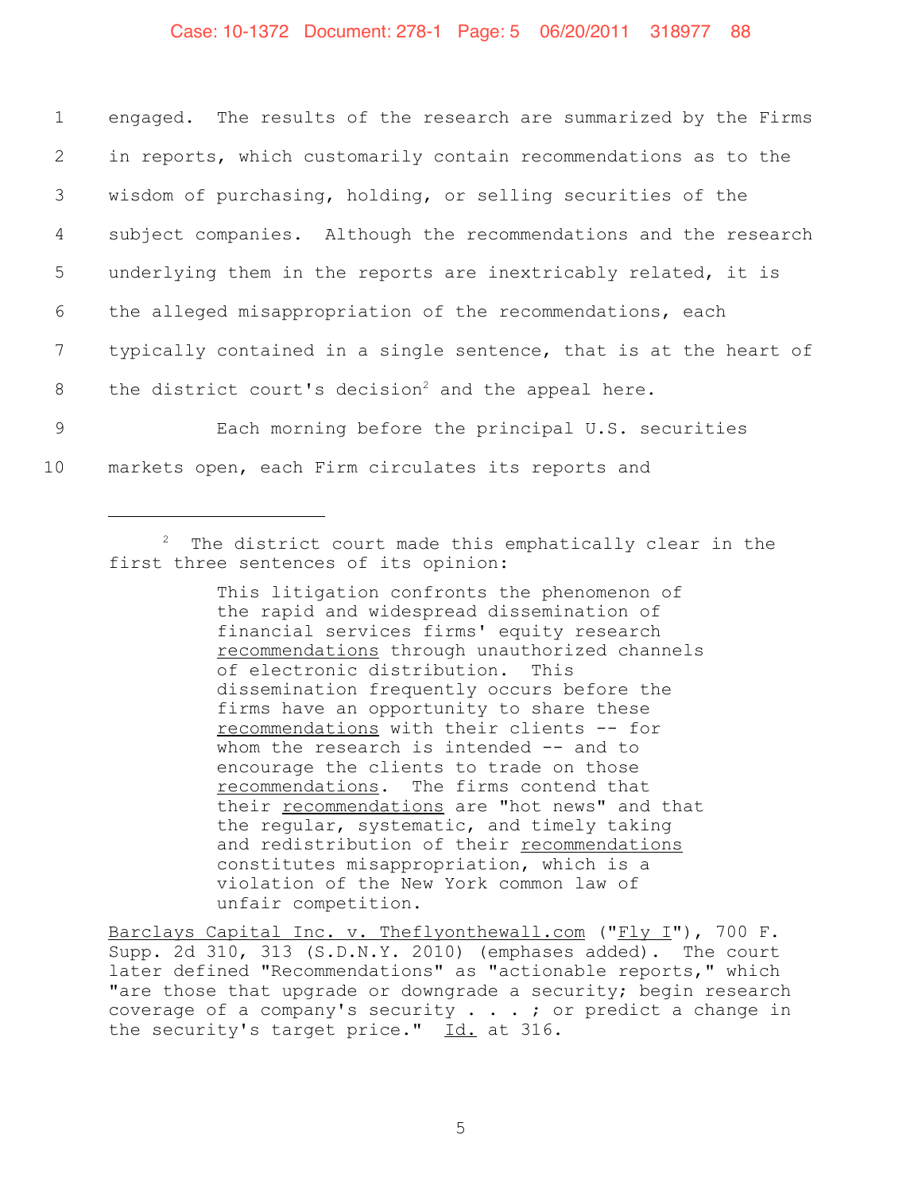engaged. The results of the research are summarized by the Firms in reports, which customarily contain recommendations as to the wisdom of purchasing, holding, or selling securities of the subject companies. Although the recommendations and the research underlying them in the reports are inextricably related, it is the alleged misappropriation of the recommendations, each typically contained in a single sentence, that is at the heart of the district court's decision[2] and the appeal here.

Each morning before the principal U.S. securities markets open, each Firm circulates its reports and

---

[2] The district court made this emphatically clear in the first three sentences of its opinion:

> This litigation confronts the phenomenon of the rapid and widespread dissemination of financial services firms' equity research <u>recommendations</u> through unauthorized channels of electronic distribution. This dissemination frequently occurs before the firms have an opportunity to share these <u>recommendations</u> with their clients -- for whom the research is intended -- and to encourage the clients to trade on those <u>recommendations</u>. The firms contend that their <u>recommendations</u> are "hot news" and that the regular, systematic, and timely taking and redistribution of their <u>recommendations</u> constitutes misappropriation, which is a violation of the New York common law of unfair competition.

<u>Barclays Capital Inc. v. Theflyonthewall.com</u> ("<u>Fly I</u>"), 700 F. Supp. 2d 310, 313 (S.D.N.Y. 2010) (emphases added). The court later defined "Recommendations" as "actionable reports," which "are those that upgrade or downgrade a security; begin research coverage of a company's security . . . ; or predict a change in the security's target price." <u>Id.</u> at 316.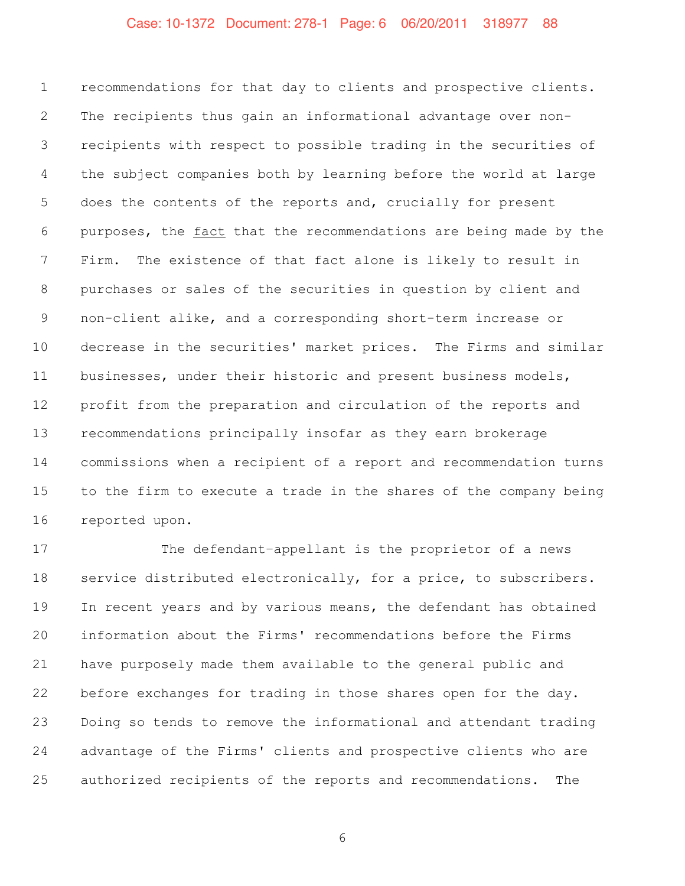recommendations for that day to clients and prospective clients. The recipients thus gain an informational advantage over non-recipients with respect to possible trading in the securities of the subject companies both by learning before the world at large does the contents of the reports and, crucially for present purposes, the fact that the recommendations are being made by the Firm. The existence of that fact alone is likely to result in purchases or sales of the securities in question by client and non-client alike, and a corresponding short-term increase or decrease in the securities' market prices. The Firms and similar businesses, under their historic and present business models, profit from the preparation and circulation of the reports and recommendations principally insofar as they earn brokerage commissions when a recipient of a report and recommendation turns to the firm to execute a trade in the shares of the company being reported upon.

The defendant-appellant is the proprietor of a news service distributed electronically, for a price, to subscribers. In recent years and by various means, the defendant has obtained information about the Firms' recommendations before the Firms have purposely made them available to the general public and before exchanges for trading in those shares open for the day. Doing so tends to remove the informational and attendant trading advantage of the Firms' clients and prospective clients who are authorized recipients of the reports and recommendations. The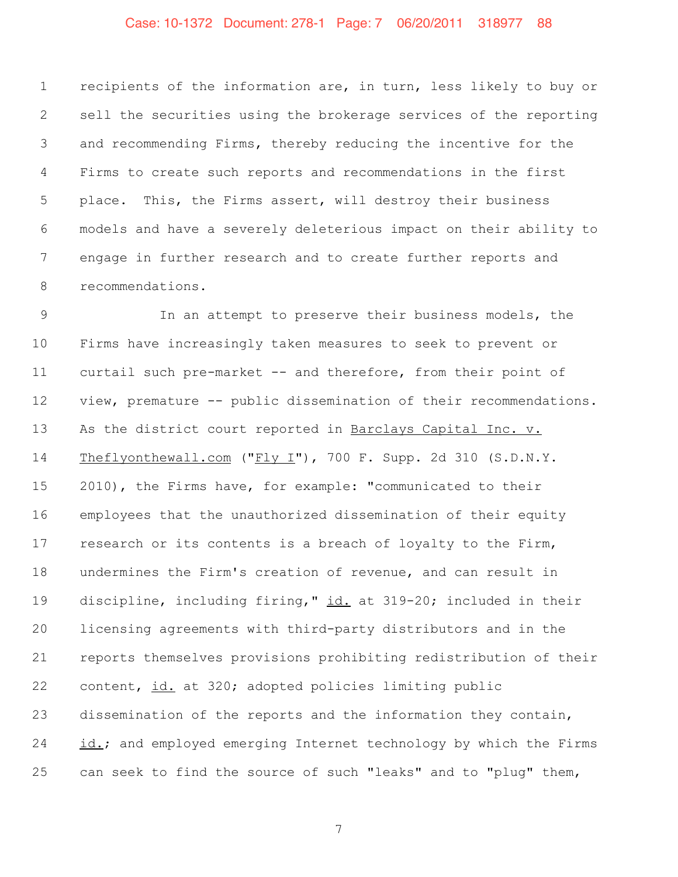recipients of the information are, in turn, less likely to buy or sell the securities using the brokerage services of the reporting and recommending Firms, thereby reducing the incentive for the Firms to create such reports and recommendations in the first place. This, the Firms assert, will destroy their business models and have a severely deleterious impact on their ability to engage in further research and to create further reports and recommendations.

In an attempt to preserve their business models, the Firms have increasingly taken measures to seek to prevent or curtail such pre-market -- and therefore, from their point of view, premature -- public dissemination of their recommendations. As the district court reported in Barclays Capital Inc. v. Theflyonthewall.com ("Fly I"), 700 F. Supp. 2d 310 (S.D.N.Y. 2010), the Firms have, for example: "communicated to their employees that the unauthorized dissemination of their equity research or its contents is a breach of loyalty to the Firm, undermines the Firm's creation of revenue, and can result in discipline, including firing," id. at 319-20; included in their licensing agreements with third-party distributors and in the reports themselves provisions prohibiting redistribution of their content, id. at 320; adopted policies limiting public dissemination of the reports and the information they contain, id.; and employed emerging Internet technology by which the Firms can seek to find the source of such "leaks" and to "plug" them,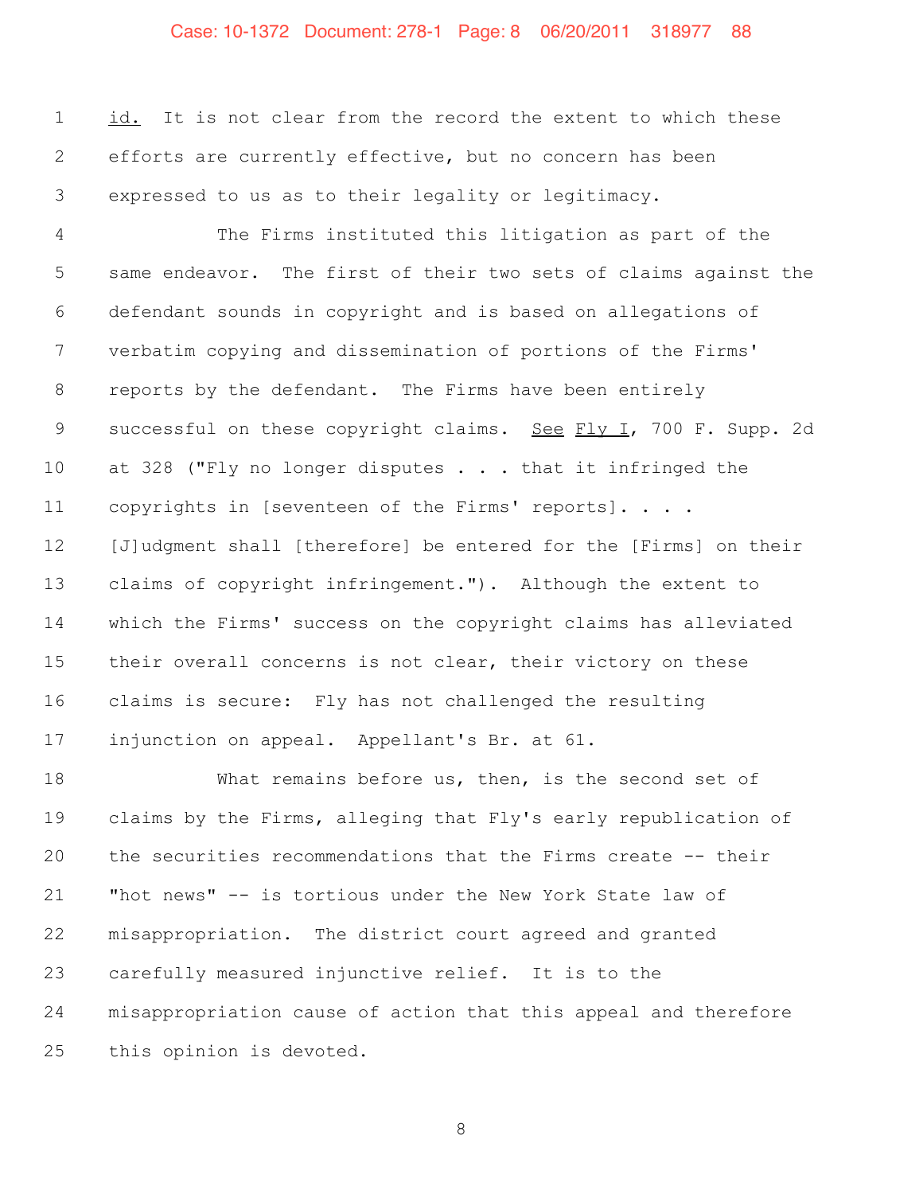id. It is not clear from the record the extent to which these efforts are currently effective, but no concern has been expressed to us as to their legality or legitimacy.

The Firms instituted this litigation as part of the same endeavor. The first of their two sets of claims against the defendant sounds in copyright and is based on allegations of verbatim copying and dissemination of portions of the Firms' reports by the defendant. The Firms have been entirely successful on these copyright claims. See Fly I, 700 F. Supp. 2d at 328 ("Fly no longer disputes . . . that it infringed the copyrights in [seventeen of the Firms' reports]. . . . [J]udgment shall [therefore] be entered for the [Firms] on their claims of copyright infringement."). Although the extent to which the Firms' success on the copyright claims has alleviated their overall concerns is not clear, their victory on these claims is secure: Fly has not challenged the resulting injunction on appeal. Appellant's Br. at 61.

What remains before us, then, is the second set of claims by the Firms, alleging that Fly's early republication of the securities recommendations that the Firms create -- their "hot news" -- is tortious under the New York State law of misappropriation. The district court agreed and granted carefully measured injunctive relief. It is to the misappropriation cause of action that this appeal and therefore this opinion is devoted.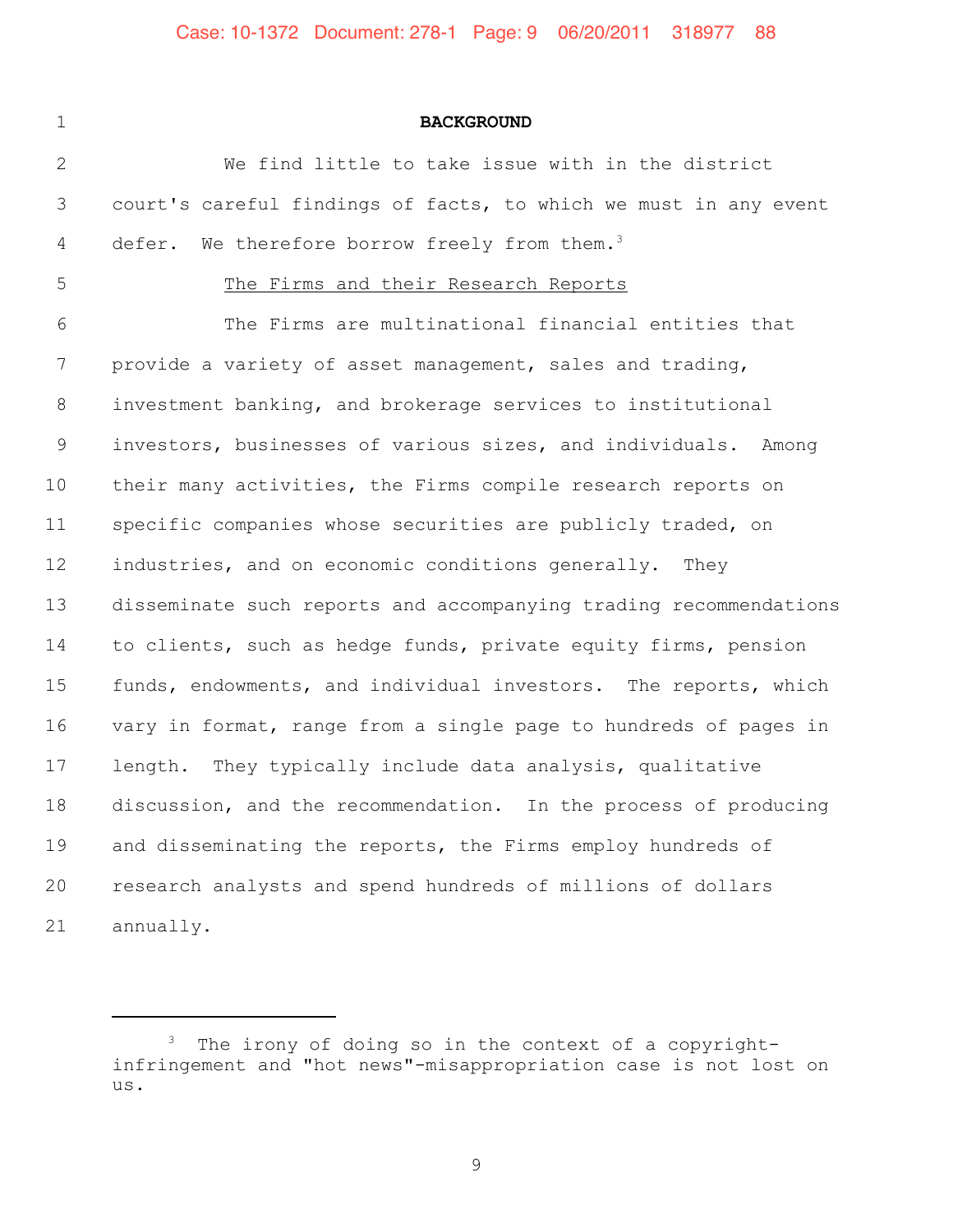## BACKGROUND

We find little to take issue with in the district court's careful findings of facts, to which we must in any event defer. We therefore borrow freely from them.[3]

The Firms and their Research Reports

The Firms are multinational financial entities that provide a variety of asset management, sales and trading, investment banking, and brokerage services to institutional investors, businesses of various sizes, and individuals. Among their many activities, the Firms compile research reports on specific companies whose securities are publicly traded, on industries, and on economic conditions generally. They disseminate such reports and accompanying trading recommendations to clients, such as hedge funds, private equity firms, pension funds, endowments, and individual investors. The reports, which vary in format, range from a single page to hundreds of pages in length. They typically include data analysis, qualitative discussion, and the recommendation. In the process of producing and disseminating the reports, the Firms employ hundreds of research analysts and spend hundreds of millions of dollars annually.

---

[3] The irony of doing so in the context of a copyright-infringement and "hot news"-misappropriation case is not lost on us.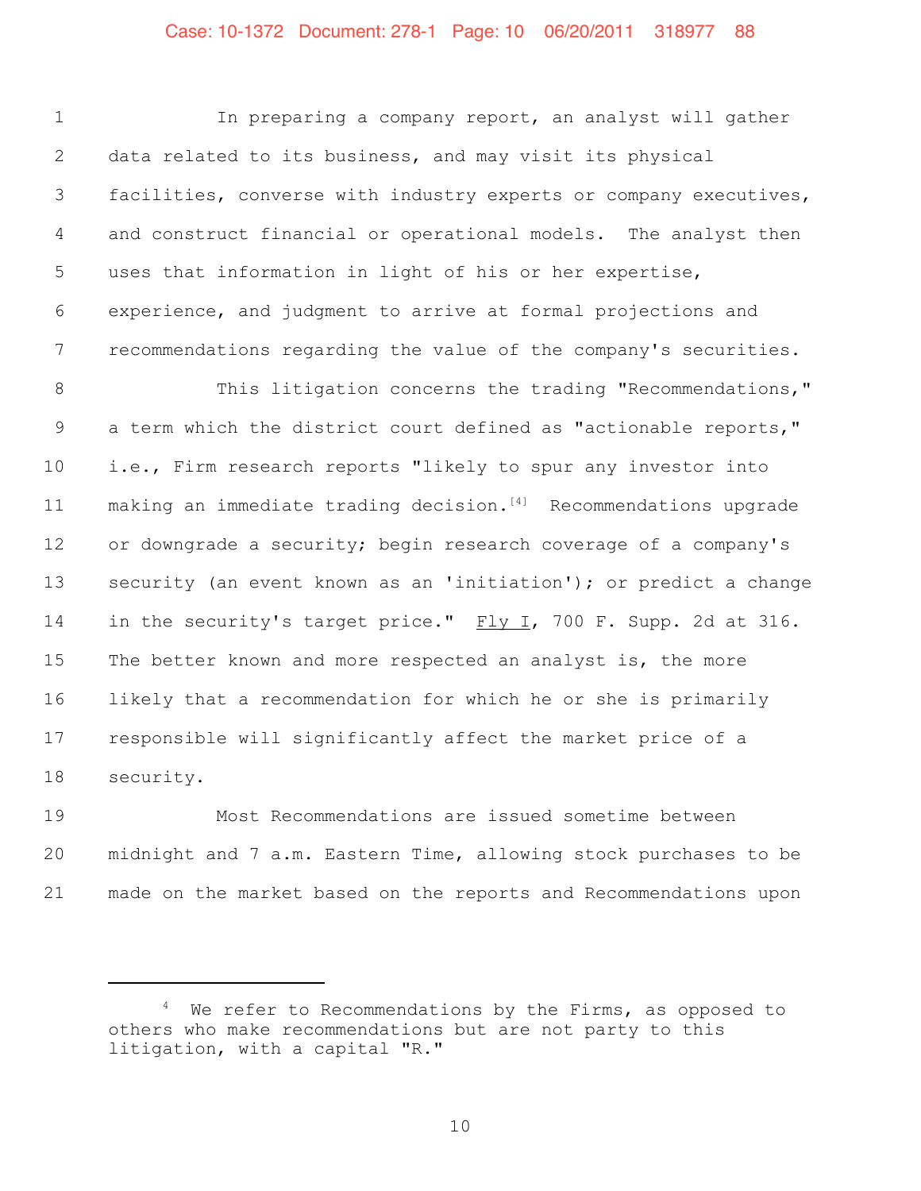In preparing a company report, an analyst will gather data related to its business, and may visit its physical facilities, converse with industry experts or company executives, and construct financial or operational models. The analyst then uses that information in light of his or her expertise, experience, and judgment to arrive at formal projections and recommendations regarding the value of the company's securities.

This litigation concerns the trading "Recommendations," a term which the district court defined as "actionable reports," i.e., Firm research reports "likely to spur any investor into making an immediate trading decision.[4] Recommendations upgrade or downgrade a security; begin research coverage of a company's security (an event known as an 'initiation'); or predict a change in the security's target price." Fly I, 700 F. Supp. 2d at 316. The better known and more respected an analyst is, the more likely that a recommendation for which he or she is primarily responsible will significantly affect the market price of a security.

Most Recommendations are issued sometime between midnight and 7 a.m. Eastern Time, allowing stock purchases to be made on the market based on the reports and Recommendations upon

---

[4] We refer to Recommendations by the Firms, as opposed to others who make recommendations but are not party to this litigation, with a capital "R."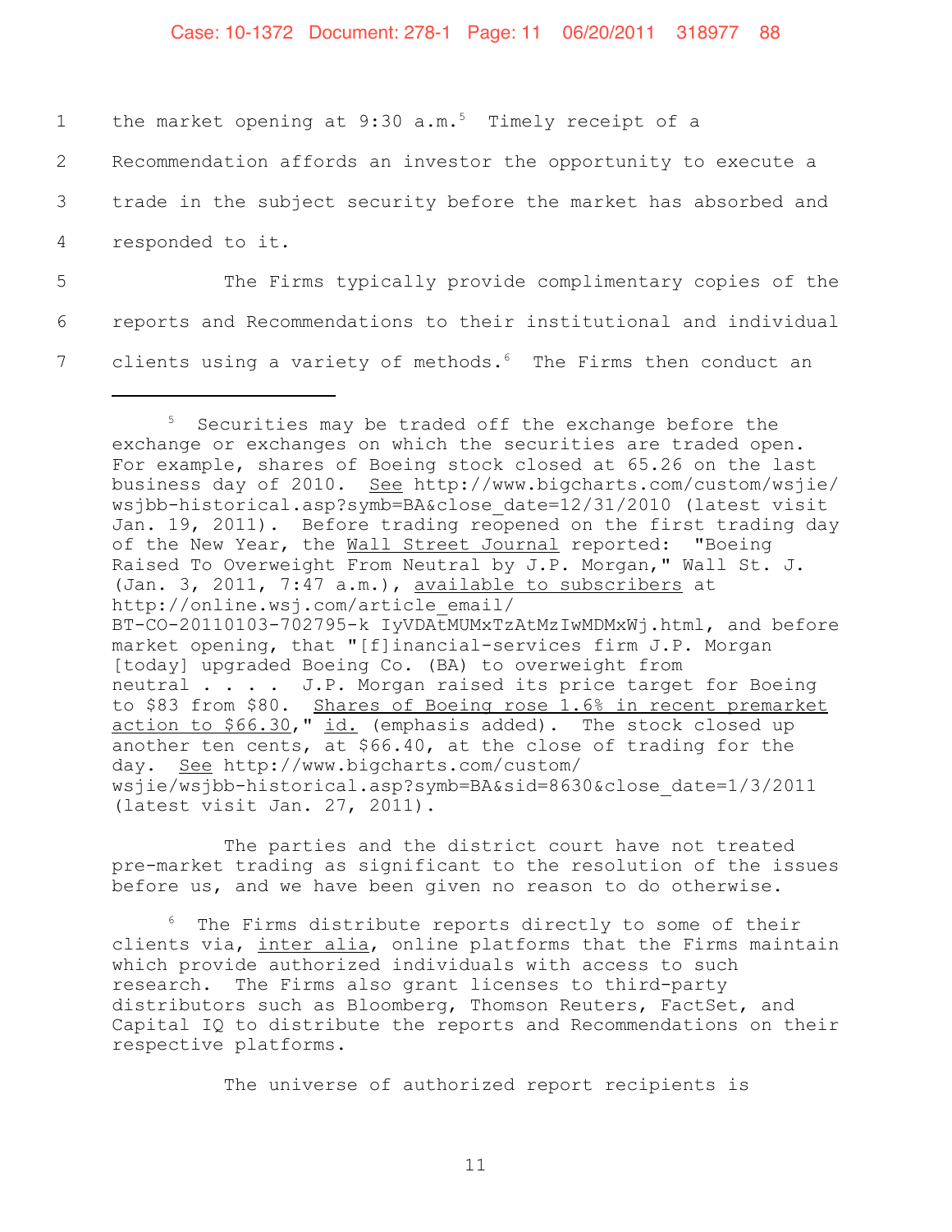the market opening at 9:30 a.m.[5] Timely receipt of a Recommendation affords an investor the opportunity to execute a trade in the subject security before the market has absorbed and responded to it.

The Firms typically provide complimentary copies of the reports and Recommendations to their institutional and individual clients using a variety of methods.[6] The Firms then conduct an

---

[5] Securities may be traded off the exchange before the exchange or exchanges on which the securities are traded open. For example, shares of Boeing stock closed at 65.26 on the last business day of 2010. See http://www.bigcharts.com/custom/wsjie/wsjbb-historical.asp?symb=BA&close_date=12/31/2010 (latest visit Jan. 19, 2011). Before trading reopened on the first trading day of the New Year, the Wall Street Journal reported: "Boeing Raised To Overweight From Neutral by J.P. Morgan," Wall St. J. (Jan. 3, 2011, 7:47 a.m.), available to subscribers at http://online.wsj.com/article_email/BT-CO-20110103-702795-k IyVDAtMUMxTzAtMzIwMDMxWj.html, and before market opening, that "[f]inancial-services firm J.P. Morgan [today] upgraded Boeing Co. (BA) to overweight from neutral . . . . J.P. Morgan raised its price target for Boeing to $83 from $80. Shares of Boeing rose 1.6% in recent premarket action to $66.30," id. (emphasis added). The stock closed up another ten cents, at $66.40, at the close of trading for the day. See http://www.bigcharts.com/custom/wsjie/wsjbb-historical.asp?symb=BA&sid=8630&close_date=1/3/2011 (latest visit Jan. 27, 2011).

The parties and the district court have not treated pre-market trading as significant to the resolution of the issues before us, and we have been given no reason to do otherwise.

[6] The Firms distribute reports directly to some of their clients via, inter alia, online platforms that the Firms maintain which provide authorized individuals with access to such research. The Firms also grant licenses to third-party distributors such as Bloomberg, Thomson Reuters, FactSet, and Capital IQ to distribute the reports and Recommendations on their respective platforms.

The universe of authorized report recipients is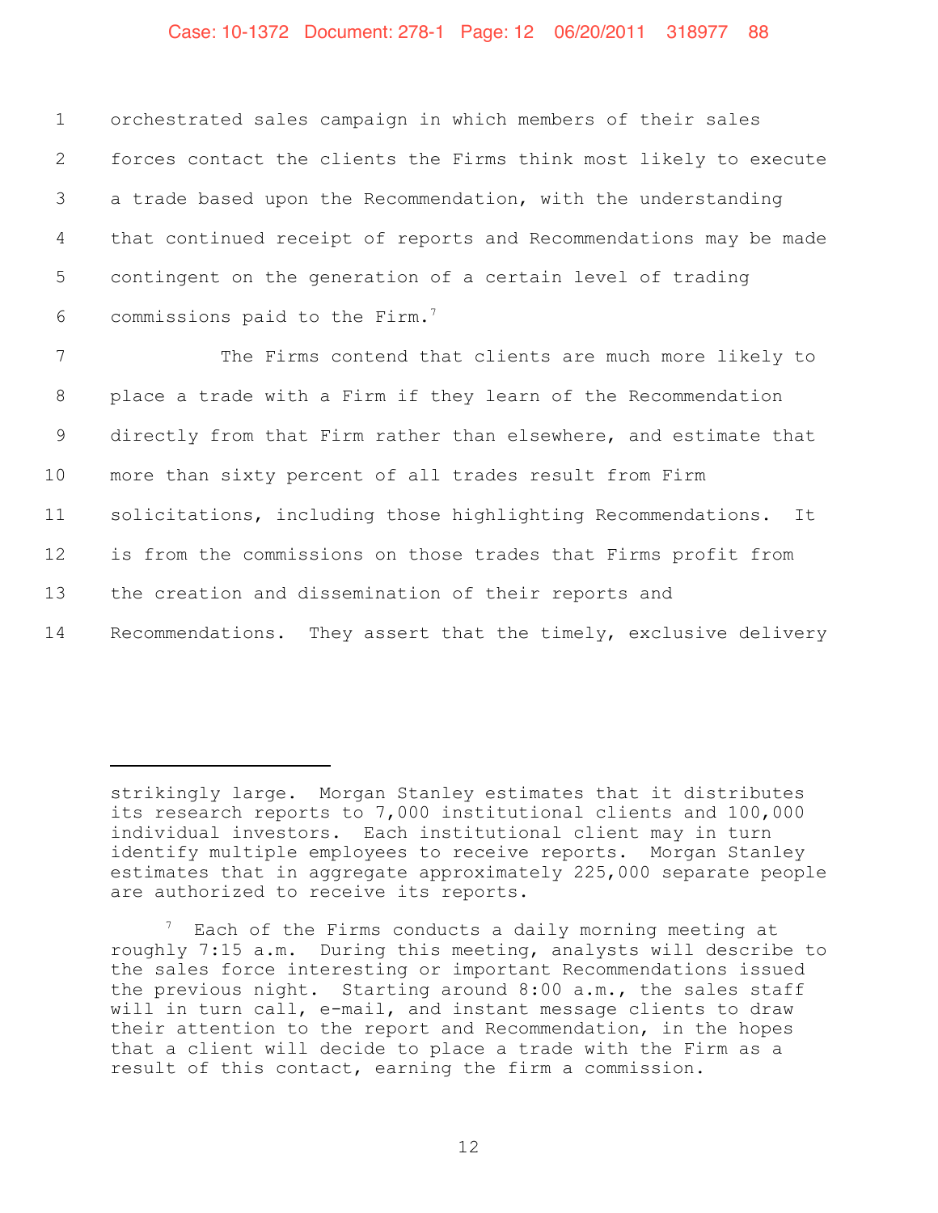orchestrated sales campaign in which members of their sales forces contact the clients the Firms think most likely to execute a trade based upon the Recommendation, with the understanding that continued receipt of reports and Recommendations may be made contingent on the generation of a certain level of trading commissions paid to the Firm.[7]

The Firms contend that clients are much more likely to place a trade with a Firm if they learn of the Recommendation directly from that Firm rather than elsewhere, and estimate that more than sixty percent of all trades result from Firm solicitations, including those highlighting Recommendations. It is from the commissions on those trades that Firms profit from the creation and dissemination of their reports and Recommendations. They assert that the timely, exclusive delivery

---

strikingly large. Morgan Stanley estimates that it distributes its research reports to 7,000 institutional clients and 100,000 individual investors. Each institutional client may in turn identify multiple employees to receive reports. Morgan Stanley estimates that in aggregate approximately 225,000 separate people are authorized to receive its reports.

[7] Each of the Firms conducts a daily morning meeting at roughly 7:15 a.m. During this meeting, analysts will describe to the sales force interesting or important Recommendations issued the previous night. Starting around 8:00 a.m., the sales staff will in turn call, e-mail, and instant message clients to draw their attention to the report and Recommendation, in the hopes that a client will decide to place a trade with the Firm as a result of this contact, earning the firm a commission.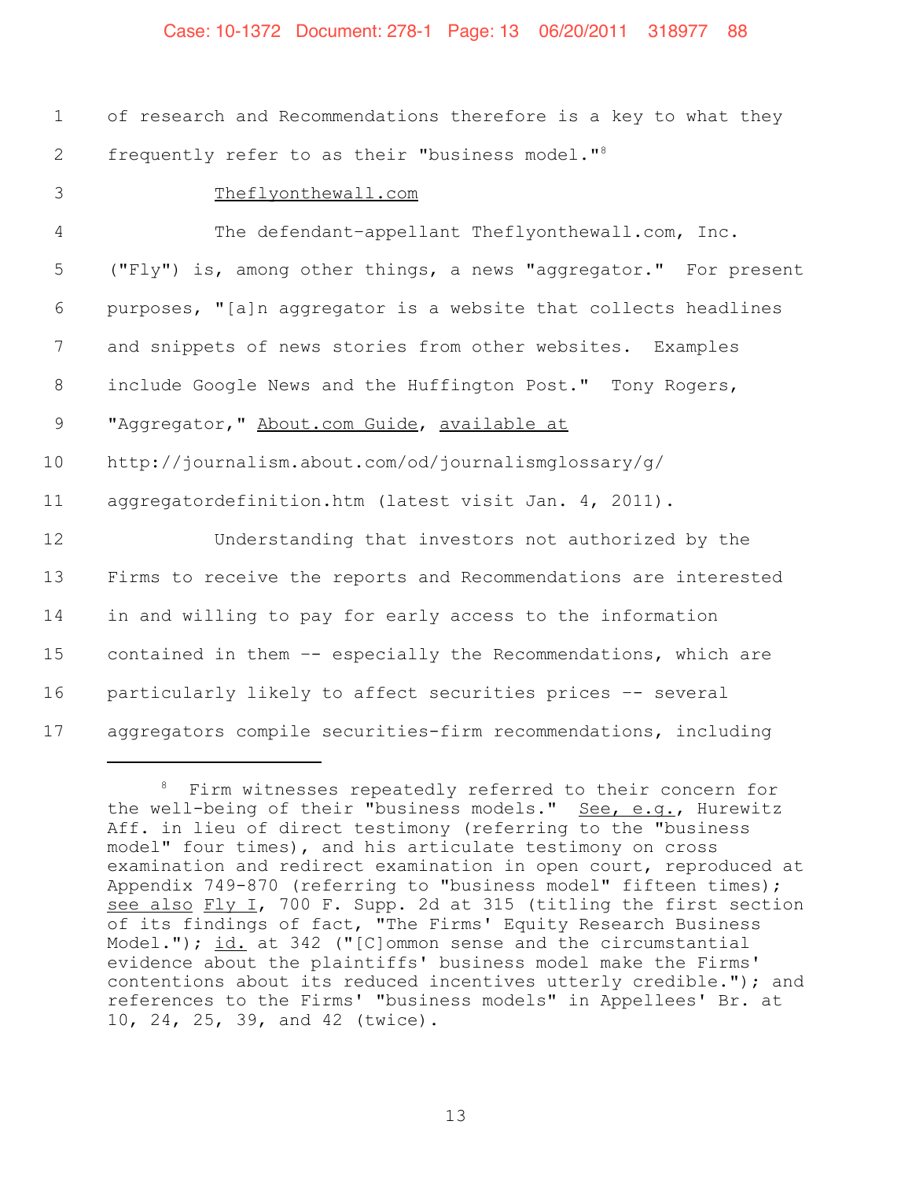of research and Recommendations therefore is a key to what they frequently refer to as their "business model."[8]

Theflyonthewall.com

The defendant-appellant Theflyonthewall.com, Inc. ("Fly") is, among other things, a news "aggregator." For present purposes, "[a]n aggregator is a website that collects headlines and snippets of news stories from other websites. Examples include Google News and the Huffington Post." Tony Rogers, "Aggregator," About.com Guide, available at http://journalism.about.com/od/journalismglossary/g/aggregatordefinition.htm (latest visit Jan. 4, 2011).

Understanding that investors not authorized by the Firms to receive the reports and Recommendations are interested in and willing to pay for early access to the information contained in them -- especially the Recommendations, which are particularly likely to affect securities prices -- several aggregators compile securities-firm recommendations, including

---

[8] Firm witnesses repeatedly referred to their concern for the well-being of their "business models." See, e.g., Hurewitz Aff. in lieu of direct testimony (referring to the "business model" four times), and his articulate testimony on cross examination and redirect examination in open court, reproduced at Appendix 749-870 (referring to "business model" fifteen times); see also Fly I, 700 F. Supp. 2d at 315 (titling the first section of its findings of fact, "The Firms' Equity Research Business Model."); id. at 342 ("[C]ommon sense and the circumstantial evidence about the plaintiffs' business model make the Firms' contentions about its reduced incentives utterly credible."); and references to the Firms' "business models" in Appellees' Br. at 10, 24, 25, 39, and 42 (twice).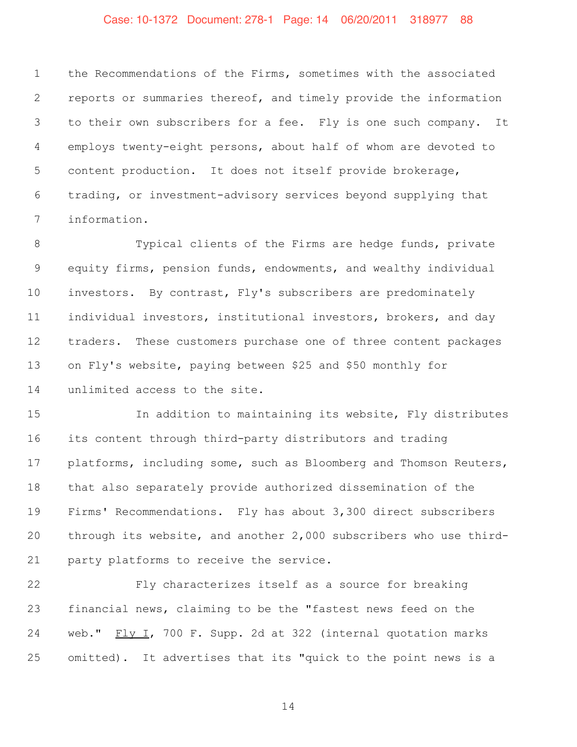the Recommendations of the Firms, sometimes with the associated reports or summaries thereof, and timely provide the information to their own subscribers for a fee. Fly is one such company. It employs twenty-eight persons, about half of whom are devoted to content production. It does not itself provide brokerage, trading, or investment-advisory services beyond supplying that information.

Typical clients of the Firms are hedge funds, private equity firms, pension funds, endowments, and wealthy individual investors. By contrast, Fly's subscribers are predominately individual investors, institutional investors, brokers, and day traders. These customers purchase one of three content packages on Fly's website, paying between $25 and $50 monthly for unlimited access to the site.

In addition to maintaining its website, Fly distributes its content through third-party distributors and trading platforms, including some, such as Bloomberg and Thomson Reuters, that also separately provide authorized dissemination of the Firms' Recommendations. Fly has about 3,300 direct subscribers through its website, and another 2,000 subscribers who use third-party platforms to receive the service.

Fly characterizes itself as a source for breaking financial news, claiming to be the "fastest news feed on the web." Fly I, 700 F. Supp. 2d at 322 (internal quotation marks omitted). It advertises that its "quick to the point news is a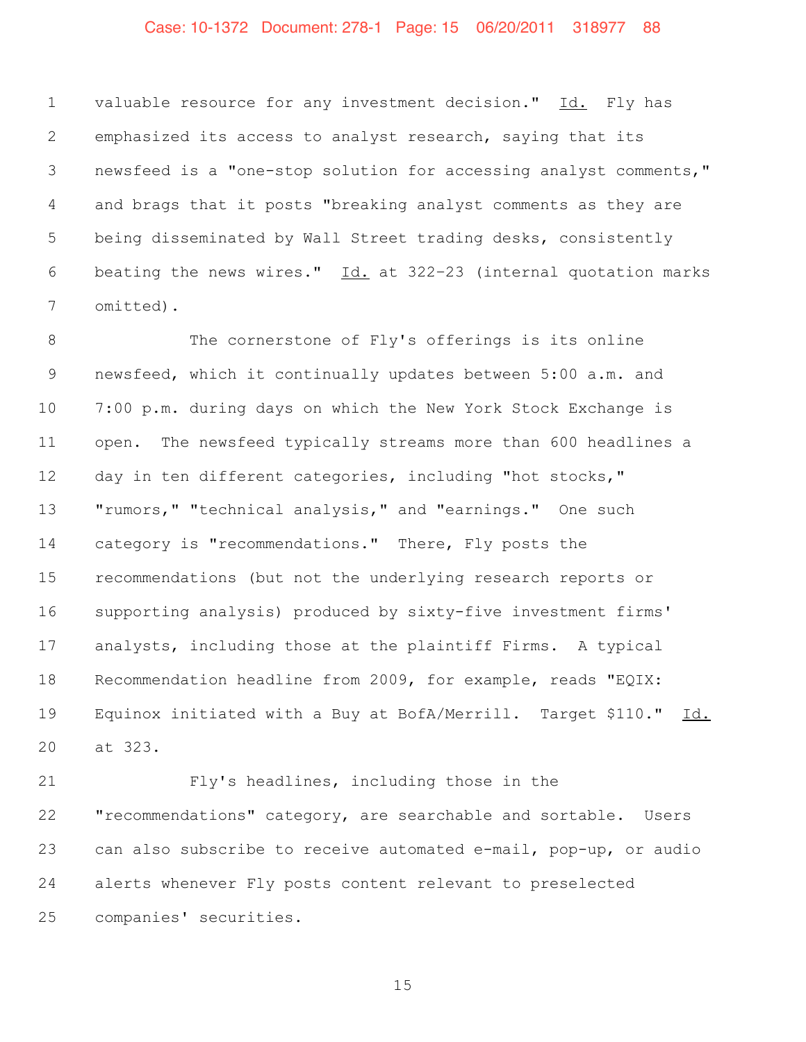valuable resource for any investment decision." _Id._ Fly has emphasized its access to analyst research, saying that its newsfeed is a "one-stop solution for accessing analyst comments," and brags that it posts "breaking analyst comments as they are being disseminated by Wall Street trading desks, consistently beating the news wires." _Id._ at 322-23 (internal quotation marks omitted).

The cornerstone of Fly's offerings is its online newsfeed, which it continually updates between 5:00 a.m. and 7:00 p.m. during days on which the New York Stock Exchange is open. The newsfeed typically streams more than 600 headlines a day in ten different categories, including "hot stocks," "rumors," "technical analysis," and "earnings." One such category is "recommendations." There, Fly posts the recommendations (but not the underlying research reports or supporting analysis) produced by sixty-five investment firms' analysts, including those at the plaintiff Firms. A typical Recommendation headline from 2009, for example, reads "EQIX: Equinox initiated with a Buy at BofA/Merrill. Target $110." _Id._ at 323.

Fly's headlines, including those in the "recommendations" category, are searchable and sortable. Users can also subscribe to receive automated e-mail, pop-up, or audio alerts whenever Fly posts content relevant to preselected companies' securities.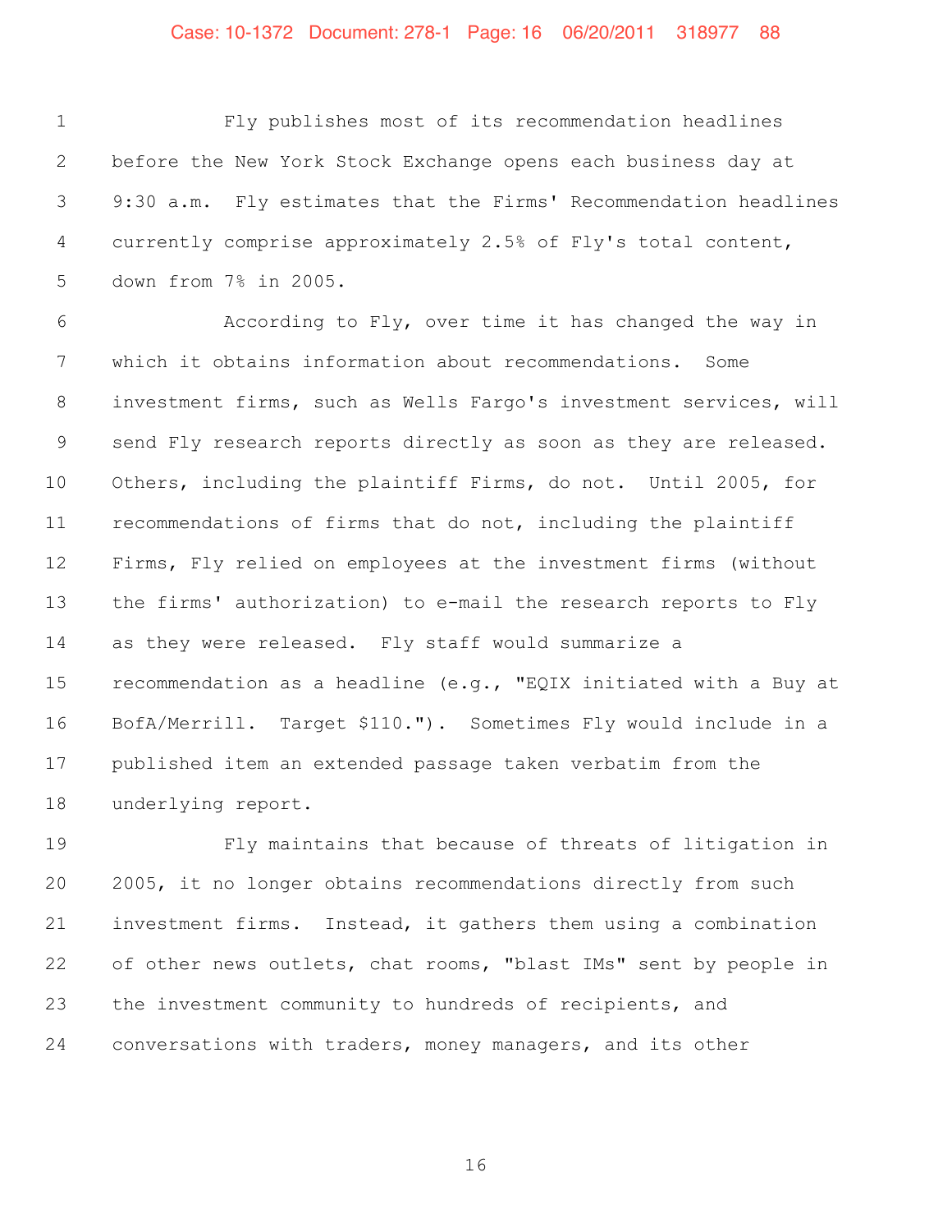Fly publishes most of its recommendation headlines before the New York Stock Exchange opens each business day at 9:30 a.m. Fly estimates that the Firms' Recommendation headlines currently comprise approximately 2.5% of Fly's total content, down from 7% in 2005.

According to Fly, over time it has changed the way in which it obtains information about recommendations. Some investment firms, such as Wells Fargo's investment services, will send Fly research reports directly as soon as they are released. Others, including the plaintiff Firms, do not. Until 2005, for recommendations of firms that do not, including the plaintiff Firms, Fly relied on employees at the investment firms (without the firms' authorization) to e-mail the research reports to Fly as they were released. Fly staff would summarize a recommendation as a headline (e.g., "EQIX initiated with a Buy at BofA/Merrill. Target $110."). Sometimes Fly would include in a published item an extended passage taken verbatim from the underlying report.

Fly maintains that because of threats of litigation in 2005, it no longer obtains recommendations directly from such investment firms. Instead, it gathers them using a combination of other news outlets, chat rooms, "blast IMs" sent by people in the investment community to hundreds of recipients, and conversations with traders, money managers, and its other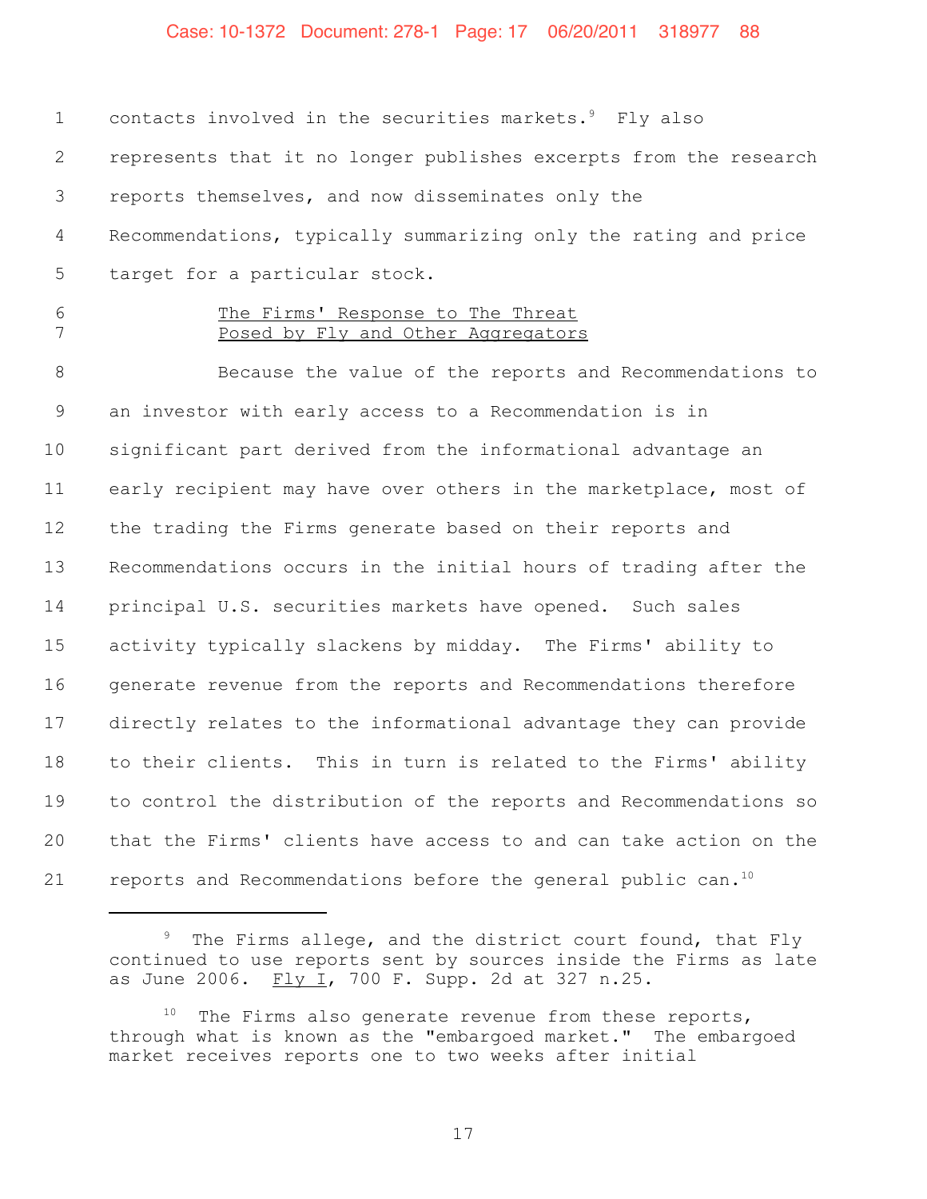contacts involved in the securities markets.[9] Fly also represents that it no longer publishes excerpts from the research reports themselves, and now disseminates only the Recommendations, typically summarizing only the rating and price target for a particular stock.

<u>The Firms' Response to The Threat Posed by Fly and Other Aggregators</u>

Because the value of the reports and Recommendations to an investor with early access to a Recommendation is in significant part derived from the informational advantage an early recipient may have over others in the marketplace, most of the trading the Firms generate based on their reports and Recommendations occurs in the initial hours of trading after the principal U.S. securities markets have opened. Such sales activity typically slackens by midday. The Firms' ability to generate revenue from the reports and Recommendations therefore directly relates to the informational advantage they can provide to their clients. This in turn is related to the Firms' ability to control the distribution of the reports and Recommendations so that the Firms' clients have access to and can take action on the reports and Recommendations before the general public can.[10]

---

[9] The Firms allege, and the district court found, that Fly continued to use reports sent by sources inside the Firms as late as June 2006. <u>Fly I</u>, 700 F. Supp. 2d at 327 n.25.

[10] The Firms also generate revenue from these reports, through what is known as the "embargoed market." The embargoed market receives reports one to two weeks after initial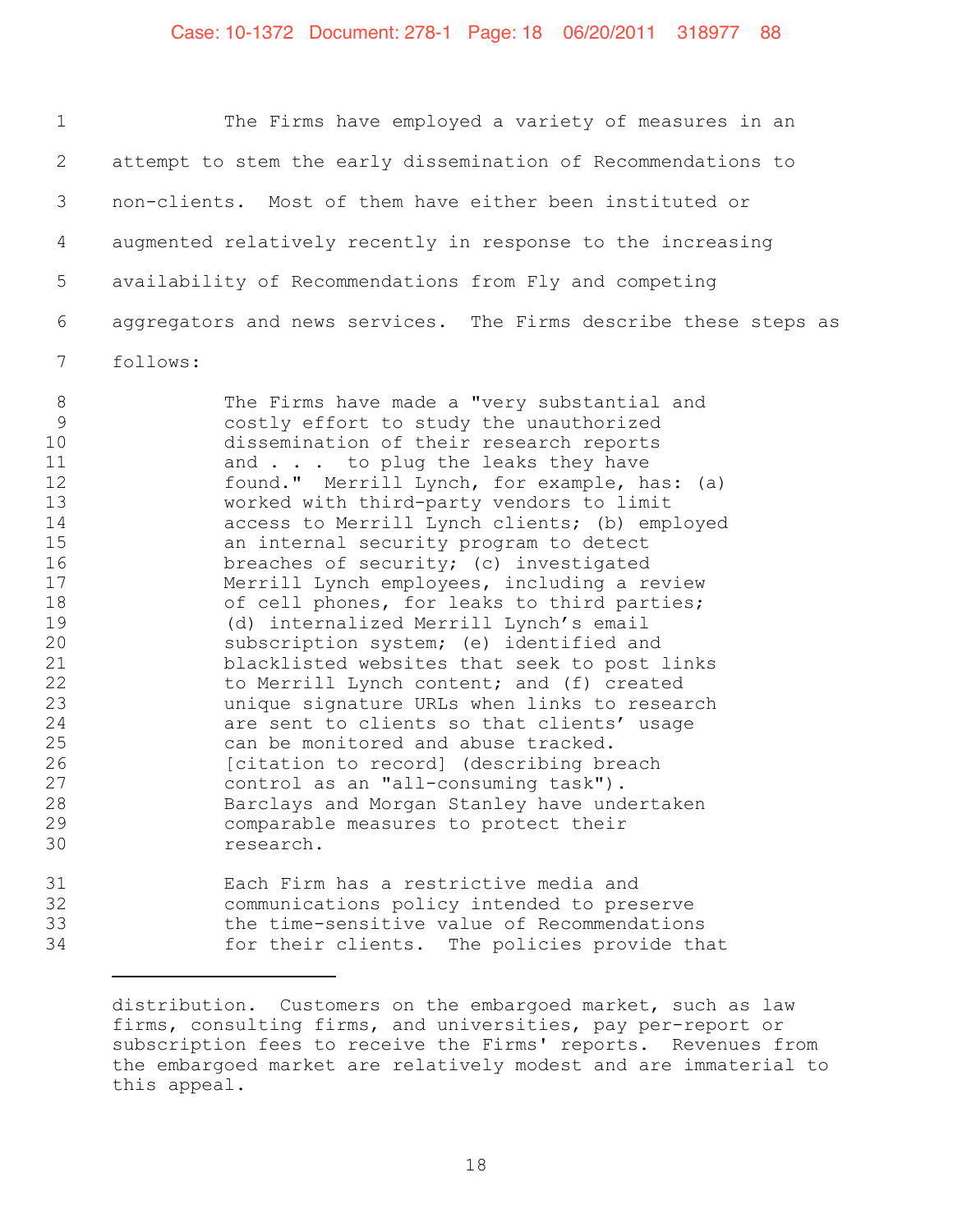The Firms have employed a variety of measures in an attempt to stem the early dissemination of Recommendations to non-clients. Most of them have either been instituted or augmented relatively recently in response to the increasing availability of Recommendations from Fly and competing aggregators and news services. The Firms describe these steps as follows:

> The Firms have made a "very substantial and costly effort to study the unauthorized dissemination of their research reports and . . . to plug the leaks they have found." Merrill Lynch, for example, has: (a) worked with third-party vendors to limit access to Merrill Lynch clients; (b) employed an internal security program to detect breaches of security; (c) investigated Merrill Lynch employees, including a review of cell phones, for leaks to third parties; (d) internalized Merrill Lynch's email subscription system; (e) identified and blacklisted websites that seek to post links to Merrill Lynch content; and (f) created unique signature URLs when links to research are sent to clients so that clients' usage can be monitored and abuse tracked. [citation to record] (describing breach control as an "all-consuming task"). Barclays and Morgan Stanley have undertaken comparable measures to protect their research.
>
> Each Firm has a restrictive media and communications policy intended to preserve the time-sensitive value of Recommendations for their clients. The policies provide that

---

distribution. Customers on the embargoed market, such as law firms, consulting firms, and universities, pay per-report or subscription fees to receive the Firms' reports. Revenues from the embargoed market are relatively modest and are immaterial to this appeal.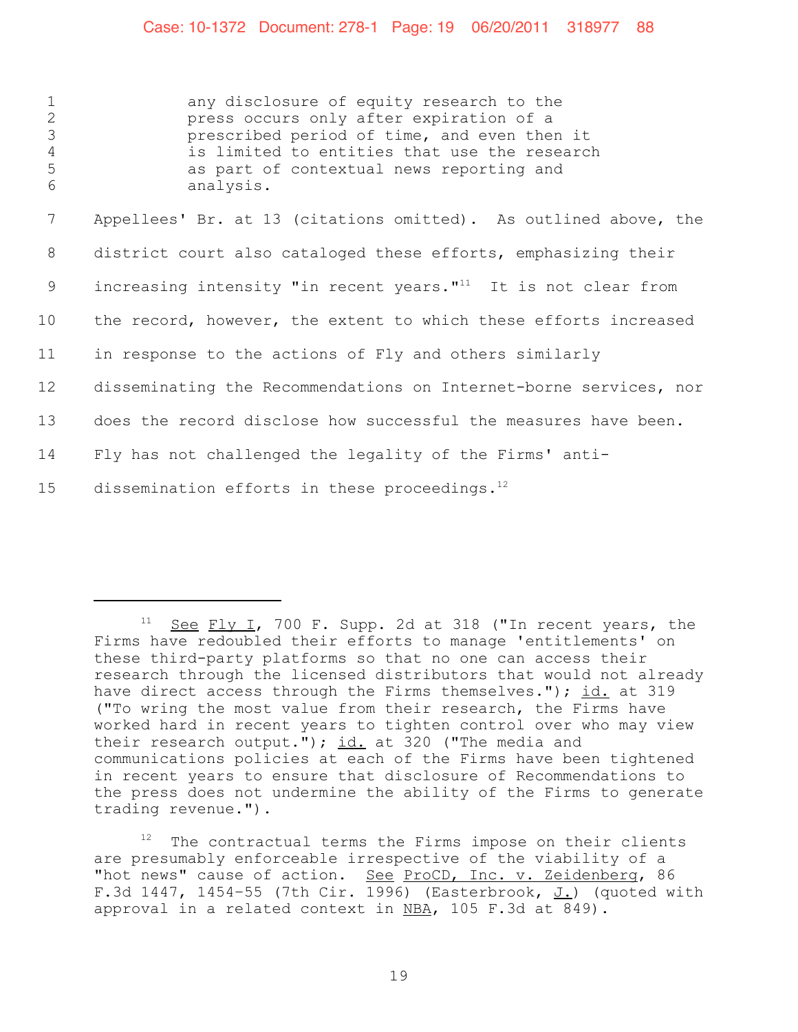> any disclosure of equity research to the press occurs only after expiration of a prescribed period of time, and even then it is limited to entities that use the research as part of contextual news reporting and analysis.

Appellees' Br. at 13 (citations omitted). As outlined above, the district court also cataloged these efforts, emphasizing their increasing intensity "in recent years."[11] It is not clear from the record, however, the extent to which these efforts increased in response to the actions of Fly and others similarly disseminating the Recommendations on Internet-borne services, nor does the record disclose how successful the measures have been. Fly has not challenged the legality of the Firms' anti-dissemination efforts in these proceedings.[12]

---

[11] See Fly I, 700 F. Supp. 2d at 318 ("In recent years, the Firms have redoubled their efforts to manage 'entitlements' on these third-party platforms so that no one can access their research through the licensed distributors that would not already have direct access through the Firms themselves."); id. at 319 ("To wring the most value from their research, the Firms have worked hard in recent years to tighten control over who may view their research output."); id. at 320 ("The media and communications policies at each of the Firms have been tightened in recent years to ensure that disclosure of Recommendations to the press does not undermine the ability of the Firms to generate trading revenue.").

[12] The contractual terms the Firms impose on their clients are presumably enforceable irrespective of the viability of a "hot news" cause of action. See ProCD, Inc. v. Zeidenberg, 86 F.3d 1447, 1454-55 (7th Cir. 1996) (Easterbrook, J.) (quoted with approval in a related context in NBA, 105 F.3d at 849).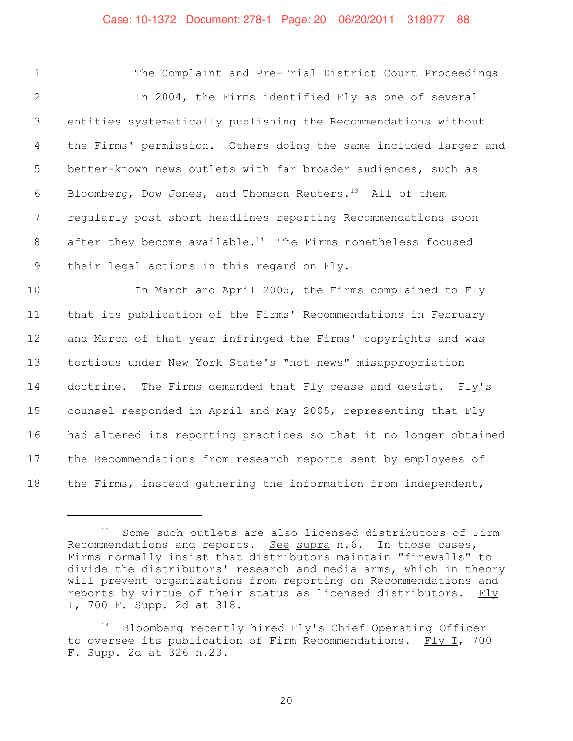The Complaint and Pre-Trial District Court Proceedings

In 2004, the Firms identified Fly as one of several entities systematically publishing the Recommendations without the Firms' permission. Others doing the same included larger and better-known news outlets with far broader audiences, such as Bloomberg, Dow Jones, and Thomson Reuters.[13] All of them regularly post short headlines reporting Recommendations soon after they become available.[14] The Firms nonetheless focused their legal actions in this regard on Fly.

In March and April 2005, the Firms complained to Fly that its publication of the Firms' Recommendations in February and March of that year infringed the Firms' copyrights and was tortious under New York State's "hot news" misappropriation doctrine. The Firms demanded that Fly cease and desist. Fly's counsel responded in April and May 2005, representing that Fly had altered its reporting practices so that it no longer obtained the Recommendations from research reports sent by employees of the Firms, instead gathering the information from independent,

---

[13] Some such outlets are also licensed distributors of Firm Recommendations and reports. See supra n.6. In those cases, Firms normally insist that distributors maintain "firewalls" to divide the distributors' research and media arms, which in theory will prevent organizations from reporting on Recommendations and reports by virtue of their status as licensed distributors. Fly I, 700 F. Supp. 2d at 318.

[14] Bloomberg recently hired Fly's Chief Operating Officer to oversee its publication of Firm Recommendations. Fly I, 700 F. Supp. 2d at 326 n.23.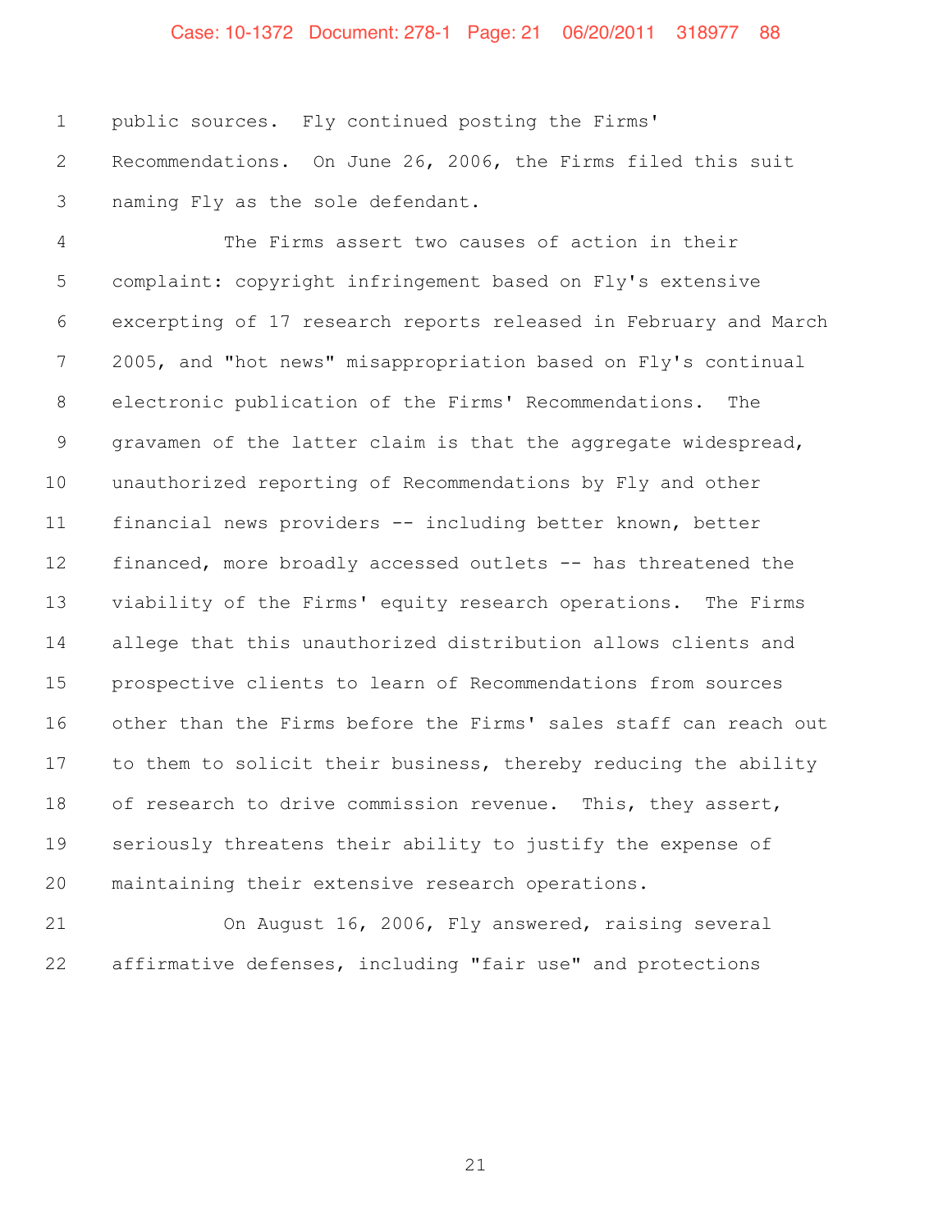public sources. Fly continued posting the Firms' Recommendations. On June 26, 2006, the Firms filed this suit naming Fly as the sole defendant.

The Firms assert two causes of action in their complaint: copyright infringement based on Fly's extensive excerpting of 17 research reports released in February and March 2005, and "hot news" misappropriation based on Fly's continual electronic publication of the Firms' Recommendations. The gravamen of the latter claim is that the aggregate widespread, unauthorized reporting of Recommendations by Fly and other financial news providers -- including better known, better financed, more broadly accessed outlets -- has threatened the viability of the Firms' equity research operations. The Firms allege that this unauthorized distribution allows clients and prospective clients to learn of Recommendations from sources other than the Firms before the Firms' sales staff can reach out to them to solicit their business, thereby reducing the ability of research to drive commission revenue. This, they assert, seriously threatens their ability to justify the expense of maintaining their extensive research operations.

On August 16, 2006, Fly answered, raising several affirmative defenses, including "fair use" and protections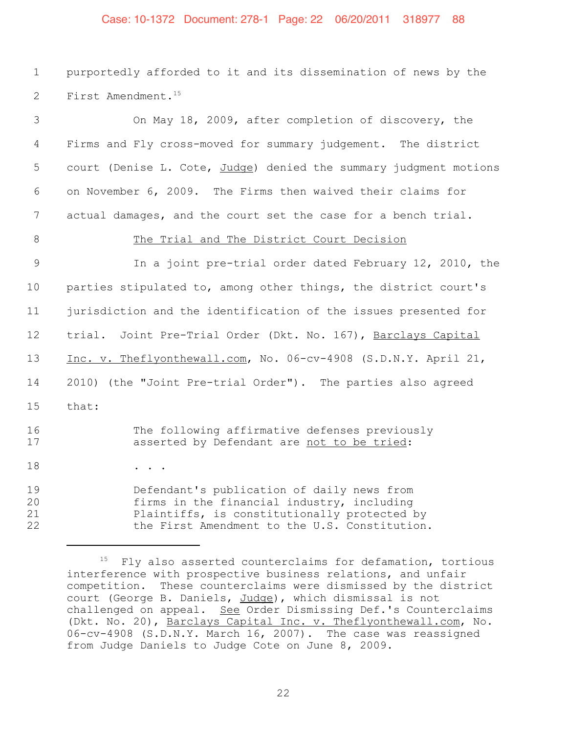purportedly afforded to it and its dissemination of news by the First Amendment.[15]

On May 18, 2009, after completion of discovery, the Firms and Fly cross-moved for summary judgement. The district court (Denise L. Cote, _Judge_) denied the summary judgment motions on November 6, 2009. The Firms then waived their claims for actual damages, and the court set the case for a bench trial.

## The Trial and The District Court Decision

In a joint pre-trial order dated February 12, 2010, the parties stipulated to, among other things, the district court's jurisdiction and the identification of the issues presented for trial. Joint Pre-Trial Order (Dkt. No. 167), _Barclays Capital Inc. v. Theflyonthewall.com_, No. 06-cv-4908 (S.D.N.Y. April 21, 2010) (the "Joint Pre-trial Order"). The parties also agreed that:

> The following affirmative defenses previously asserted by Defendant are _not to be tried_:
>
> . . .
>
> Defendant's publication of daily news from firms in the financial industry, including Plaintiffs, is constitutionally protected by the First Amendment to the U.S. Constitution.

---

[15] Fly also asserted counterclaims for defamation, tortious interference with prospective business relations, and unfair competition. These counterclaims were dismissed by the district court (George B. Daniels, _Judge_), which dismissal is not challenged on appeal. _See_ Order Dismissing Def.'s Counterclaims (Dkt. No. 20), _Barclays Capital Inc. v. Theflyonthewall.com_, No. 06-cv-4908 (S.D.N.Y. March 16, 2007). The case was reassigned from Judge Daniels to Judge Cote on June 8, 2009.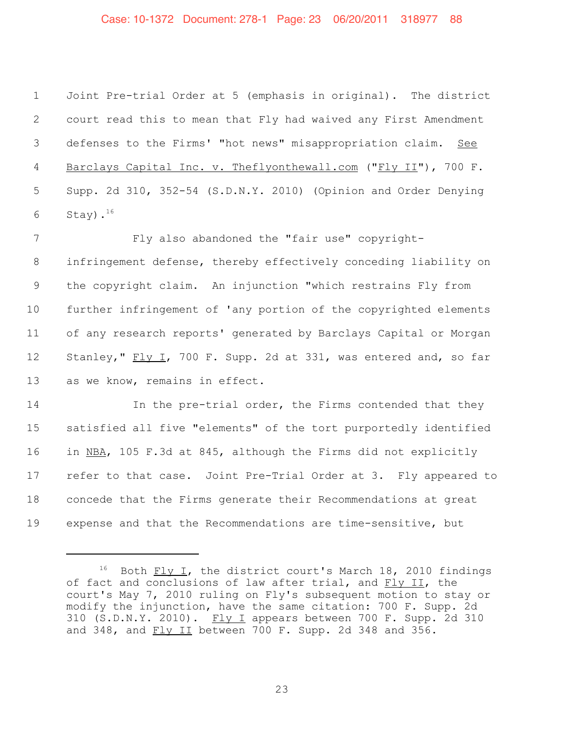Joint Pre-trial Order at 5 (emphasis in original). The district court read this to mean that Fly had waived any First Amendment defenses to the Firms' "hot news" misappropriation claim. See Barclays Capital Inc. v. Theflyonthewall.com ("Fly II"), 700 F. Supp. 2d 310, 352-54 (S.D.N.Y. 2010) (Opinion and Order Denying Stay).[16]

Fly also abandoned the "fair use" copyright-infringement defense, thereby effectively conceding liability on the copyright claim. An injunction "which restrains Fly from further infringement of 'any portion of the copyrighted elements of any research reports' generated by Barclays Capital or Morgan Stanley," Fly I, 700 F. Supp. 2d at 331, was entered and, so far as we know, remains in effect.

In the pre-trial order, the Firms contended that they satisfied all five "elements" of the tort purportedly identified in NBA, 105 F.3d at 845, although the Firms did not explicitly refer to that case. Joint Pre-Trial Order at 3. Fly appeared to concede that the Firms generate their Recommendations at great expense and that the Recommendations are time-sensitive, but

---

[16] Both Fly I, the district court's March 18, 2010 findings of fact and conclusions of law after trial, and Fly II, the court's May 7, 2010 ruling on Fly's subsequent motion to stay or modify the injunction, have the same citation: 700 F. Supp. 2d 310 (S.D.N.Y. 2010). Fly I appears between 700 F. Supp. 2d 310 and 348, and Fly II between 700 F. Supp. 2d 348 and 356.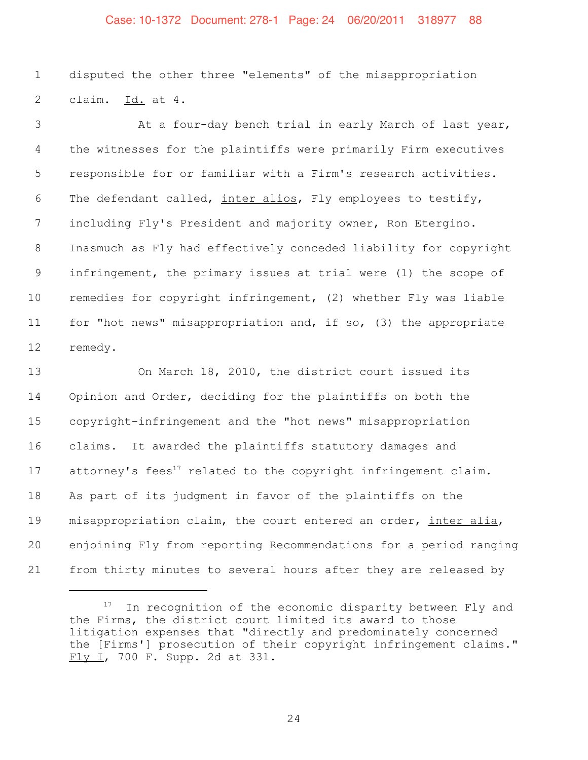disputed the other three "elements" of the misappropriation claim. Id. at 4.

At a four-day bench trial in early March of last year, the witnesses for the plaintiffs were primarily Firm executives responsible for or familiar with a Firm's research activities. The defendant called, *inter alios*, Fly employees to testify, including Fly's President and majority owner, Ron Etergino. Inasmuch as Fly had effectively conceded liability for copyright infringement, the primary issues at trial were (1) the scope of remedies for copyright infringement, (2) whether Fly was liable for "hot news" misappropriation and, if so, (3) the appropriate remedy.

On March 18, 2010, the district court issued its Opinion and Order, deciding for the plaintiffs on both the copyright-infringement and the "hot news" misappropriation claims. It awarded the plaintiffs statutory damages and attorney's fees[17] related to the copyright infringement claim. As part of its judgment in favor of the plaintiffs on the misappropriation claim, the court entered an order, *inter alia*, enjoining Fly from reporting Recommendations for a period ranging from thirty minutes to several hours after they are released by

---

[17] In recognition of the economic disparity between Fly and the Firms, the district court limited its award to those litigation expenses that "directly and predominately concerned the [Firms'] prosecution of their copyright infringement claims." Fly I, 700 F. Supp. 2d at 331.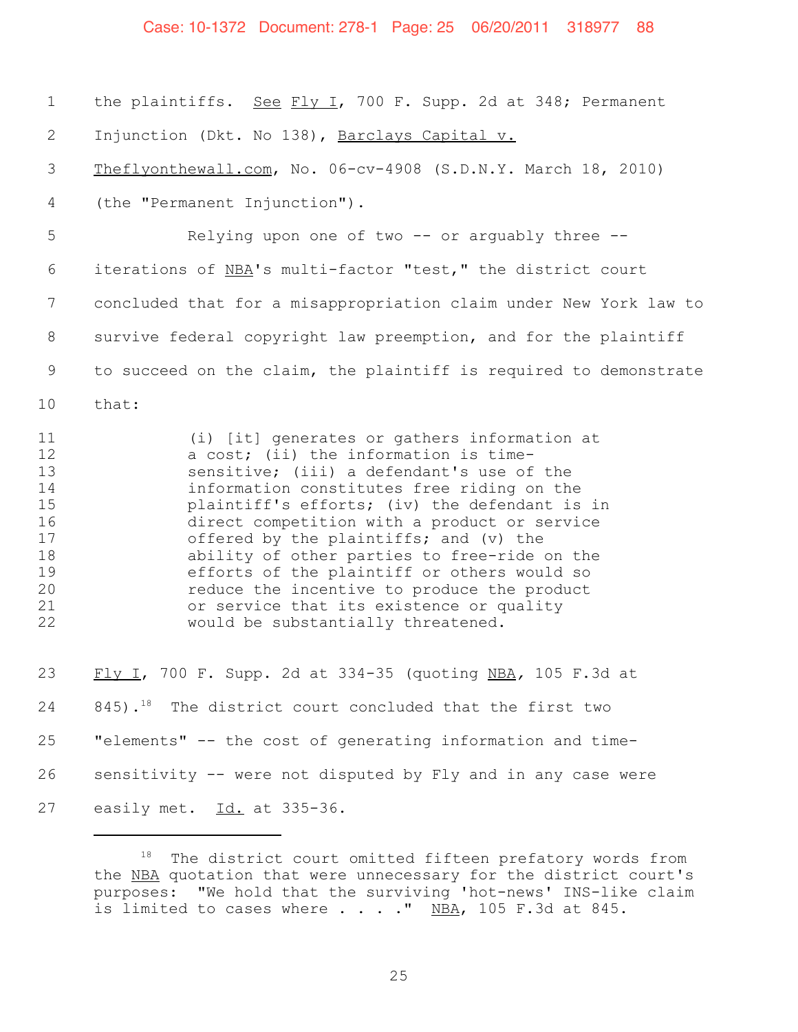the plaintiffs. See Fly I, 700 F. Supp. 2d at 348; Permanent Injunction (Dkt. No 138), Barclays Capital v. Theflyonthewall.com, No. 06-cv-4908 (S.D.N.Y. March 18, 2010) (the "Permanent Injunction").

Relying upon one of two -- or arguably three -- iterations of NBA's multi-factor "test," the district court concluded that for a misappropriation claim under New York law to survive federal copyright law preemption, and for the plaintiff to succeed on the claim, the plaintiff is required to demonstrate that:

> (i) [it] generates or gathers information at a cost; (ii) the information is time-sensitive; (iii) a defendant's use of the information constitutes free riding on the plaintiff's efforts; (iv) the defendant is in direct competition with a product or service offered by the plaintiffs; and (v) the ability of other parties to free-ride on the efforts of the plaintiff or others would so reduce the incentive to produce the product or service that its existence or quality would be substantially threatened.

Fly I, 700 F. Supp. 2d at 334-35 (quoting NBA, 105 F.3d at 845).[18] The district court concluded that the first two "elements" -- the cost of generating information and time-sensitivity -- were not disputed by Fly and in any case were easily met. Id. at 335-36.

---

[18] The district court omitted fifteen prefatory words from the NBA quotation that were unnecessary for the district court's purposes: "We hold that the surviving 'hot-news' INS-like claim is limited to cases where . . . ." NBA, 105 F.3d at 845.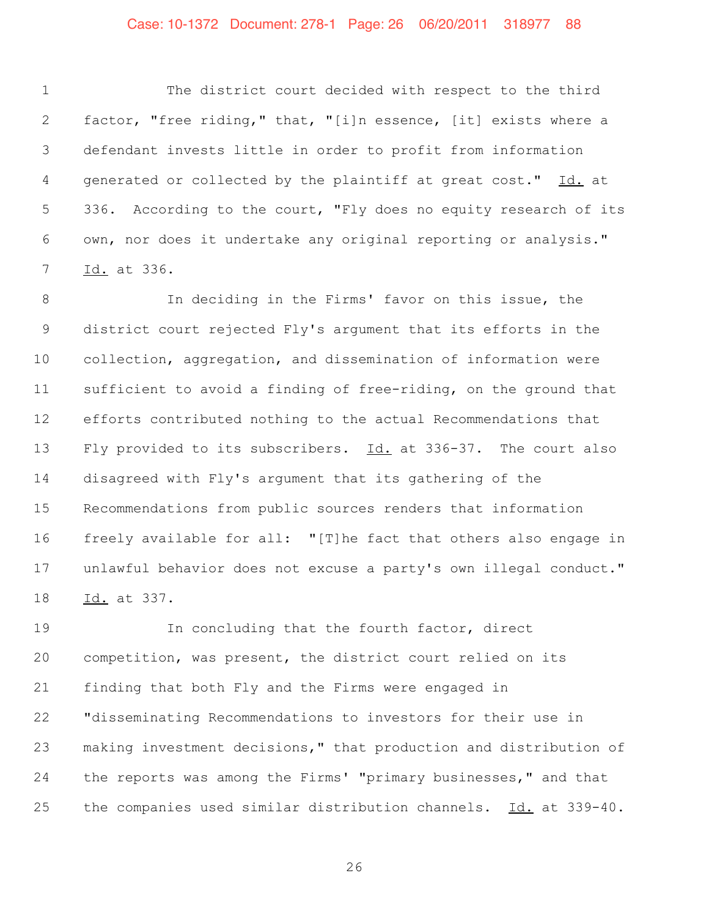The district court decided with respect to the third factor, "free riding," that, "[i]n essence, [it] exists where a defendant invests little in order to profit from information generated or collected by the plaintiff at great cost." Id. at 336. According to the court, "Fly does no equity research of its own, nor does it undertake any original reporting or analysis." Id. at 336.

In deciding in the Firms' favor on this issue, the district court rejected Fly's argument that its efforts in the collection, aggregation, and dissemination of information were sufficient to avoid a finding of free-riding, on the ground that efforts contributed nothing to the actual Recommendations that Fly provided to its subscribers. Id. at 336-37. The court also disagreed with Fly's argument that its gathering of the Recommendations from public sources renders that information freely available for all: "[T]he fact that others also engage in unlawful behavior does not excuse a party's own illegal conduct." Id. at 337.

In concluding that the fourth factor, direct competition, was present, the district court relied on its finding that both Fly and the Firms were engaged in "disseminating Recommendations to investors for their use in making investment decisions," that production and distribution of the reports was among the Firms' "primary businesses," and that the companies used similar distribution channels. Id. at 339-40.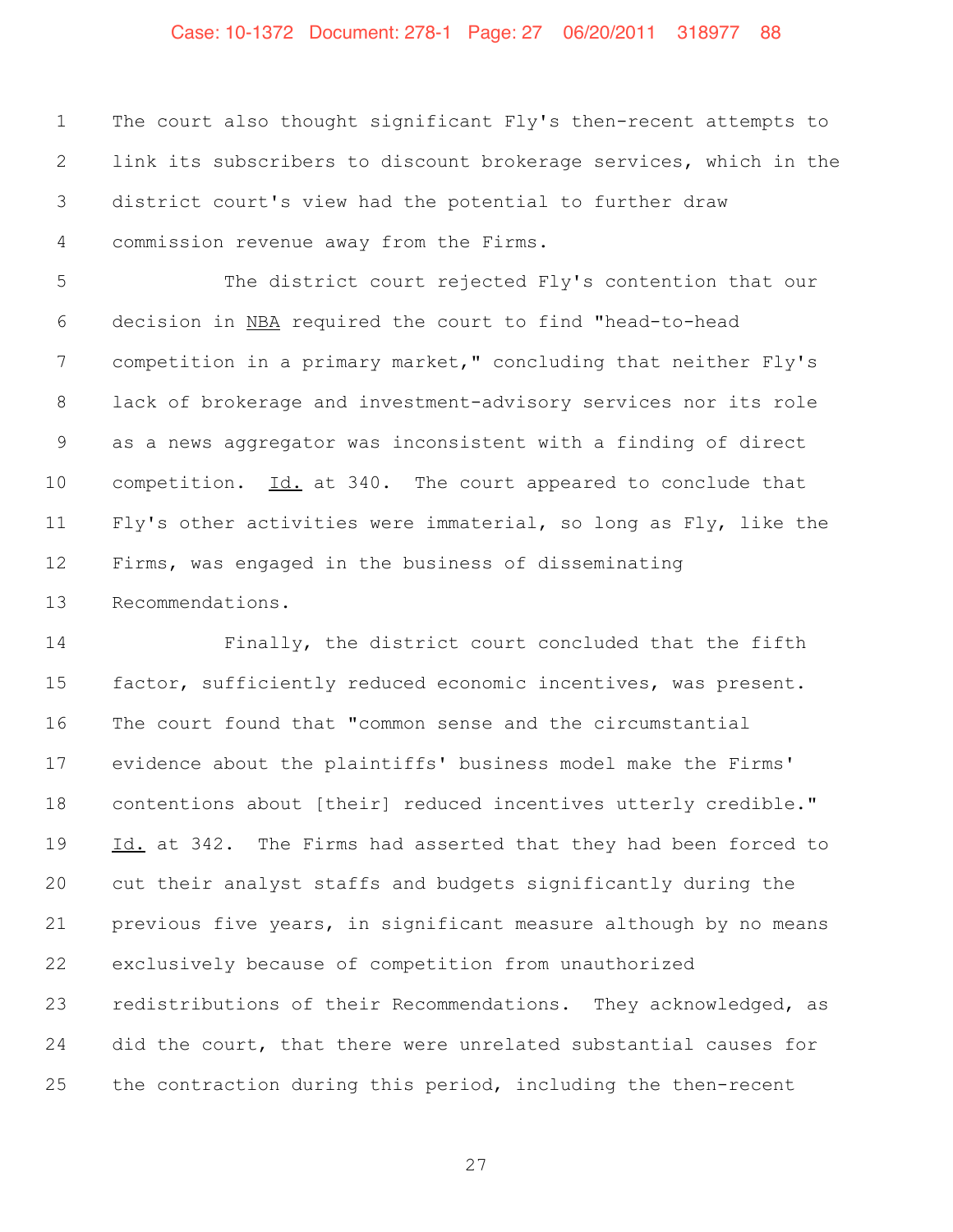The court also thought significant Fly's then-recent attempts to link its subscribers to discount brokerage services, which in the district court's view had the potential to further draw commission revenue away from the Firms.

The district court rejected Fly's contention that our decision in NBA required the court to find "head-to-head competition in a primary market," concluding that neither Fly's lack of brokerage and investment-advisory services nor its role as a news aggregator was inconsistent with a finding of direct competition. Id. at 340. The court appeared to conclude that Fly's other activities were immaterial, so long as Fly, like the Firms, was engaged in the business of disseminating Recommendations.

Finally, the district court concluded that the fifth factor, sufficiently reduced economic incentives, was present. The court found that "common sense and the circumstantial evidence about the plaintiffs' business model make the Firms' contentions about [their] reduced incentives utterly credible." Id. at 342. The Firms had asserted that they had been forced to cut their analyst staffs and budgets significantly during the previous five years, in significant measure although by no means exclusively because of competition from unauthorized redistributions of their Recommendations. They acknowledged, as did the court, that there were unrelated substantial causes for the contraction during this period, including the then-recent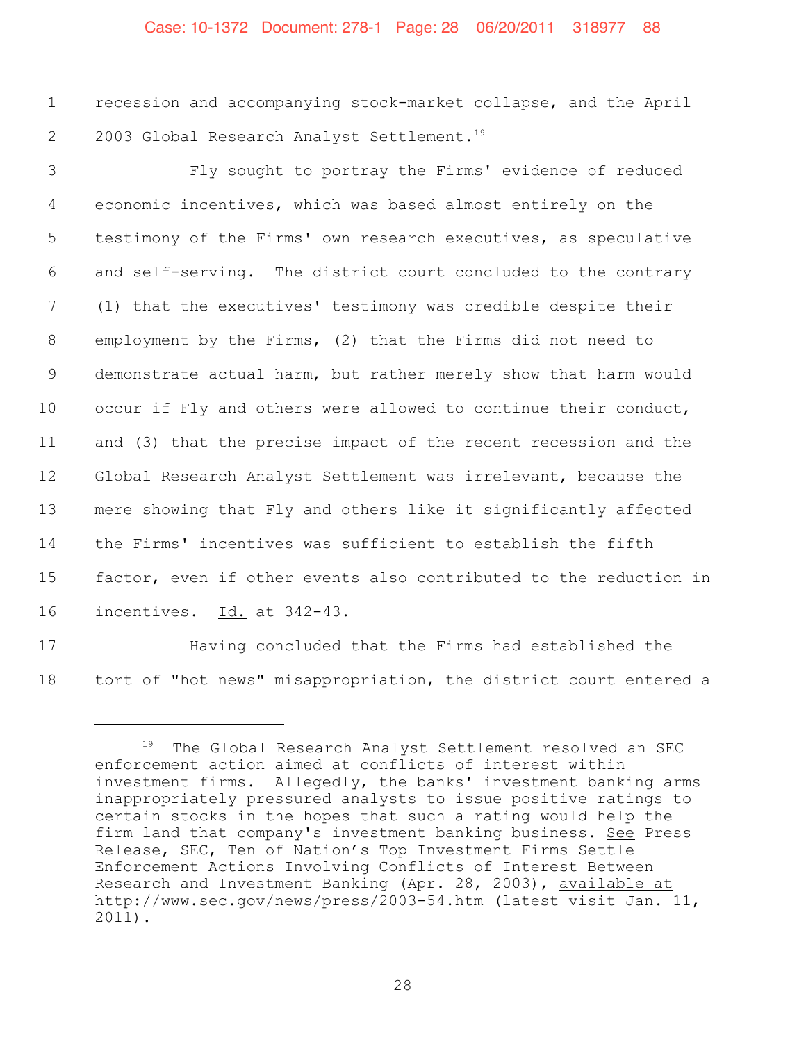recession and accompanying stock-market collapse, and the April 2003 Global Research Analyst Settlement.[19]

Fly sought to portray the Firms' evidence of reduced economic incentives, which was based almost entirely on the testimony of the Firms' own research executives, as speculative and self-serving. The district court concluded to the contrary (1) that the executives' testimony was credible despite their employment by the Firms, (2) that the Firms did not need to demonstrate actual harm, but rather merely show that harm would occur if Fly and others were allowed to continue their conduct, and (3) that the precise impact of the recent recession and the Global Research Analyst Settlement was irrelevant, because the mere showing that Fly and others like it significantly affected the Firms' incentives was sufficient to establish the fifth factor, even if other events also contributed to the reduction in incentives. Id. at 342-43.

Having concluded that the Firms had established the tort of "hot news" misappropriation, the district court entered a

---

[19] The Global Research Analyst Settlement resolved an SEC enforcement action aimed at conflicts of interest within investment firms. Allegedly, the banks' investment banking arms inappropriately pressured analysts to issue positive ratings to certain stocks in the hopes that such a rating would help the firm land that company's investment banking business. See Press Release, SEC, Ten of Nation's Top Investment Firms Settle Enforcement Actions Involving Conflicts of Interest Between Research and Investment Banking (Apr. 28, 2003), available at http://www.sec.gov/news/press/2003-54.htm (latest visit Jan. 11, 2011).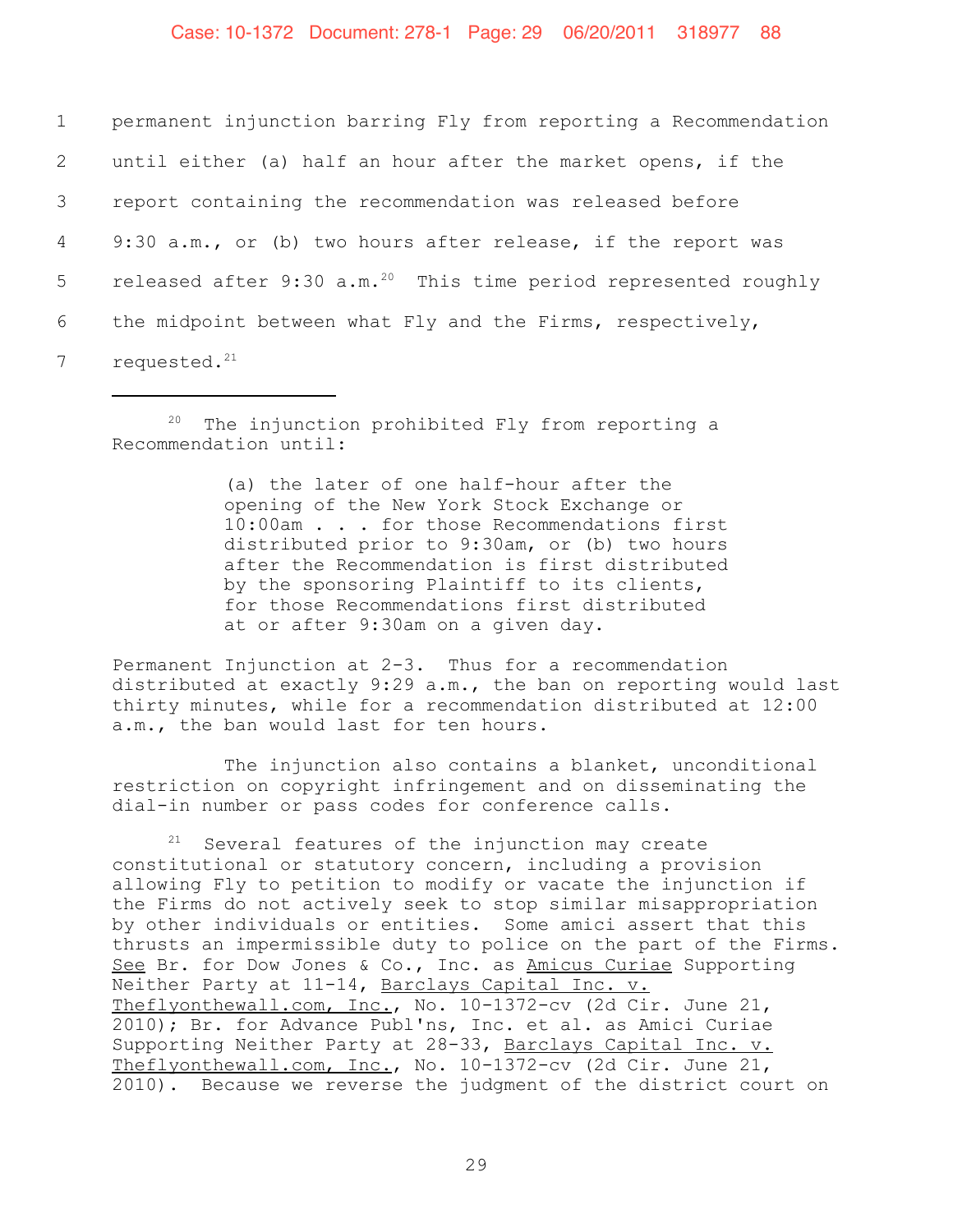permanent injunction barring Fly from reporting a Recommendation until either (a) half an hour after the market opens, if the report containing the recommendation was released before 9:30 a.m., or (b) two hours after release, if the report was released after 9:30 a.m.[20] This time period represented roughly the midpoint between what Fly and the Firms, respectively, requested.[21]

---

[20] The injunction prohibited Fly from reporting a Recommendation until:

> (a) the later of one half-hour after the opening of the New York Stock Exchange or 10:00am . . . for those Recommendations first distributed prior to 9:30am, or (b) two hours after the Recommendation is first distributed by the sponsoring Plaintiff to its clients, for those Recommendations first distributed at or after 9:30am on a given day.

Permanent Injunction at 2-3. Thus for a recommendation distributed at exactly 9:29 a.m., the ban on reporting would last thirty minutes, while for a recommendation distributed at 12:00 a.m., the ban would last for ten hours.

The injunction also contains a blanket, unconditional restriction on copyright infringement and on disseminating the dial-in number or pass codes for conference calls.

[21] Several features of the injunction may create constitutional or statutory concern, including a provision allowing Fly to petition to modify or vacate the injunction if the Firms do not actively seek to stop similar misappropriation by other individuals or entities. Some amici assert that this thrusts an impermissible duty to police on the part of the Firms. See Br. for Dow Jones & Co., Inc. as Amicus Curiae Supporting Neither Party at 11-14, Barclays Capital Inc. v. Theflyonthewall.com, Inc., No. 10-1372-cv (2d Cir. June 21, 2010); Br. for Advance Publ'ns, Inc. et al. as Amici Curiae Supporting Neither Party at 28-33, Barclays Capital Inc. v. Theflyonthewall.com, Inc., No. 10-1372-cv (2d Cir. June 21, 2010). Because we reverse the judgment of the district court on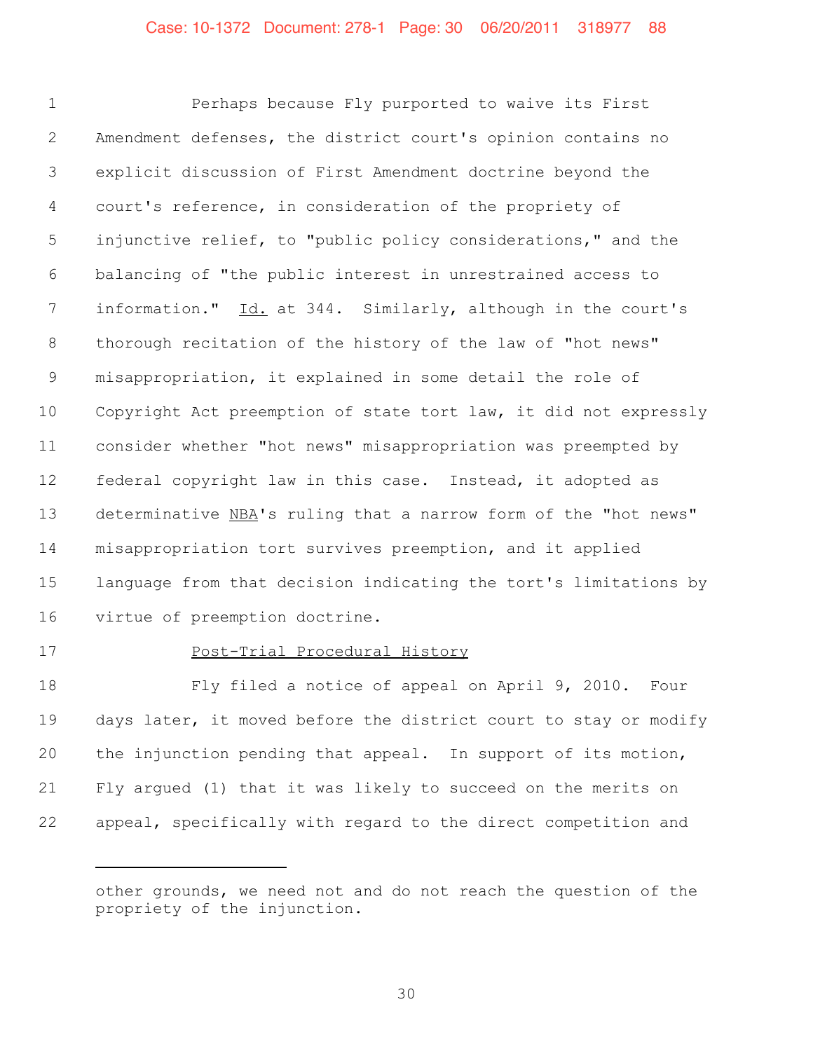Perhaps because Fly purported to waive its First Amendment defenses, the district court's opinion contains no explicit discussion of First Amendment doctrine beyond the court's reference, in consideration of the propriety of injunctive relief, to "public policy considerations," and the balancing of "the public interest in unrestrained access to information." Id. at 344. Similarly, although in the court's thorough recitation of the history of the law of "hot news" misappropriation, it explained in some detail the role of Copyright Act preemption of state tort law, it did not expressly consider whether "hot news" misappropriation was preempted by federal copyright law in this case. Instead, it adopted as determinative NBA's ruling that a narrow form of the "hot news" misappropriation tort survives preemption, and it applied language from that decision indicating the tort's limitations by virtue of preemption doctrine.

## Post-Trial Procedural History

Fly filed a notice of appeal on April 9, 2010. Four days later, it moved before the district court to stay or modify the injunction pending that appeal. In support of its motion, Fly argued (1) that it was likely to succeed on the merits on appeal, specifically with regard to the direct competition and

---

other grounds, we need not and do not reach the question of the propriety of the injunction.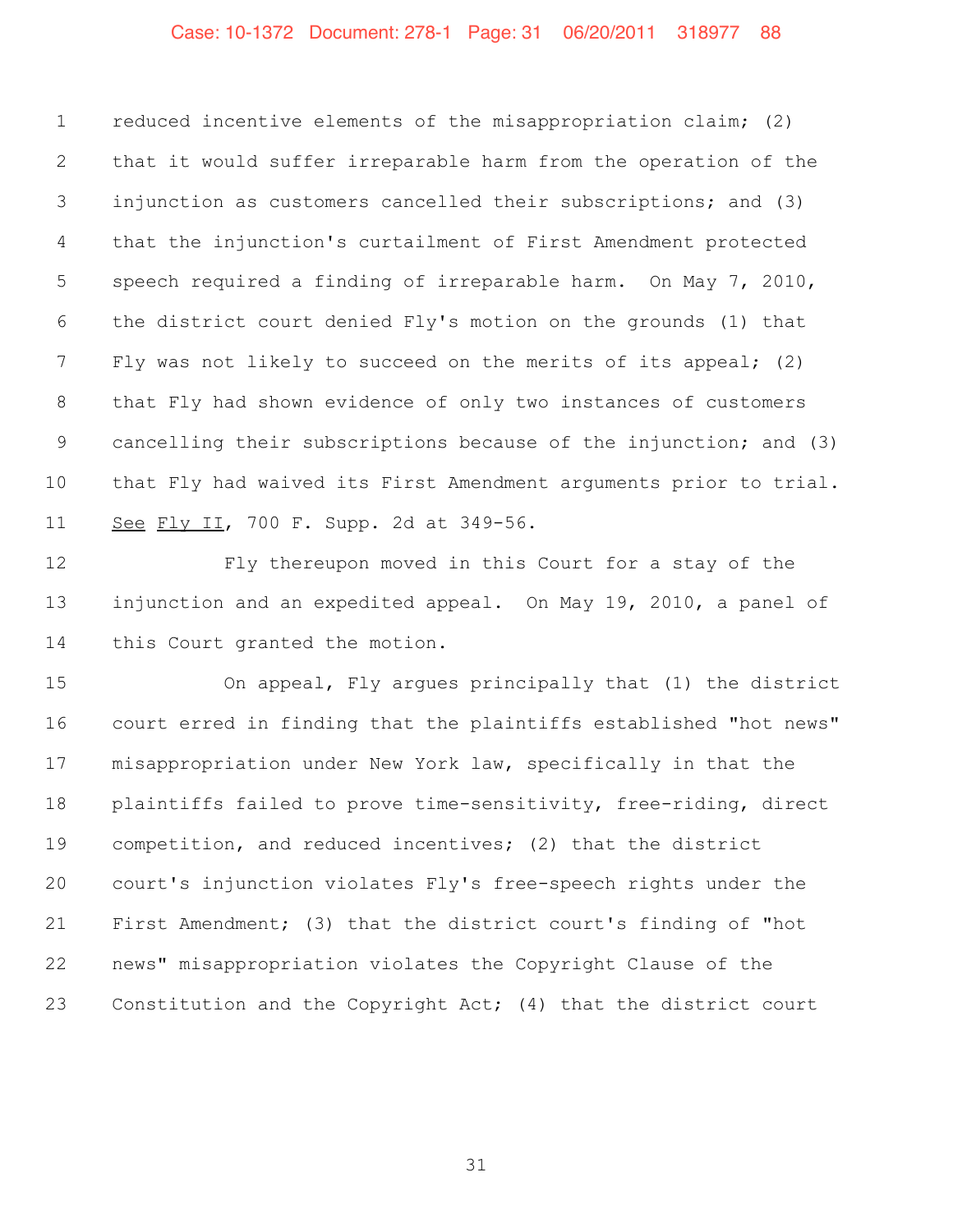reduced incentive elements of the misappropriation claim; (2) that it would suffer irreparable harm from the operation of the injunction as customers cancelled their subscriptions; and (3) that the injunction's curtailment of First Amendment protected speech required a finding of irreparable harm. On May 7, 2010, the district court denied Fly's motion on the grounds (1) that Fly was not likely to succeed on the merits of its appeal; (2) that Fly had shown evidence of only two instances of customers cancelling their subscriptions because of the injunction; and (3) that Fly had waived its First Amendment arguments prior to trial. See Fly II, 700 F. Supp. 2d at 349-56.

Fly thereupon moved in this Court for a stay of the injunction and an expedited appeal. On May 19, 2010, a panel of this Court granted the motion.

On appeal, Fly argues principally that (1) the district court erred in finding that the plaintiffs established "hot news" misappropriation under New York law, specifically in that the plaintiffs failed to prove time-sensitivity, free-riding, direct competition, and reduced incentives; (2) that the district court's injunction violates Fly's free-speech rights under the First Amendment; (3) that the district court's finding of "hot news" misappropriation violates the Copyright Clause of the Constitution and the Copyright Act; (4) that the district court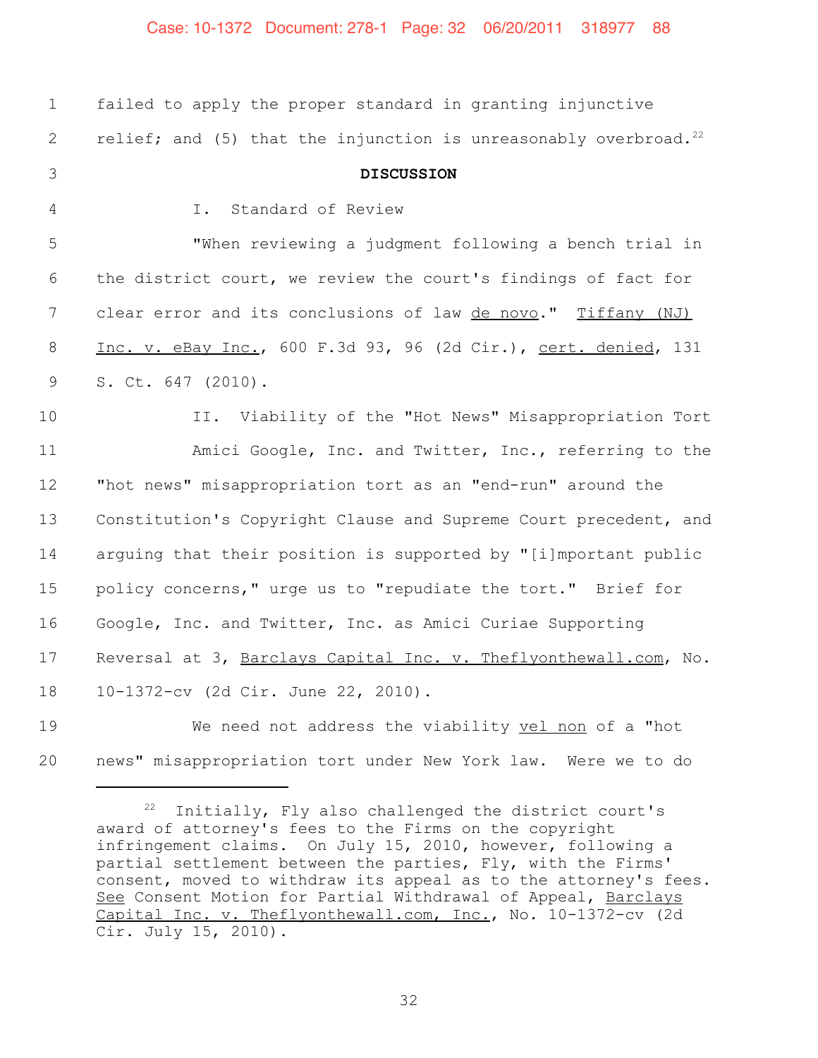failed to apply the proper standard in granting injunctive relief; and (5) that the injunction is unreasonably overbroad.[22]

## DISCUSSION

I. Standard of Review

"When reviewing a judgment following a bench trial in the district court, we review the court's findings of fact for clear error and its conclusions of law _de novo_." _Tiffany (NJ) Inc. v. eBay Inc._, 600 F.3d 93, 96 (2d Cir.), _cert. denied_, 131 S. Ct. 647 (2010).

II. Viability of the "Hot News" Misappropriation Tort

Amici Google, Inc. and Twitter, Inc., referring to the "hot news" misappropriation tort as an "end-run" around the Constitution's Copyright Clause and Supreme Court precedent, and arguing that their position is supported by "[i]mportant public policy concerns," urge us to "repudiate the tort." Brief for Google, Inc. and Twitter, Inc. as Amici Curiae Supporting Reversal at 3, _Barclays Capital Inc. v. Theflyonthewall.com_, No. 10-1372-cv (2d Cir. June 22, 2010).

We need not address the viability _vel non_ of a "hot news" misappropriation tort under New York law. Were we to do

---

[22] Initially, Fly also challenged the district court's award of attorney's fees to the Firms on the copyright infringement claims. On July 15, 2010, however, following a partial settlement between the parties, Fly, with the Firms' consent, moved to withdraw its appeal as to the attorney's fees. _See_ Consent Motion for Partial Withdrawal of Appeal, _Barclays Capital Inc. v. Theflyonthewall.com, Inc._, No. 10-1372-cv (2d Cir. July 15, 2010).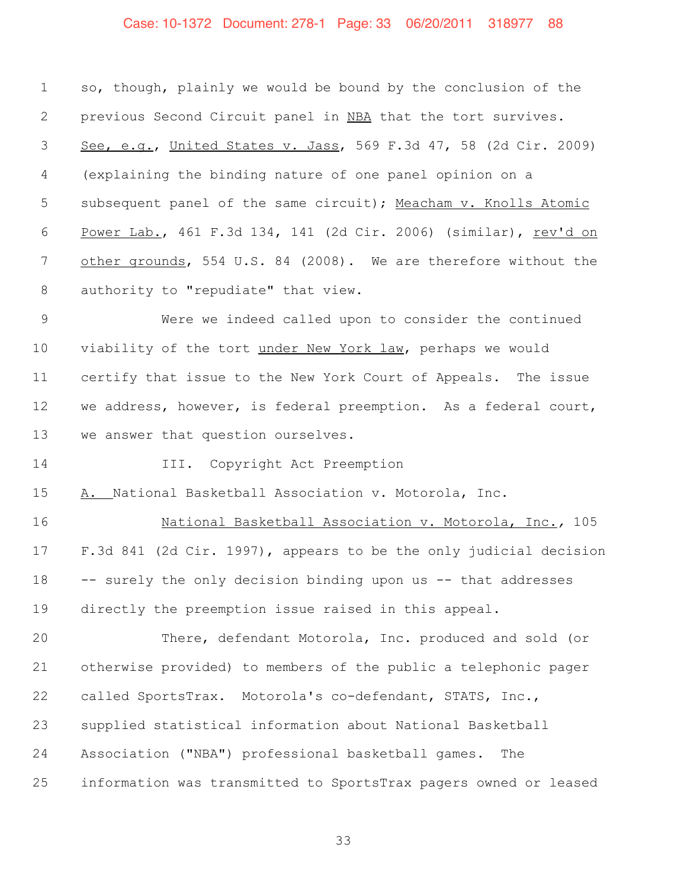so, though, plainly we would be bound by the conclusion of the previous Second Circuit panel in NBA that the tort survives. See, e.g., United States v. Jass, 569 F.3d 47, 58 (2d Cir. 2009) (explaining the binding nature of one panel opinion on a subsequent panel of the same circuit); Meacham v. Knolls Atomic Power Lab., 461 F.3d 134, 141 (2d Cir. 2006) (similar), rev'd on other grounds, 554 U.S. 84 (2008). We are therefore without the authority to "repudiate" that view.

Were we indeed called upon to consider the continued viability of the tort under New York law, perhaps we would certify that issue to the New York Court of Appeals. The issue we address, however, is federal preemption. As a federal court, we answer that question ourselves.

## III. Copyright Act Preemption

### A. National Basketball Association v. Motorola, Inc.

National Basketball Association v. Motorola, Inc., 105 F.3d 841 (2d Cir. 1997), appears to be the only judicial decision -- surely the only decision binding upon us -- that addresses directly the preemption issue raised in this appeal.

There, defendant Motorola, Inc. produced and sold (or otherwise provided) to members of the public a telephonic pager called SportsTrax. Motorola's co-defendant, STATS, Inc., supplied statistical information about National Basketball Association ("NBA") professional basketball games. The information was transmitted to SportsTrax pagers owned or leased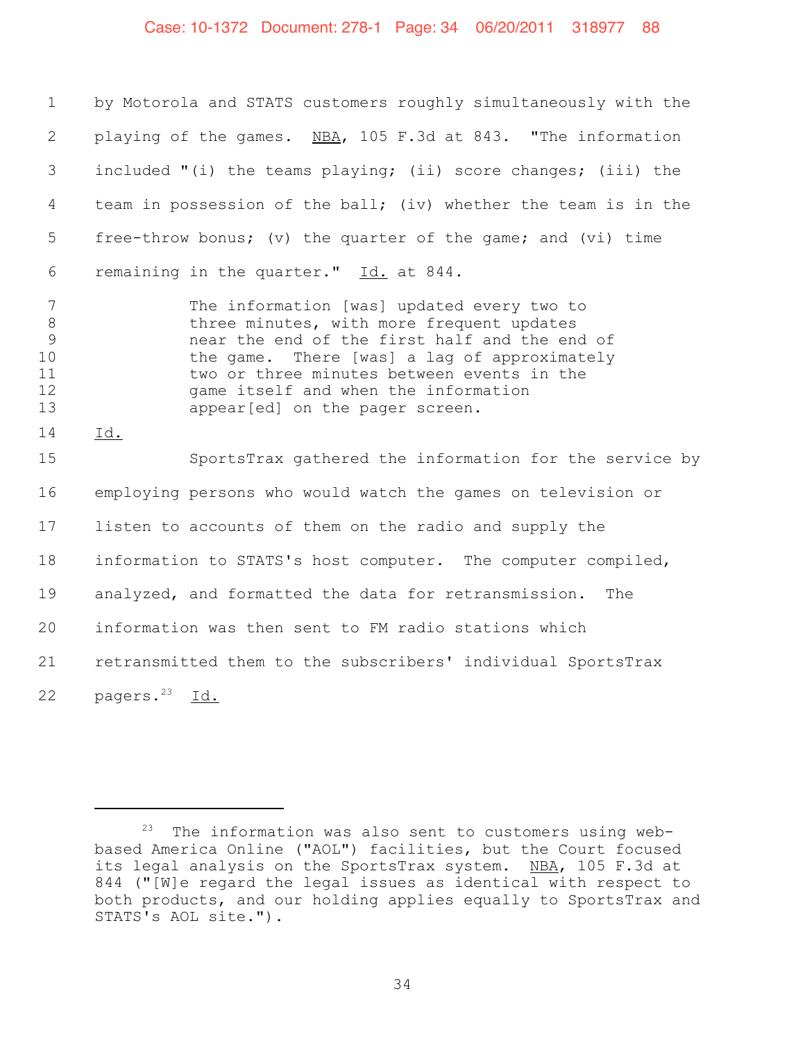by Motorola and STATS customers roughly simultaneously with the playing of the games. NBA, 105 F.3d at 843. "The information included "(i) the teams playing; (ii) score changes; (iii) the team in possession of the ball; (iv) whether the team is in the free-throw bonus; (v) the quarter of the game; and (vi) time remaining in the quarter." Id. at 844.

> The information [was] updated every two to three minutes, with more frequent updates near the end of the first half and the end of the game. There [was] a lag of approximately two or three minutes between events in the game itself and when the information appear[ed] on the pager screen.

Id.

SportsTrax gathered the information for the service by employing persons who would watch the games on television or listen to accounts of them on the radio and supply the information to STATS's host computer. The computer compiled, analyzed, and formatted the data for retransmission. The information was then sent to FM radio stations which retransmitted them to the subscribers' individual SportsTrax pagers.[23] Id.

---

[23] The information was also sent to customers using web-based America Online ("AOL") facilities, but the Court focused its legal analysis on the SportsTrax system. NBA, 105 F.3d at 844 ("[W]e regard the legal issues as identical with respect to both products, and our holding applies equally to SportsTrax and STATS's AOL site.").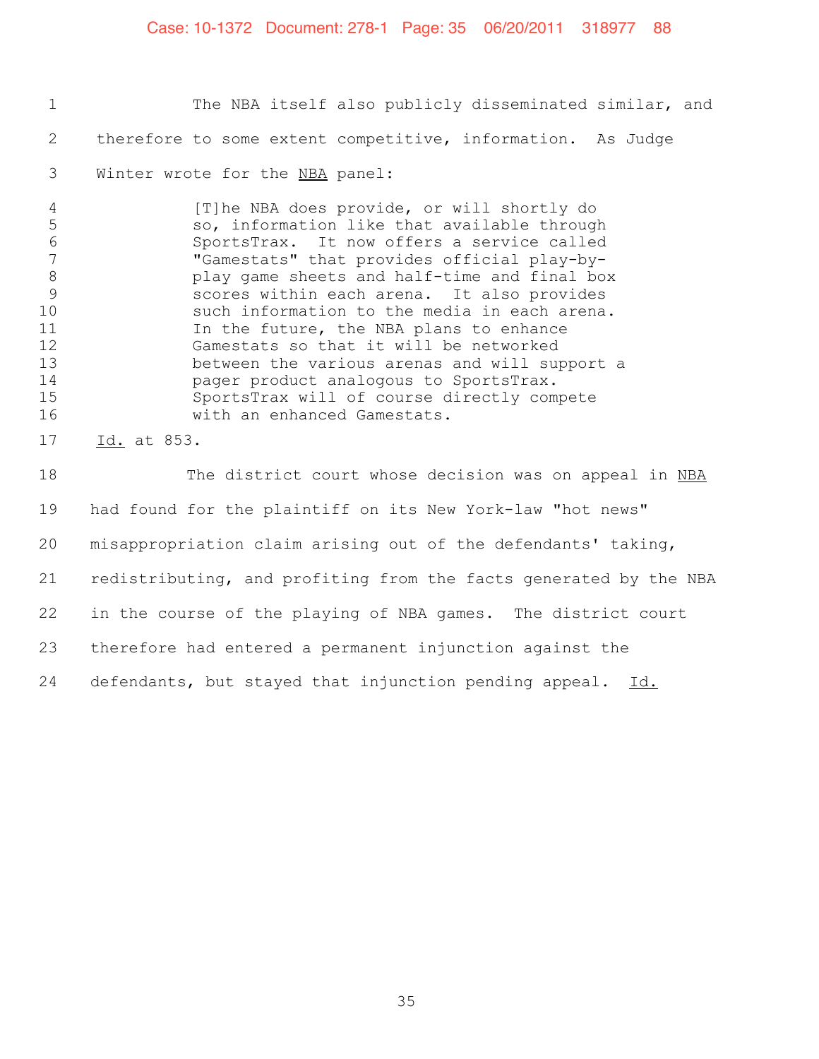The NBA itself also publicly disseminated similar, and therefore to some extent competitive, information. As Judge Winter wrote for the NBA panel:

> [T]he NBA does provide, or will shortly do so, information like that available through SportsTrax. It now offers a service called "Gamestats" that provides official play-by-play game sheets and half-time and final box scores within each arena. It also provides such information to the media in each arena. In the future, the NBA plans to enhance Gamestats so that it will be networked between the various arenas and will support a pager product analogous to SportsTrax. SportsTrax will of course directly compete with an enhanced Gamestats.

Id. at 853.

The district court whose decision was on appeal in NBA had found for the plaintiff on its New York-law "hot news" misappropriation claim arising out of the defendants' taking, redistributing, and profiting from the facts generated by the NBA in the course of the playing of NBA games. The district court therefore had entered a permanent injunction against the defendants, but stayed that injunction pending appeal. Id.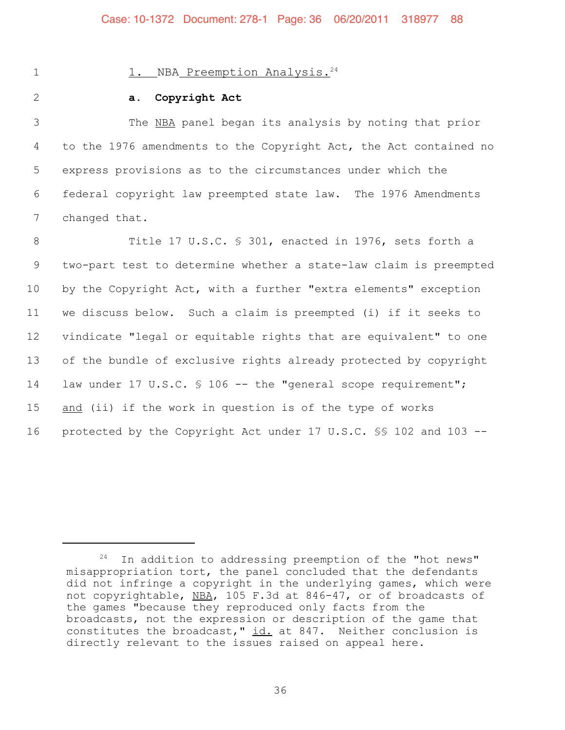### 1. NBA Preemption Analysis.[24]

#### a. Copyright Act

The NBA panel began its analysis by noting that prior to the 1976 amendments to the Copyright Act, the Act contained no express provisions as to the circumstances under which the federal copyright law preempted state law. The 1976 Amendments changed that.

Title 17 U.S.C. § 301, enacted in 1976, sets forth a two-part test to determine whether a state-law claim is preempted by the Copyright Act, with a further "extra elements" exception we discuss below. Such a claim is preempted (i) if it seeks to vindicate "legal or equitable rights that are equivalent" to one of the bundle of exclusive rights already protected by copyright law under 17 U.S.C. § 106 -- the "general scope requirement"; and (ii) if the work in question is of the type of works protected by the Copyright Act under 17 U.S.C. §§ 102 and 103 --

---

[24] In addition to addressing preemption of the "hot news" misappropriation tort, the panel concluded that the defendants did not infringe a copyright in the underlying games, which were not copyrightable, NBA, 105 F.3d at 846-47, or of broadcasts of the games "because they reproduced only facts from the broadcasts, not the expression or description of the game that constitutes the broadcast," id. at 847. Neither conclusion is directly relevant to the issues raised on appeal here.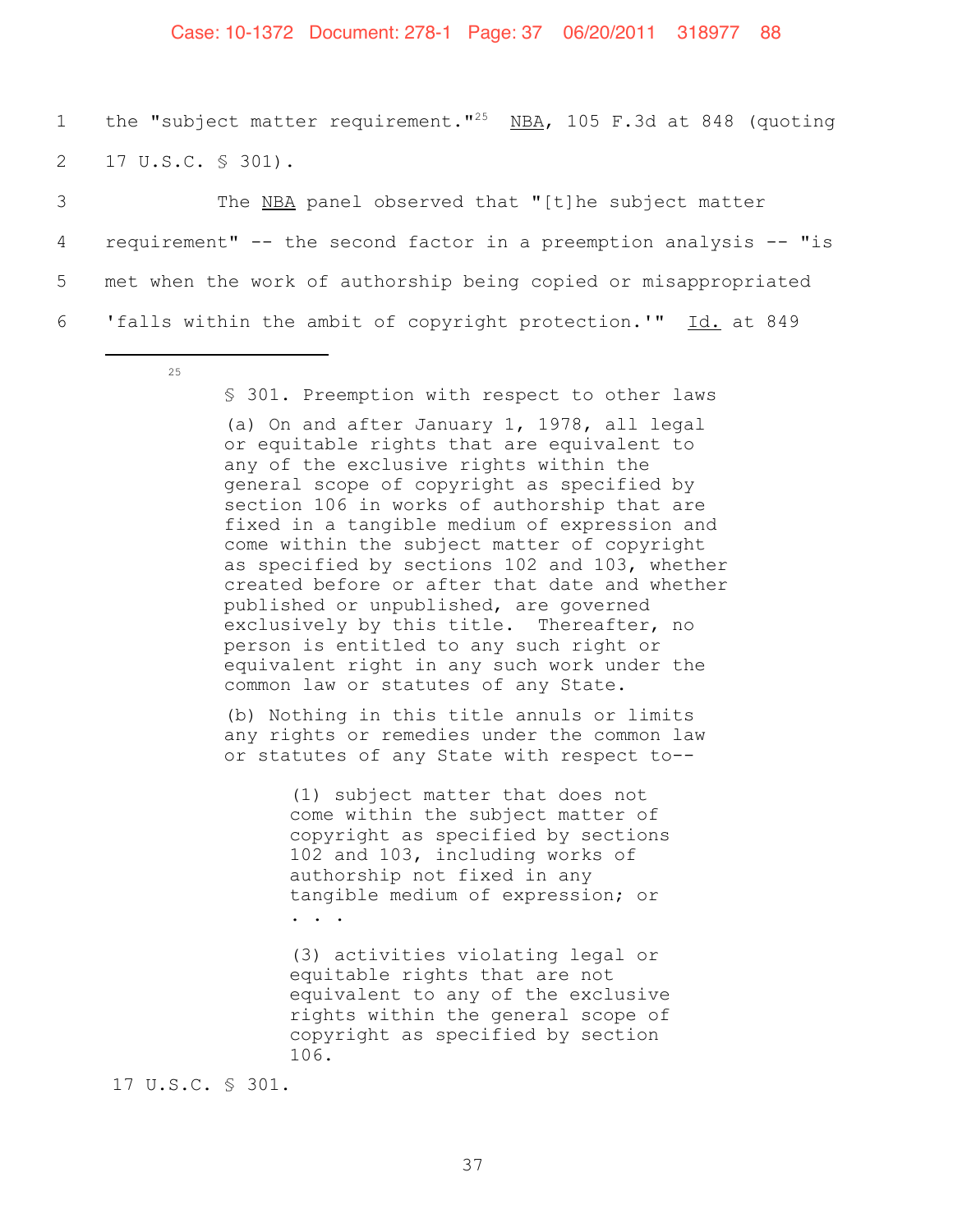the "subject matter requirement."[25] NBA, 105 F.3d at 848 (quoting 17 U.S.C. § 301).

The NBA panel observed that "[t]he subject matter requirement" -- the second factor in a preemption analysis -- "is met when the work of authorship being copied or misappropriated 'falls within the ambit of copyright protection.'" Id. at 849

---

[25]

> § 301. Preemption with respect to other laws
>
> (a) On and after January 1, 1978, all legal or equitable rights that are equivalent to any of the exclusive rights within the general scope of copyright as specified by section 106 in works of authorship that are fixed in a tangible medium of expression and come within the subject matter of copyright as specified by sections 102 and 103, whether created before or after that date and whether published or unpublished, are governed exclusively by this title. Thereafter, no person is entitled to any such right or equivalent right in any such work under the common law or statutes of any State.
>
> (b) Nothing in this title annuls or limits any rights or remedies under the common law or statutes of any State with respect to--
>
> > (1) subject matter that does not come within the subject matter of copyright as specified by sections 102 and 103, including works of authorship not fixed in any tangible medium of expression; or
> > . . .
> >
> > (3) activities violating legal or equitable rights that are not equivalent to any of the exclusive rights within the general scope of copyright as specified by section 106.

17 U.S.C. § 301.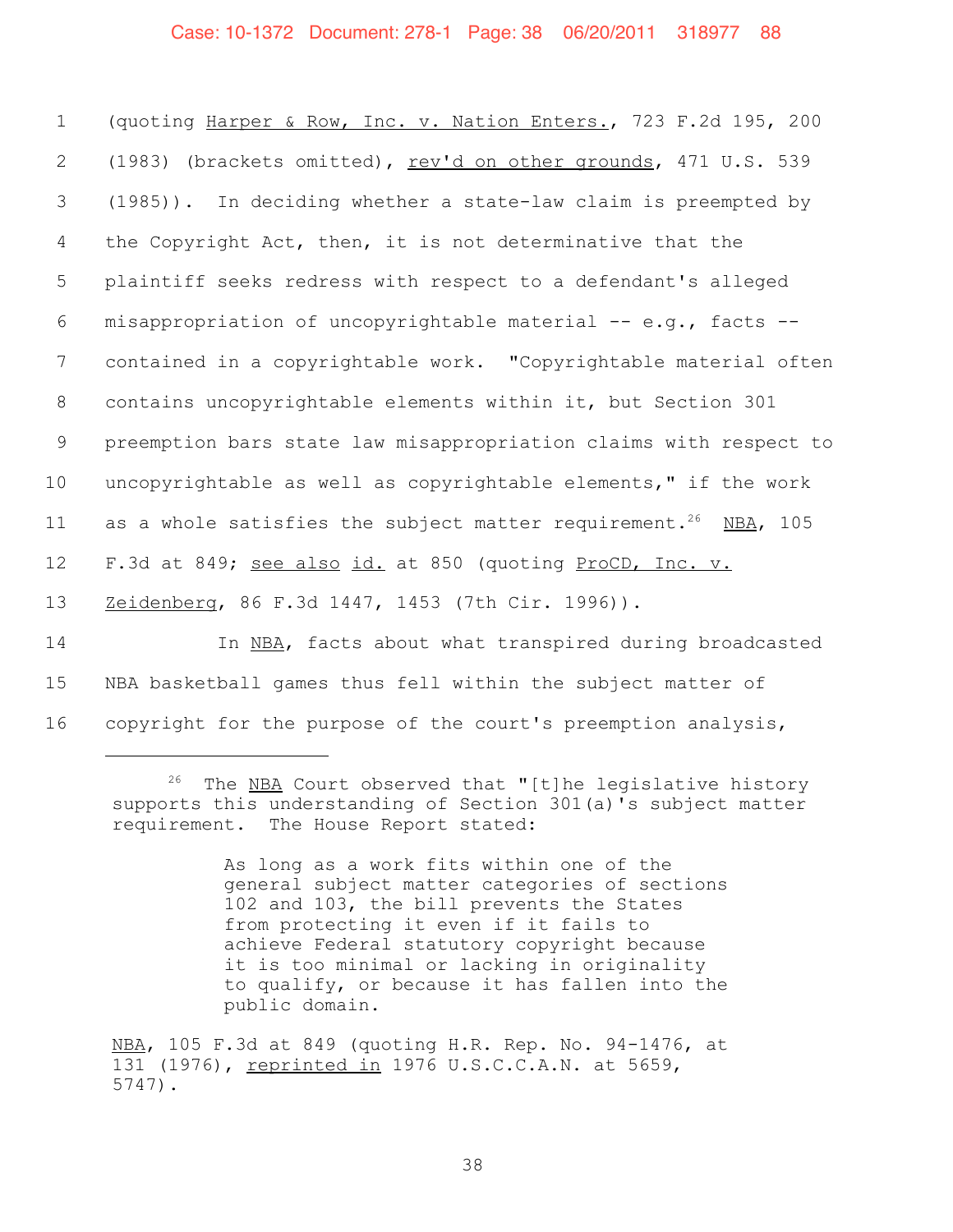(quoting Harper & Row, Inc. v. Nation Enters., 723 F.2d 195, 200 (1983) (brackets omitted), rev'd on other grounds, 471 U.S. 539 (1985)). In deciding whether a state-law claim is preempted by the Copyright Act, then, it is not determinative that the plaintiff seeks redress with respect to a defendant's alleged misappropriation of uncopyrightable material -- e.g., facts -- contained in a copyrightable work. "Copyrightable material often contains uncopyrightable elements within it, but Section 301 preemption bars state law misappropriation claims with respect to uncopyrightable as well as copyrightable elements," if the work as a whole satisfies the subject matter requirement.[26] NBA, 105 F.3d at 849; see also id. at 850 (quoting ProCD, Inc. v. Zeidenberg, 86 F.3d 1447, 1453 (7th Cir. 1996)).

In NBA, facts about what transpired during broadcasted NBA basketball games thus fell within the subject matter of copyright for the purpose of the court's preemption analysis,

---

[26] The NBA Court observed that "[t]he legislative history supports this understanding of Section 301(a)'s subject matter requirement. The House Report stated:

> As long as a work fits within one of the general subject matter categories of sections 102 and 103, the bill prevents the States from protecting it even if it fails to achieve Federal statutory copyright because it is too minimal or lacking in originality to qualify, or because it has fallen into the public domain.

NBA, 105 F.3d at 849 (quoting H.R. Rep. No. 94-1476, at 131 (1976), reprinted in 1976 U.S.C.C.A.N. at 5659, 5747).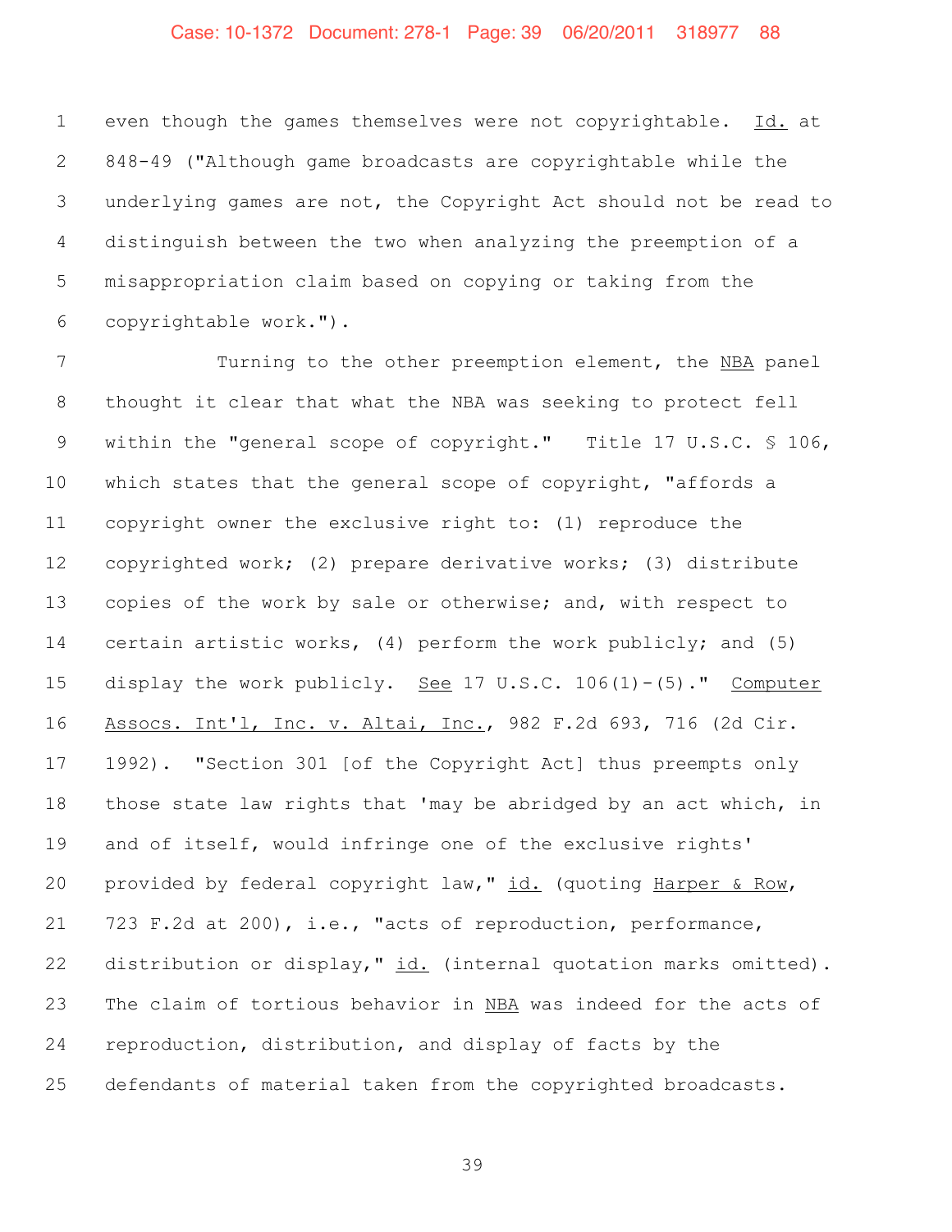even though the games themselves were not copyrightable. _Id._ at 848-49 ("Although game broadcasts are copyrightable while the underlying games are not, the Copyright Act should not be read to distinguish between the two when analyzing the preemption of a misappropriation claim based on copying or taking from the copyrightable work.").

Turning to the other preemption element, the _NBA_ panel thought it clear that what the NBA was seeking to protect fell within the "general scope of copyright." Title 17 U.S.C. § 106, which states that the general scope of copyright, "affords a copyright owner the exclusive right to: (1) reproduce the copyrighted work; (2) prepare derivative works; (3) distribute copies of the work by sale or otherwise; and, with respect to certain artistic works, (4) perform the work publicly; and (5) display the work publicly. _See_ 17 U.S.C. 106(1)-(5)." _Computer Assocs. Int'l, Inc. v. Altai, Inc._, 982 F.2d 693, 716 (2d Cir. 1992). "Section 301 [of the Copyright Act] thus preempts only those state law rights that 'may be abridged by an act which, in and of itself, would infringe one of the exclusive rights' provided by federal copyright law," _id._ (quoting _Harper & Row_, 723 F.2d at 200), i.e., "acts of reproduction, performance, distribution or display," _id._ (internal quotation marks omitted). The claim of tortious behavior in _NBA_ was indeed for the acts of reproduction, distribution, and display of facts by the defendants of material taken from the copyrighted broadcasts.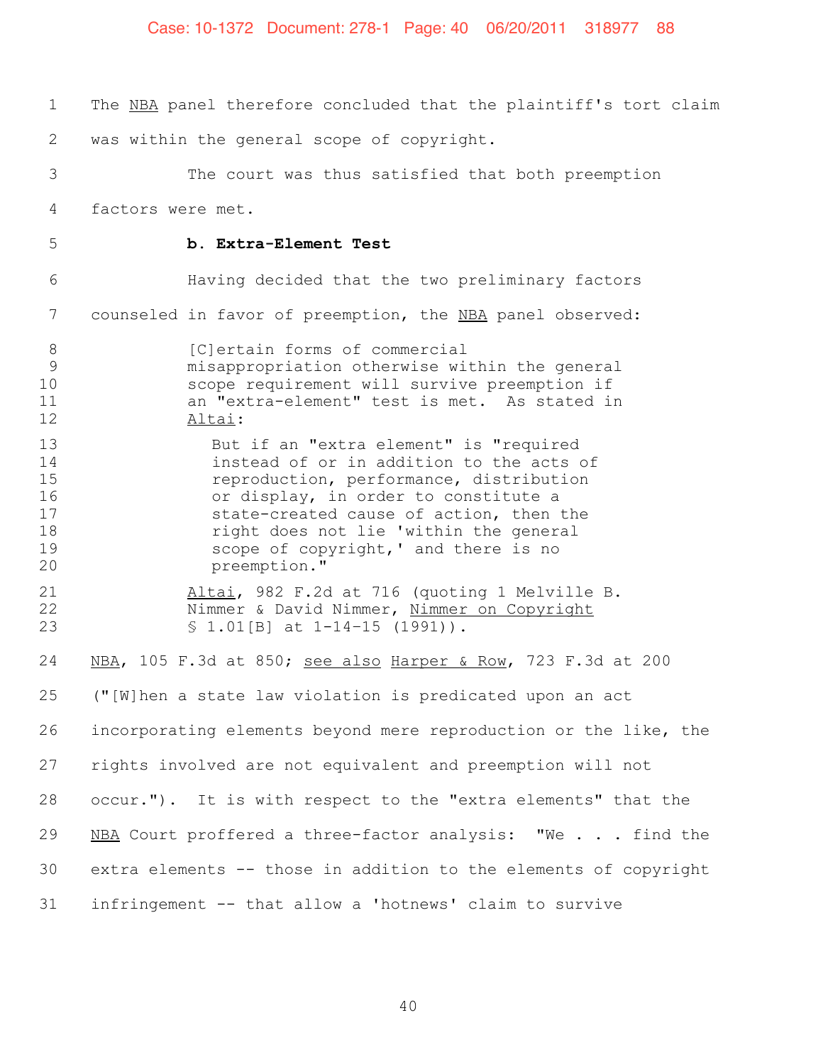The *NBA* panel therefore concluded that the plaintiff's tort claim was within the general scope of copyright.

The court was thus satisfied that both preemption factors were met.

**b. Extra-Element Test**

Having decided that the two preliminary factors counseled in favor of preemption, the *NBA* panel observed:

> [C]ertain forms of commercial misappropriation otherwise within the general scope requirement will survive preemption if an "extra-element" test is met. As stated in *Altai*:
>
> > But if an "extra element" is "required instead of or in addition to the acts of reproduction, performance, distribution or display, in order to constitute a state-created cause of action, then the right does not lie 'within the general scope of copyright,' and there is no preemption."
>
> *Altai*, 982 F.2d at 716 (quoting 1 Melville B. Nimmer & David Nimmer, *Nimmer on Copyright* § 1.01[B] at 1-14-15 (1991)).

*NBA*, 105 F.3d at 850; *see also* *Harper & Row*, 723 F.3d at 200 ("[W]hen a state law violation is predicated upon an act incorporating elements beyond mere reproduction or the like, the rights involved are not equivalent and preemption will not occur."). It is with respect to the "extra elements" that the *NBA* Court proffered a three-factor analysis: "We . . . find the extra elements -- those in addition to the elements of copyright infringement -- that allow a 'hotnews' claim to survive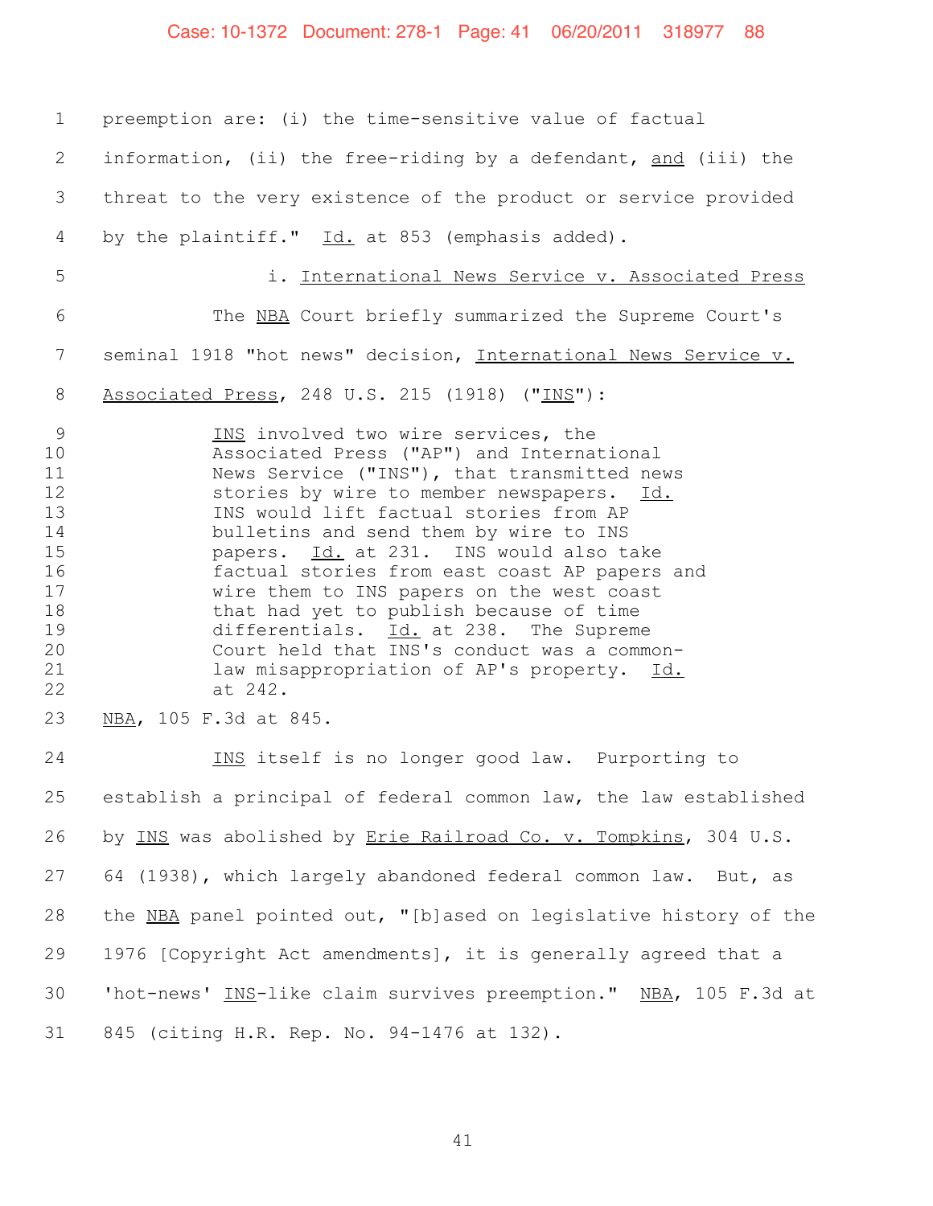preemption are: (i) the time-sensitive value of factual information, (ii) the free-riding by a defendant, <u>and</u> (iii) the threat to the very existence of the product or service provided by the plaintiff." <u>Id.</u> at 853 (emphasis added).

i. <u>International News Service v. Associated Press</u>

The <u>NBA</u> Court briefly summarized the Supreme Court's seminal 1918 "hot news" decision, <u>International News Service v. Associated Press</u>, 248 U.S. 215 (1918) ("<u>INS</u>"):

> <u>INS</u> involved two wire services, the Associated Press ("AP") and International News Service ("INS"), that transmitted news stories by wire to member newspapers. <u>Id.</u> INS would lift factual stories from AP bulletins and send them by wire to INS papers. <u>Id.</u> at 231. INS would also take factual stories from east coast AP papers and wire them to INS papers on the west coast that had yet to publish because of time differentials. <u>Id.</u> at 238. The Supreme Court held that INS's conduct was a common-law misappropriation of AP's property. <u>Id.</u> at 242.

<u>NBA</u>, 105 F.3d at 845.

<u>INS</u> itself is no longer good law. Purporting to establish a principal of federal common law, the law established by <u>INS</u> was abolished by <u>Erie Railroad Co. v. Tompkins</u>, 304 U.S. 64 (1938), which largely abandoned federal common law. But, as the <u>NBA</u> panel pointed out, "[b]ased on legislative history of the 1976 [Copyright Act amendments], it is generally agreed that a 'hot-news' <u>INS</u>-like claim survives preemption." <u>NBA</u>, 105 F.3d at 845 (citing H.R. Rep. No. 94-1476 at 132).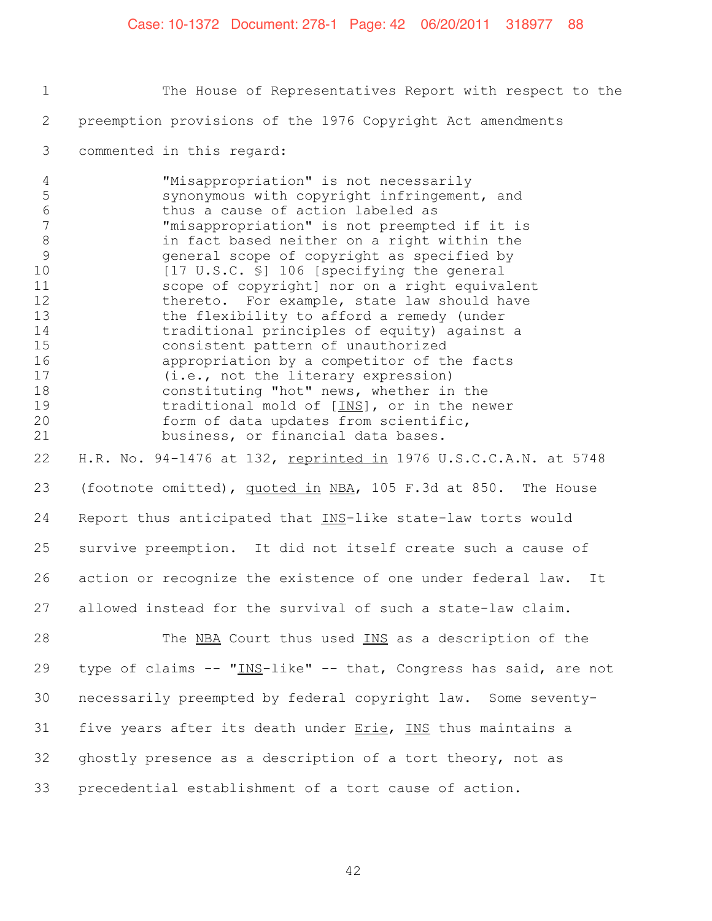The House of Representatives Report with respect to the preemption provisions of the 1976 Copyright Act amendments commented in this regard:

> "Misappropriation" is not necessarily synonymous with copyright infringement, and thus a cause of action labeled as "misappropriation" is not preempted if it is in fact based neither on a right within the general scope of copyright as specified by [17 U.S.C. §] 106 [specifying the general scope of copyright] nor on a right equivalent thereto. For example, state law should have the flexibility to afford a remedy (under traditional principles of equity) against a consistent pattern of unauthorized appropriation by a competitor of the facts (i.e., not the literary expression) constituting "hot" news, whether in the traditional mold of [INS], or in the newer form of data updates from scientific, business, or financial data bases.

H.R. No. 94-1476 at 132, reprinted in 1976 U.S.C.C.A.N. at 5748 (footnote omitted), quoted in NBA, 105 F.3d at 850. The House Report thus anticipated that INS-like state-law torts would survive preemption. It did not itself create such a cause of action or recognize the existence of one under federal law. It allowed instead for the survival of such a state-law claim.

The NBA Court thus used INS as a description of the type of claims -- "INS-like" -- that, Congress has said, are not necessarily preempted by federal copyright law. Some seventy-five years after its death under Erie, INS thus maintains a ghostly presence as a description of a tort theory, not as precedential establishment of a tort cause of action.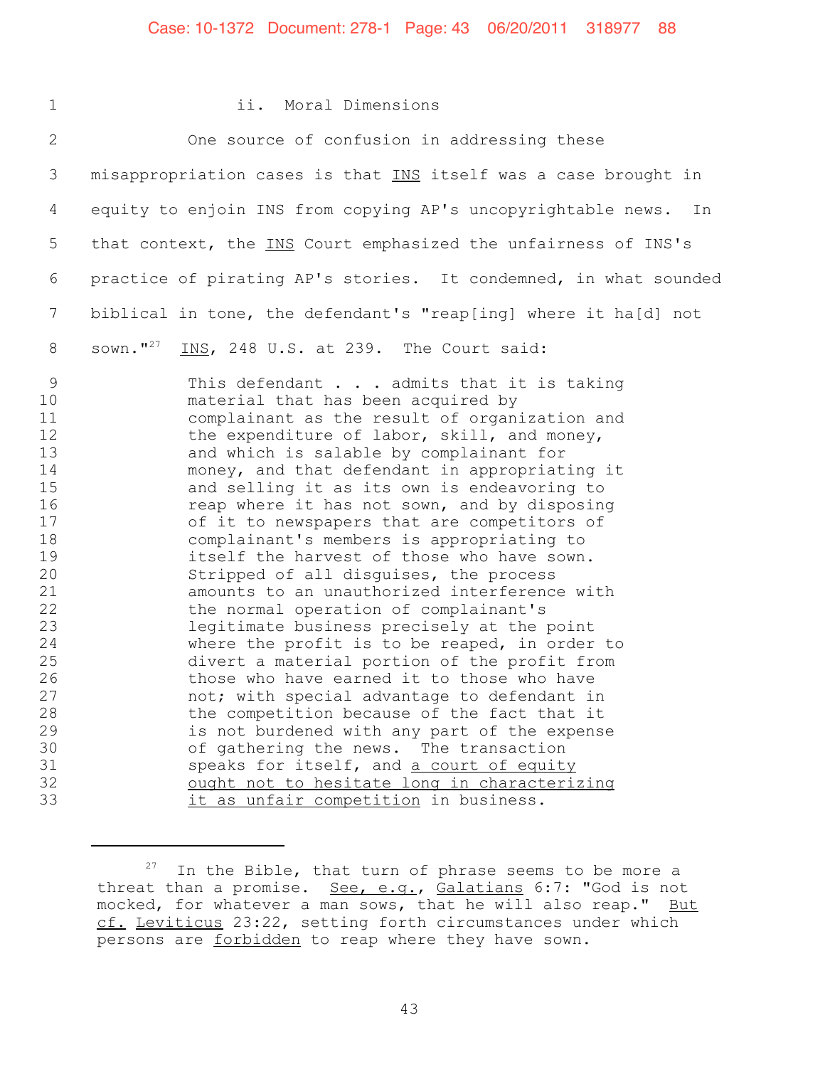### ii. Moral Dimensions

One source of confusion in addressing these misappropriation cases is that INS itself was a case brought in equity to enjoin INS from copying AP's uncopyrightable news. In that context, the INS Court emphasized the unfairness of INS's practice of pirating AP's stories. It condemned, in what sounded biblical in tone, the defendant's "reap[ing] where it ha[d] not sown."[27] INS, 248 U.S. at 239. The Court said:

> This defendant . . . admits that it is taking material that has been acquired by complainant as the result of organization and the expenditure of labor, skill, and money, and which is salable by complainant for money, and that defendant in appropriating it and selling it as its own is endeavoring to reap where it has not sown, and by disposing of it to newspapers that are competitors of complainant's members is appropriating to itself the harvest of those who have sown. Stripped of all disguises, the process amounts to an unauthorized interference with the normal operation of complainant's legitimate business precisely at the point where the profit is to be reaped, in order to divert a material portion of the profit from those who have earned it to those who have not; with special advantage to defendant in the competition because of the fact that it is not burdened with any part of the expense of gathering the news. The transaction speaks for itself, and a court of equity ought not to hesitate long in characterizing it as unfair competition in business.

---

[27] In the Bible, that turn of phrase seems to be more a threat than a promise. *See, e.g.*, *Galatians* 6:7: "God is not mocked, for whatever a man sows, that he will also reap." *But cf.* *Leviticus* 23:22, setting forth circumstances under which persons are forbidden to reap where they have sown.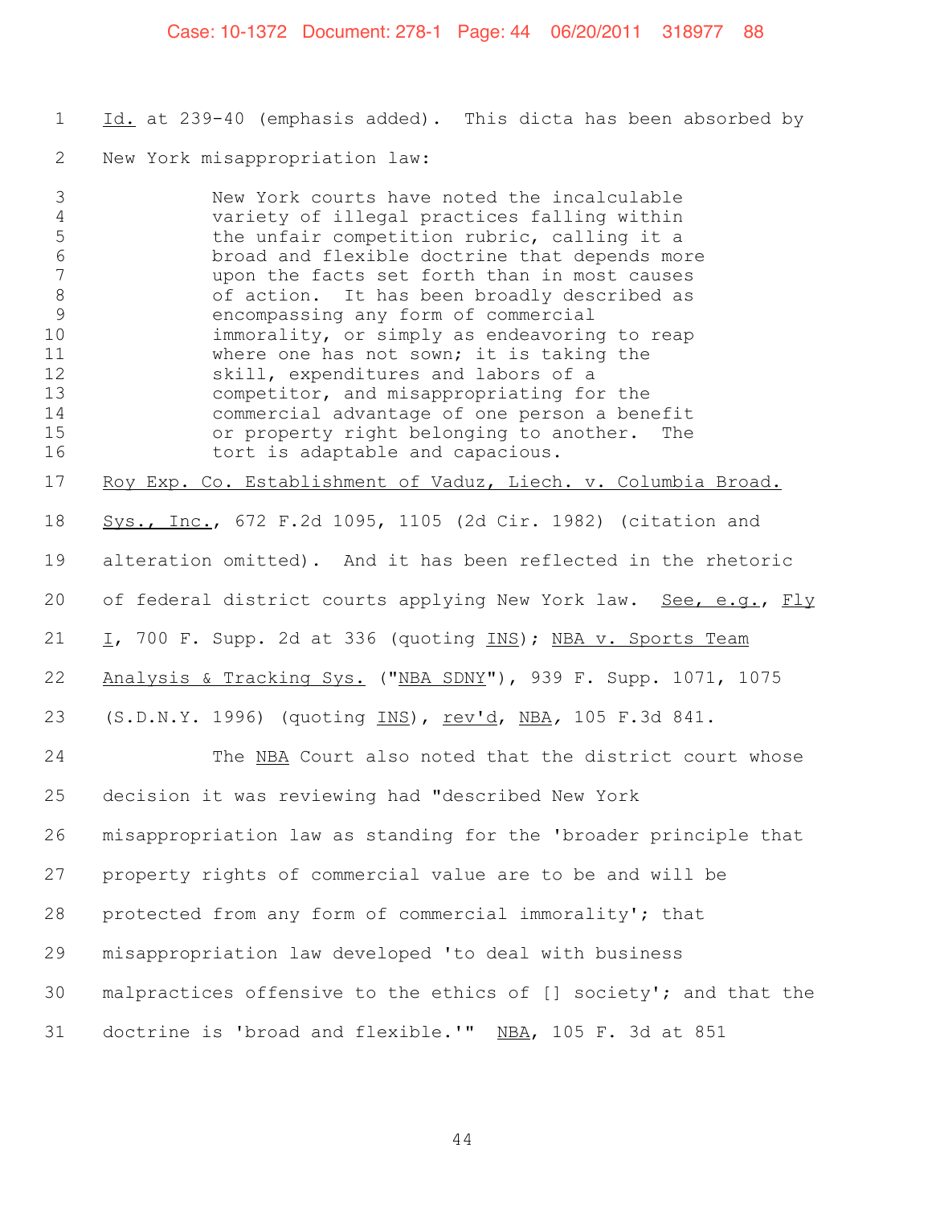*Id.* at 239-40 (emphasis added). This dicta has been absorbed by New York misappropriation law:

> New York courts have noted the incalculable variety of illegal practices falling within the unfair competition rubric, calling it a broad and flexible doctrine that depends more upon the facts set forth than in most causes of action. It has been broadly described as encompassing any form of commercial immorality, or simply as endeavoring to reap where one has not sown; it is taking the skill, expenditures and labors of a competitor, and misappropriating for the commercial advantage of one person a benefit or property right belonging to another. The tort is adaptable and capacious.

*Roy Exp. Co. Establishment of Vaduz, Liech. v. Columbia Broad. Sys., Inc.*, 672 F.2d 1095, 1105 (2d Cir. 1982) (citation and alteration omitted). And it has been reflected in the rhetoric of federal district courts applying New York law. *See, e.g.*, *Fly I*, 700 F. Supp. 2d at 336 (quoting *INS*); *NBA v. Sports Team Analysis & Tracking Sys.* ("*NBA SDNY*"), 939 F. Supp. 1071, 1075 (S.D.N.Y. 1996) (quoting *INS*), *rev'd*, *NBA*, 105 F.3d 841.

The *NBA* Court also noted that the district court whose decision it was reviewing had "described New York misappropriation law as standing for the 'broader principle that property rights of commercial value are to be and will be protected from any form of commercial immorality'; that misappropriation law developed 'to deal with business malpractices offensive to the ethics of [] society'; and that the doctrine is 'broad and flexible.'" *NBA*, 105 F. 3d at 851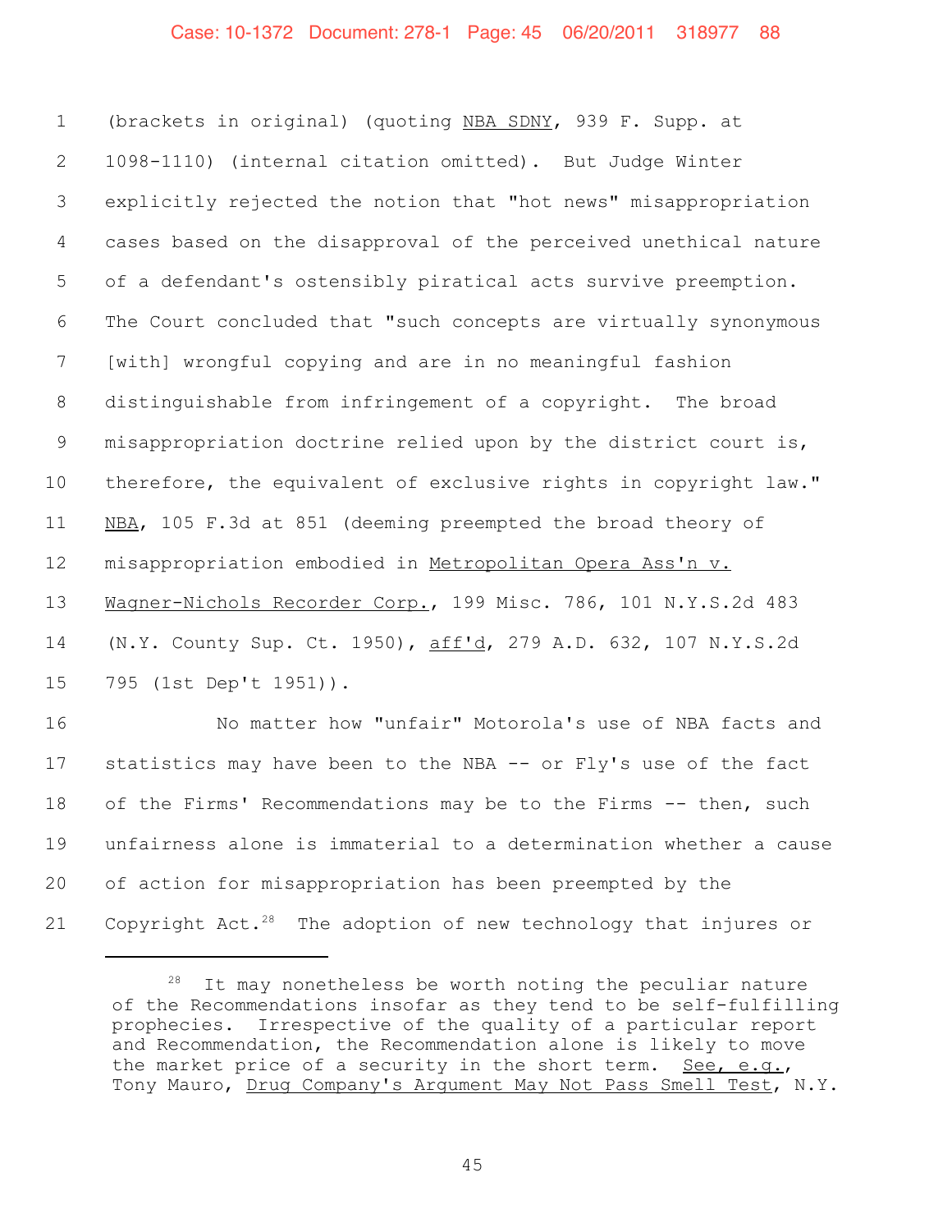(brackets in original) (quoting NBA SDNY, 939 F. Supp. at 1098-1110) (internal citation omitted). But Judge Winter explicitly rejected the notion that "hot news" misappropriation cases based on the disapproval of the perceived unethical nature of a defendant's ostensibly piratical acts survive preemption. The Court concluded that "such concepts are virtually synonymous [with] wrongful copying and are in no meaningful fashion distinguishable from infringement of a copyright. The broad misappropriation doctrine relied upon by the district court is, therefore, the equivalent of exclusive rights in copyright law." NBA, 105 F.3d at 851 (deeming preempted the broad theory of misappropriation embodied in Metropolitan Opera Ass'n v. Wagner-Nichols Recorder Corp., 199 Misc. 786, 101 N.Y.S.2d 483 (N.Y. County Sup. Ct. 1950), aff'd, 279 A.D. 632, 107 N.Y.S.2d 795 (1st Dep't 1951)).

No matter how "unfair" Motorola's use of NBA facts and statistics may have been to the NBA -- or Fly's use of the fact of the Firms' Recommendations may be to the Firms -- then, such unfairness alone is immaterial to a determination whether a cause of action for misappropriation has been preempted by the Copyright Act.[28] The adoption of new technology that injures or

---

[28] It may nonetheless be worth noting the peculiar nature of the Recommendations insofar as they tend to be self-fulfilling prophecies. Irrespective of the quality of a particular report and Recommendation, the Recommendation alone is likely to move the market price of a security in the short term. See, e.g., Tony Mauro, Drug Company's Argument May Not Pass Smell Test, N.Y.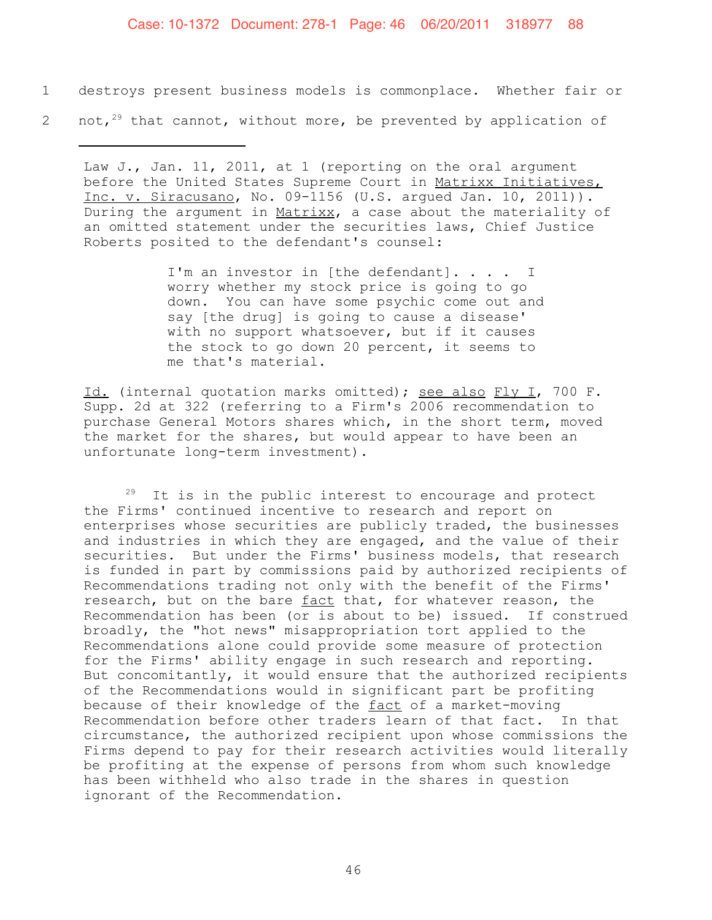destroys present business models is commonplace. Whether fair or not,[29] that cannot, without more, be prevented by application of

---

Law J., Jan. 11, 2011, at 1 (reporting on the oral argument before the United States Supreme Court in Matrixx Initiatives, Inc. v. Siracusano, No. 09-1156 (U.S. argued Jan. 10, 2011)). During the argument in Matrixx, a case about the materiality of an omitted statement under the securities laws, Chief Justice Roberts posited to the defendant's counsel:

> I'm an investor in [the defendant]. . . . I worry whether my stock price is going to go down. You can have some psychic come out and say [the drug] is going to cause a disease' with no support whatsoever, but if it causes the stock to go down 20 percent, it seems to me that's material.

Id. (internal quotation marks omitted); see also Fly I, 700 F. Supp. 2d at 322 (referring to a Firm's 2006 recommendation to purchase General Motors shares which, in the short term, moved the market for the shares, but would appear to have been an unfortunate long-term investment).

[29] It is in the public interest to encourage and protect the Firms' continued incentive to research and report on enterprises whose securities are publicly traded, the businesses and industries in which they are engaged, and the value of their securities. But under the Firms' business models, that research is funded in part by commissions paid by authorized recipients of Recommendations trading not only with the benefit of the Firms' research, but on the bare fact that, for whatever reason, the Recommendation has been (or is about to be) issued. If construed broadly, the "hot news" misappropriation tort applied to the Recommendations alone could provide some measure of protection for the Firms' ability engage in such research and reporting. But concomitantly, it would ensure that the authorized recipients of the Recommendations would in significant part be profiting because of their knowledge of the fact of a market-moving Recommendation before other traders learn of that fact. In that circumstance, the authorized recipient upon whose commissions the Firms depend to pay for their research activities would literally be profiting at the expense of persons from whom such knowledge has been withheld who also trade in the shares in question ignorant of the Recommendation.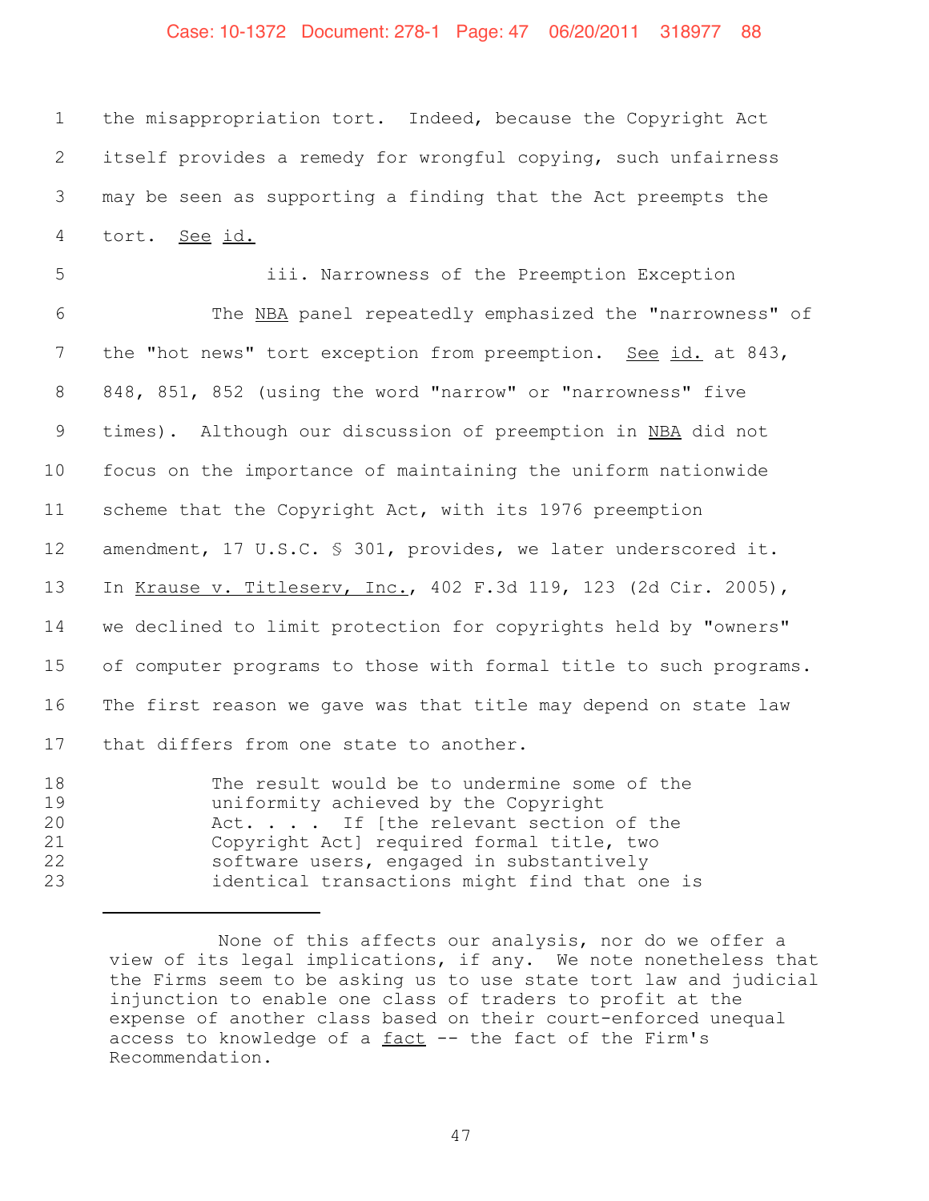the misappropriation tort. Indeed, because the Copyright Act itself provides a remedy for wrongful copying, such unfairness may be seen as supporting a finding that the Act preempts the tort. See id.

iii. Narrowness of the Preemption Exception

The NBA panel repeatedly emphasized the "narrowness" of the "hot news" tort exception from preemption. See id. at 843, 848, 851, 852 (using the word "narrow" or "narrowness" five times). Although our discussion of preemption in NBA did not focus on the importance of maintaining the uniform nationwide scheme that the Copyright Act, with its 1976 preemption amendment, 17 U.S.C. § 301, provides, we later underscored it. In Krause v. Titleserv, Inc., 402 F.3d 119, 123 (2d Cir. 2005), we declined to limit protection for copyrights held by "owners" of computer programs to those with formal title to such programs. The first reason we gave was that title may depend on state law that differs from one state to another.

> The result would be to undermine some of the uniformity achieved by the Copyright Act. . . . If [the relevant section of the Copyright Act] required formal title, two software users, engaged in substantively identical transactions might find that one is

---

None of this affects our analysis, nor do we offer a view of its legal implications, if any. We note nonetheless that the Firms seem to be asking us to use state tort law and judicial injunction to enable one class of traders to profit at the expense of another class based on their court-enforced unequal access to knowledge of a fact -- the fact of the Firm's Recommendation.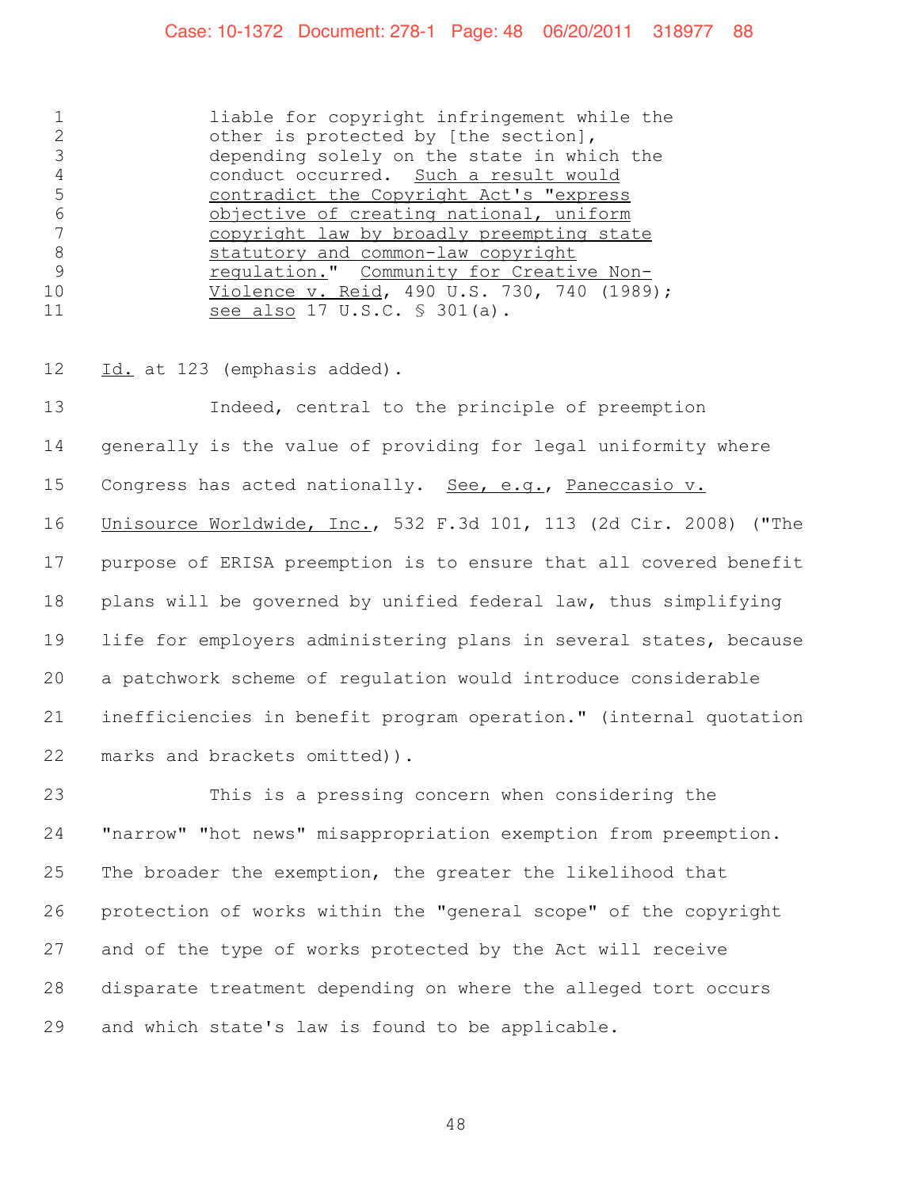> liable for copyright infringement while the other is protected by [the section], depending solely on the state in which the conduct occurred. _Such a result would contradict the Copyright Act's "express objective of creating national, uniform copyright law by broadly preempting state statutory and common-law copyright regulation."_ _Community for Creative Non-Violence v. Reid_, 490 U.S. 730, 740 (1989); _see also_ 17 U.S.C. § 301(a).

_Id._ at 123 (emphasis added).

Indeed, central to the principle of preemption generally is the value of providing for legal uniformity where Congress has acted nationally. _See, e.g._, _Paneccasio v. Unisource Worldwide, Inc._, 532 F.3d 101, 113 (2d Cir. 2008) ("The purpose of ERISA preemption is to ensure that all covered benefit plans will be governed by unified federal law, thus simplifying life for employers administering plans in several states, because a patchwork scheme of regulation would introduce considerable inefficiencies in benefit program operation." (internal quotation marks and brackets omitted)).

This is a pressing concern when considering the "narrow" "hot news" misappropriation exemption from preemption. The broader the exemption, the greater the likelihood that protection of works within the "general scope" of the copyright and of the type of works protected by the Act will receive disparate treatment depending on where the alleged tort occurs and which state's law is found to be applicable.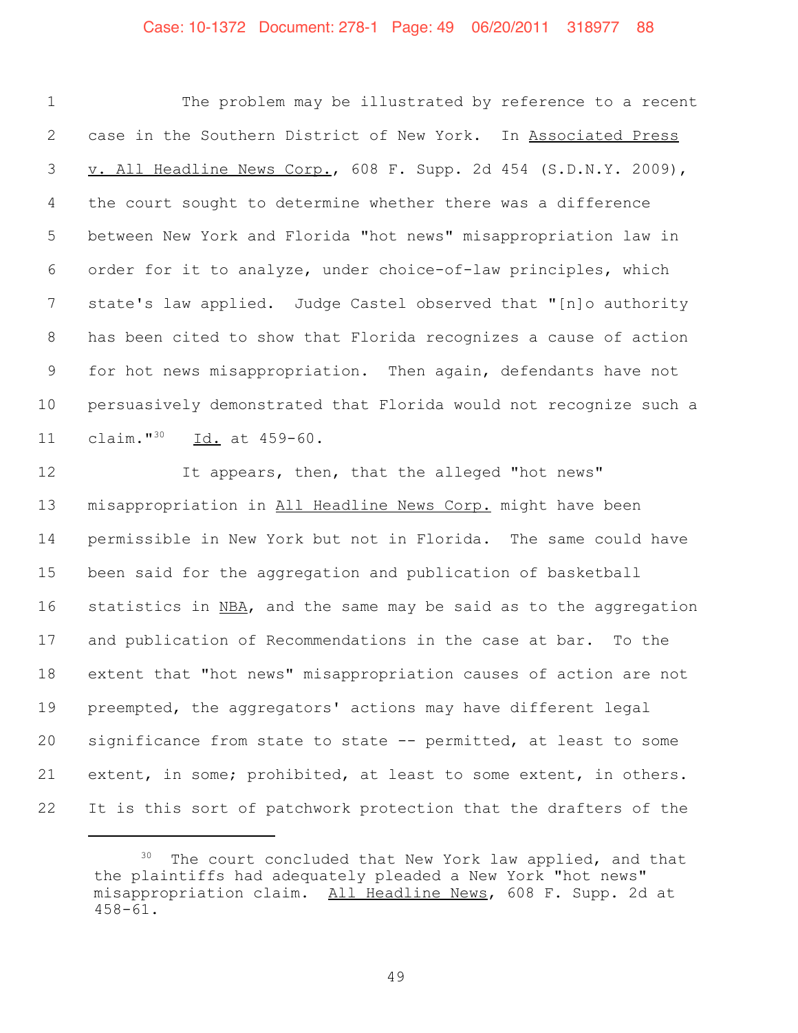The problem may be illustrated by reference to a recent case in the Southern District of New York. In Associated Press v. All Headline News Corp., 608 F. Supp. 2d 454 (S.D.N.Y. 2009), the court sought to determine whether there was a difference between New York and Florida "hot news" misappropriation law in order for it to analyze, under choice-of-law principles, which state's law applied. Judge Castel observed that "[n]o authority has been cited to show that Florida recognizes a cause of action for hot news misappropriation. Then again, defendants have not persuasively demonstrated that Florida would not recognize such a claim."[30] Id. at 459-60.

It appears, then, that the alleged "hot news" misappropriation in All Headline News Corp. might have been permissible in New York but not in Florida. The same could have been said for the aggregation and publication of basketball statistics in NBA, and the same may be said as to the aggregation and publication of Recommendations in the case at bar. To the extent that "hot news" misappropriation causes of action are not preempted, the aggregators' actions may have different legal significance from state to state -- permitted, at least to some extent, in some; prohibited, at least to some extent, in others. It is this sort of patchwork protection that the drafters of the

---

[30] The court concluded that New York law applied, and that the plaintiffs had adequately pleaded a New York "hot news" misappropriation claim. All Headline News, 608 F. Supp. 2d at 458-61.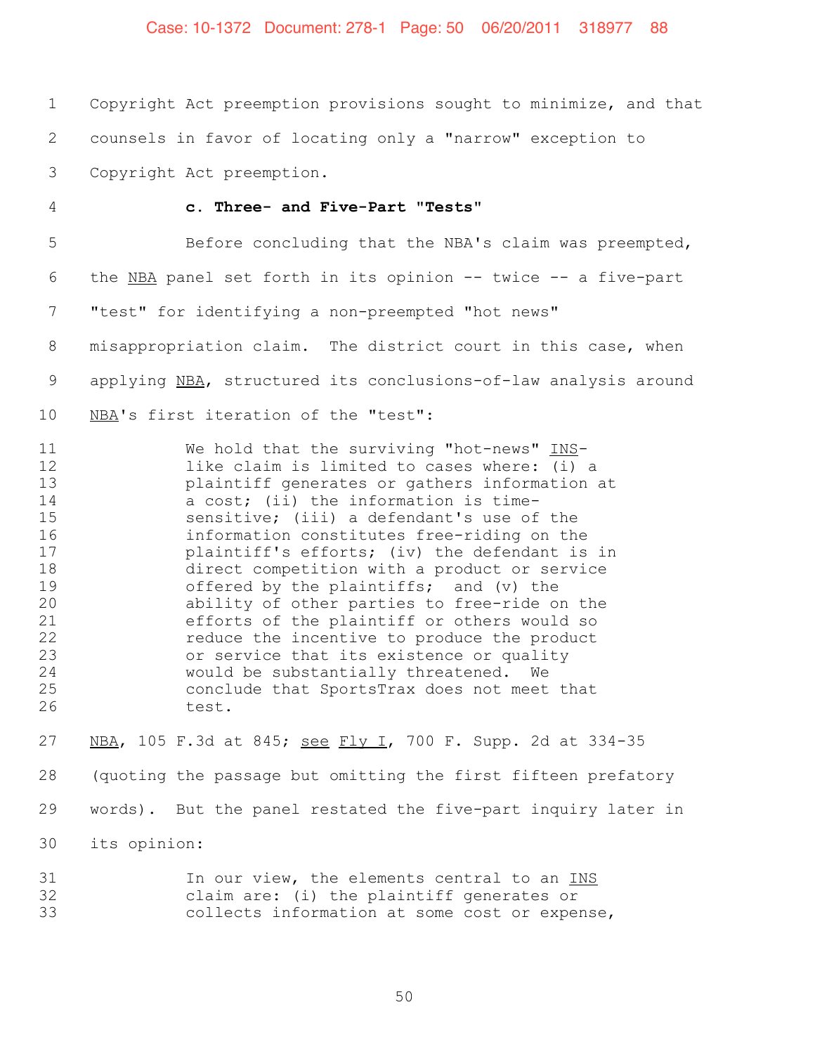Copyright Act preemption provisions sought to minimize, and that counsels in favor of locating only a "narrow" exception to Copyright Act preemption.

#### c. Three- and Five-Part "Tests"

Before concluding that the NBA's claim was preempted, the NBA panel set forth in its opinion -- twice -- a five-part "test" for identifying a non-preempted "hot news" misappropriation claim. The district court in this case, when applying NBA, structured its conclusions-of-law analysis around NBA's first iteration of the "test":

> We hold that the surviving "hot-news" INS-like claim is limited to cases where: (i) a plaintiff generates or gathers information at a cost; (ii) the information is time-sensitive; (iii) a defendant's use of the information constitutes free-riding on the plaintiff's efforts; (iv) the defendant is in direct competition with a product or service offered by the plaintiffs; and (v) the ability of other parties to free-ride on the efforts of the plaintiff or others would so reduce the incentive to produce the product or service that its existence or quality would be substantially threatened. We conclude that SportsTrax does not meet that test.

NBA, 105 F.3d at 845; see Fly I, 700 F. Supp. 2d at 334-35 (quoting the passage but omitting the first fifteen prefatory words). But the panel restated the five-part inquiry later in its opinion:

> In our view, the elements central to an INS claim are: (i) the plaintiff generates or collects information at some cost or expense,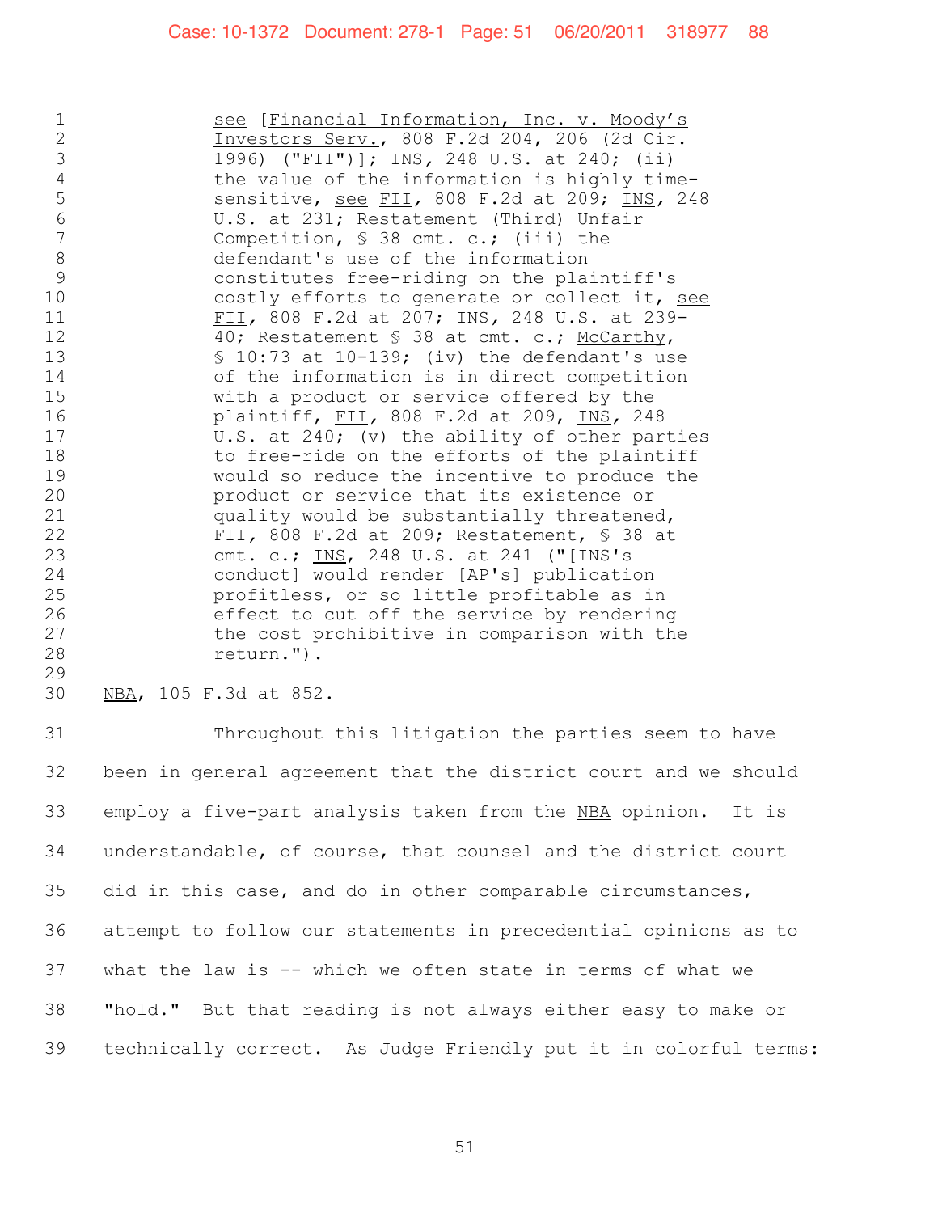> see [*Financial Information, Inc. v. Moody's Investors Serv.*, 808 F.2d 204, 206 (2d Cir. 1996) ("*FII*")]; *INS*, 248 U.S. at 240; (ii) the value of the information is highly time-sensitive, *see FII*, 808 F.2d at 209; *INS*, 248 U.S. at 231; Restatement (Third) Unfair Competition, § 38 cmt. c.; (iii) the defendant's use of the information constitutes free-riding on the plaintiff's costly efforts to generate or collect it, *see FII*, 808 F.2d at 207; INS, 248 U.S. at 239-40; Restatement § 38 at cmt. c.; *McCarthy*, § 10:73 at 10-139; (iv) the defendant's use of the information is in direct competition with a product or service offered by the plaintiff, *FII*, 808 F.2d at 209, *INS*, 248 U.S. at 240; (v) the ability of other parties to free-ride on the efforts of the plaintiff would so reduce the incentive to produce the product or service that its existence or quality would be substantially threatened, *FII*, 808 F.2d at 209; Restatement, § 38 at cmt. c.; *INS*, 248 U.S. at 241 ("[INS's conduct] would render [AP's] publication profitless, or so little profitable as in effect to cut off the service by rendering the cost prohibitive in comparison with the return.").

*NBA*, 105 F.3d at 852.

Throughout this litigation the parties seem to have been in general agreement that the district court and we should employ a five-part analysis taken from the *NBA* opinion. It is understandable, of course, that counsel and the district court did in this case, and do in other comparable circumstances, attempt to follow our statements in precedential opinions as to what the law is -- which we often state in terms of what we "hold." But that reading is not always either easy to make or technically correct. As Judge Friendly put it in colorful terms: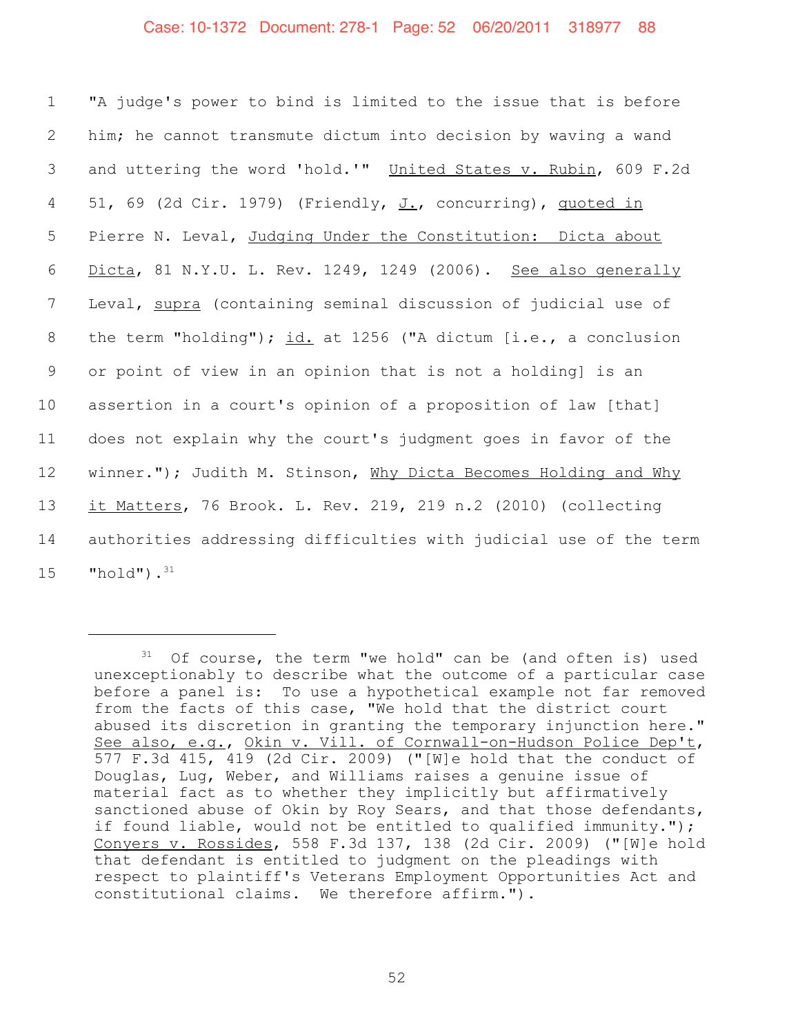"A judge's power to bind is limited to the issue that is before him; he cannot transmute dictum into decision by waving a wand and uttering the word 'hold.'" United States v. Rubin, 609 F.2d 51, 69 (2d Cir. 1979) (Friendly, J., concurring), quoted in Pierre N. Leval, Judging Under the Constitution: Dicta about Dicta, 81 N.Y.U. L. Rev. 1249, 1249 (2006). See also generally Leval, supra (containing seminal discussion of judicial use of the term "holding"); id. at 1256 ("A dictum [i.e., a conclusion or point of view in an opinion that is not a holding] is an assertion in a court's opinion of a proposition of law [that] does not explain why the court's judgment goes in favor of the winner."); Judith M. Stinson, Why Dicta Becomes Holding and Why it Matters, 76 Brook. L. Rev. 219, 219 n.2 (2010) (collecting authorities addressing difficulties with judicial use of the term "hold").[31]

---

[31] Of course, the term "we hold" can be (and often is) used unexceptionably to describe what the outcome of a particular case before a panel is: To use a hypothetical example not far removed from the facts of this case, "We hold that the district court abused its discretion in granting the temporary injunction here." See also, e.g., Okin v. Vill. of Cornwall-on-Hudson Police Dep't, 577 F.3d 415, 419 (2d Cir. 2009) ("[W]e hold that the conduct of Douglas, Lug, Weber, and Williams raises a genuine issue of material fact as to whether they implicitly but affirmatively sanctioned abuse of Okin by Roy Sears, and that those defendants, if found liable, would not be entitled to qualified immunity."); Conyers v. Rossides, 558 F.3d 137, 138 (2d Cir. 2009) ("[W]e hold that defendant is entitled to judgment on the pleadings with respect to plaintiff's Veterans Employment Opportunities Act and constitutional claims. We therefore affirm.").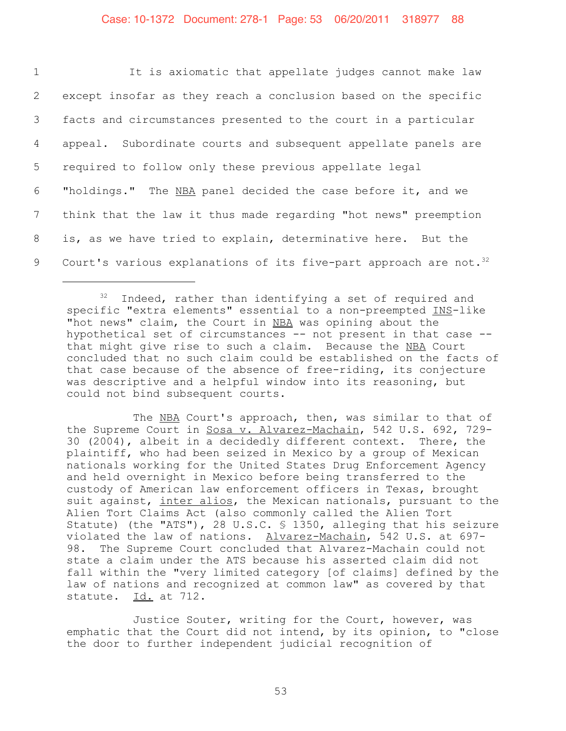It is axiomatic that appellate judges cannot make law except insofar as they reach a conclusion based on the specific facts and circumstances presented to the court in a particular appeal. Subordinate courts and subsequent appellate panels are required to follow only these previous appellate legal "holdings." The NBA panel decided the case before it, and we think that the law it thus made regarding "hot news" preemption is, as we have tried to explain, determinative here. But the Court's various explanations of its five-part approach are not.[32]

---

[32] Indeed, rather than identifying a set of required and specific "extra elements" essential to a non-preempted INS-like "hot news" claim, the Court in NBA was opining about the hypothetical set of circumstances -- not present in that case -- that might give rise to such a claim. Because the NBA Court concluded that no such claim could be established on the facts of that case because of the absence of free-riding, its conjecture was descriptive and a helpful window into its reasoning, but could not bind subsequent courts.

The NBA Court's approach, then, was similar to that of the Supreme Court in Sosa v. Alvarez-Machain, 542 U.S. 692, 729-30 (2004), albeit in a decidedly different context. There, the plaintiff, who had been seized in Mexico by a group of Mexican nationals working for the United States Drug Enforcement Agency and held overnight in Mexico before being transferred to the custody of American law enforcement officers in Texas, brought suit against, inter alios, the Mexican nationals, pursuant to the Alien Tort Claims Act (also commonly called the Alien Tort Statute) (the "ATS"), 28 U.S.C. § 1350, alleging that his seizure violated the law of nations. Alvarez-Machain, 542 U.S. at 697-98. The Supreme Court concluded that Alvarez-Machain could not state a claim under the ATS because his asserted claim did not fall within the "very limited category [of claims] defined by the law of nations and recognized at common law" as covered by that statute. Id. at 712.

Justice Souter, writing for the Court, however, was emphatic that the Court did not intend, by its opinion, to "close the door to further independent judicial recognition of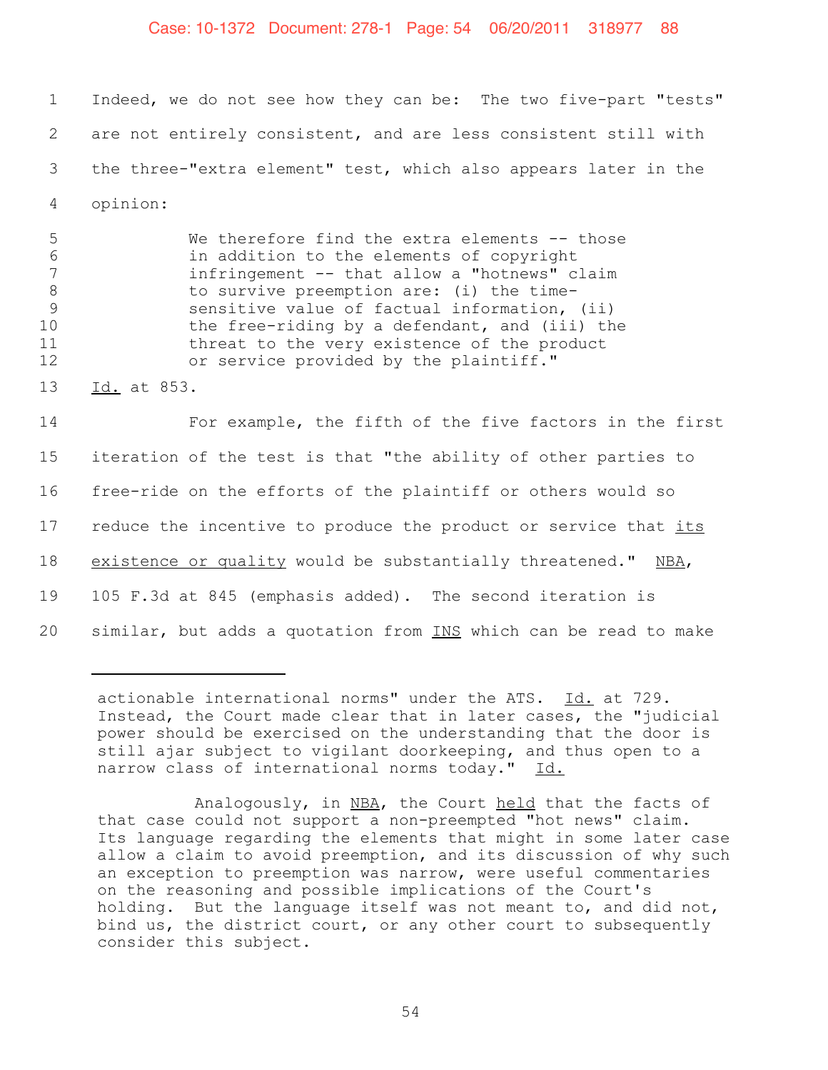Indeed, we do not see how they can be: The two five-part "tests" are not entirely consistent, and are less consistent still with the three-"extra element" test, which also appears later in the opinion:

> We therefore find the extra elements -- those in addition to the elements of copyright infringement -- that allow a "hotnews" claim to survive preemption are: (i) the time-sensitive value of factual information, (ii) the free-riding by a defendant, and (iii) the threat to the very existence of the product or service provided by the plaintiff."

Id. at 853.

For example, the fifth of the five factors in the first iteration of the test is that "the ability of other parties to free-ride on the efforts of the plaintiff or others would so reduce the incentive to produce the product or service that _its existence or quality_ would be substantially threatened." NBA, 105 F.3d at 845 (emphasis added). The second iteration is similar, but adds a quotation from INS which can be read to make

---

actionable international norms" under the ATS. Id. at 729. Instead, the Court made clear that in later cases, the "judicial power should be exercised on the understanding that the door is still ajar subject to vigilant doorkeeping, and thus open to a narrow class of international norms today." Id.

Analogously, in NBA, the Court _held_ that the facts of that case could not support a non-preempted "hot news" claim. Its language regarding the elements that might in some later case allow a claim to avoid preemption, and its discussion of why such an exception to preemption was narrow, were useful commentaries on the reasoning and possible implications of the Court's holding. But the language itself was not meant to, and did not, bind us, the district court, or any other court to subsequently consider this subject.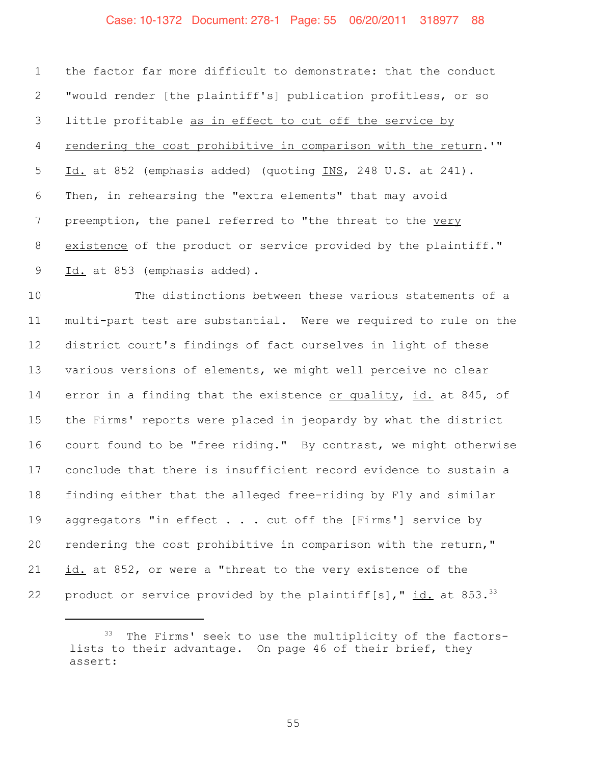the factor far more difficult to demonstrate: that the conduct "would render [the plaintiff's] publication profitless, or so little profitable <u>as in effect to cut off the service by rendering the cost prohibitive in comparison with the return</u>.'" <u>Id.</u> at 852 (emphasis added) (quoting <u>INS</u>, 248 U.S. at 241). Then, in rehearsing the "extra elements" that may avoid preemption, the panel referred to "the threat to the <u>very existence</u> of the product or service provided by the plaintiff." <u>Id.</u> at 853 (emphasis added).

The distinctions between these various statements of a multi-part test are substantial. Were we required to rule on the district court's findings of fact ourselves in light of these various versions of elements, we might well perceive no clear error in a finding that the existence <u>or quality</u>, <u>id.</u> at 845, of the Firms' reports were placed in jeopardy by what the district court found to be "free riding." By contrast, we might otherwise conclude that there is insufficient record evidence to sustain a finding either that the alleged free-riding by Fly and similar aggregators "in effect . . . cut off the [Firms'] service by rendering the cost prohibitive in comparison with the return," <u>id.</u> at 852, or were a "threat to the very existence of the product or service provided by the plaintiff[s]," <u>id.</u> at 853.[33]

---

[33] The Firms' seek to use the multiplicity of the factors-lists to their advantage. On page 46 of their brief, they assert: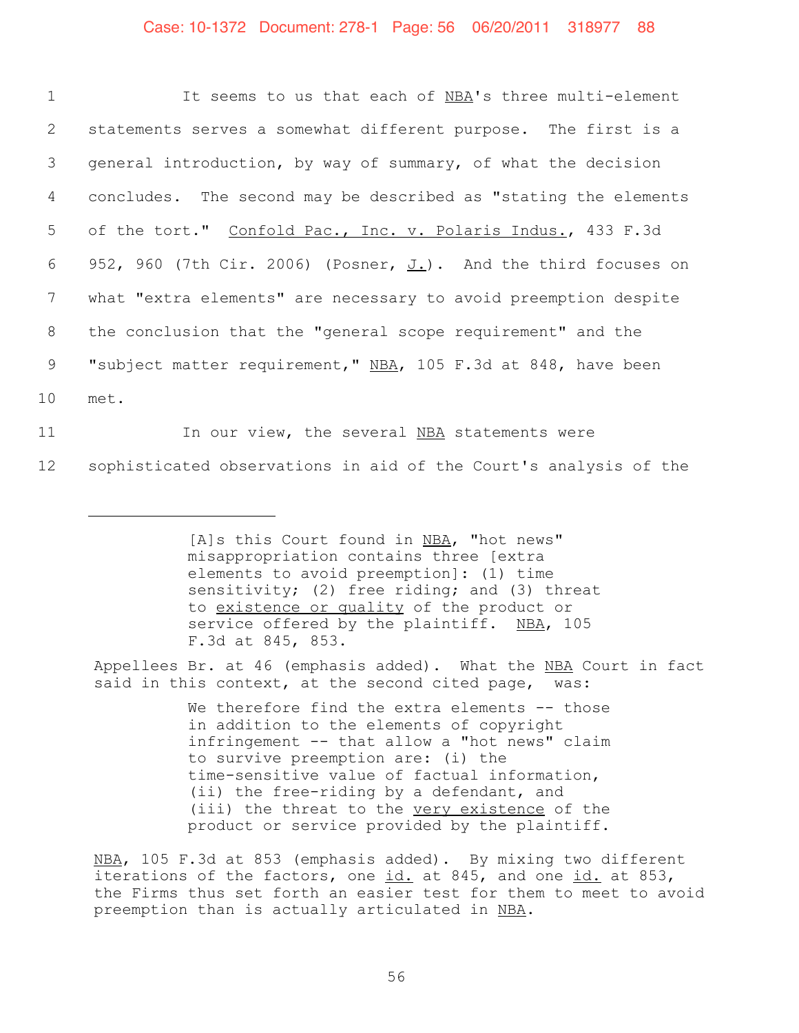It seems to us that each of _NBA_'s three multi-element statements serves a somewhat different purpose. The first is a general introduction, by way of summary, of what the decision concludes. The second may be described as "stating the elements of the tort." _Confold Pac., Inc. v. Polaris Indus._, 433 F.3d 952, 960 (7th Cir. 2006) (Posner, _J._). And the third focuses on what "extra elements" are necessary to avoid preemption despite the conclusion that the "general scope requirement" and the "subject matter requirement," _NBA_, 105 F.3d at 848, have been met.

In our view, the several _NBA_ statements were sophisticated observations in aid of the Court's analysis of the

---

> [A]s this Court found in _NBA_, "hot news" misappropriation contains three [extra elements to avoid preemption]: (1) time sensitivity; (2) free riding; and (3) threat to _existence or quality_ of the product or service offered by the plaintiff. _NBA_, 105 F.3d at 845, 853.

Appellees Br. at 46 (emphasis added). What the _NBA_ Court in fact said in this context, at the second cited page, was:

> We therefore find the extra elements -- those in addition to the elements of copyright infringement -- that allow a "hot news" claim to survive preemption are: (i) the time-sensitive value of factual information, (ii) the free-riding by a defendant, and (iii) the threat to the _very existence_ of the product or service provided by the plaintiff.

_NBA_, 105 F.3d at 853 (emphasis added). By mixing two different iterations of the factors, one _id._ at 845, and one _id._ at 853, the Firms thus set forth an easier test for them to meet to avoid preemption than is actually articulated in _NBA_.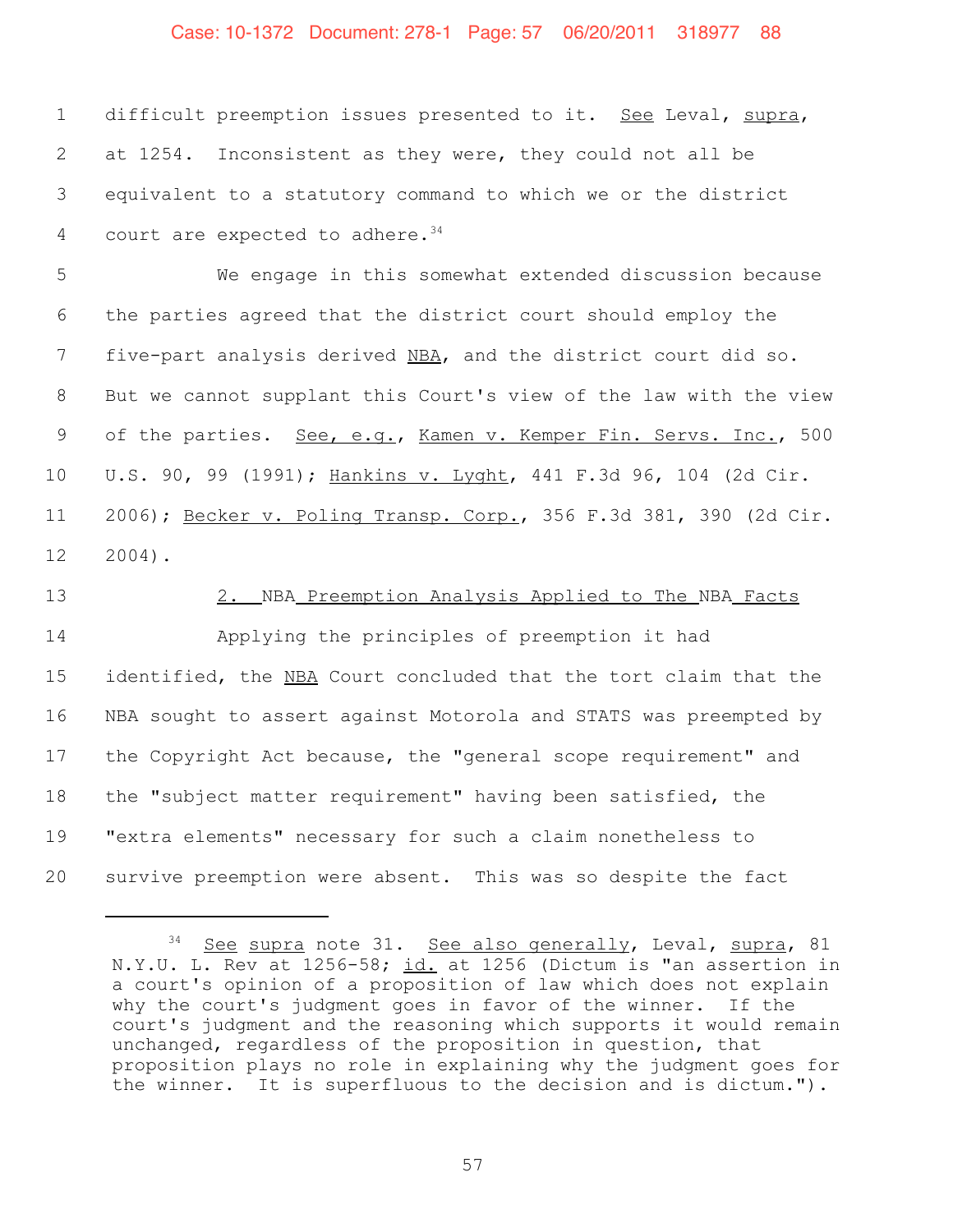difficult preemption issues presented to it. See Leval, supra, at 1254. Inconsistent as they were, they could not all be equivalent to a statutory command to which we or the district court are expected to adhere.[34]

We engage in this somewhat extended discussion because the parties agreed that the district court should employ the five-part analysis derived NBA, and the district court did so. But we cannot supplant this Court's view of the law with the view of the parties. See, e.g., Kamen v. Kemper Fin. Servs. Inc., 500 U.S. 90, 99 (1991); Hankins v. Lyght, 441 F.3d 96, 104 (2d Cir. 2006); Becker v. Poling Transp. Corp., 356 F.3d 381, 390 (2d Cir. 2004).

### 2. *NBA* Preemption Analysis Applied to The *NBA* Facts

Applying the principles of preemption it had identified, the NBA Court concluded that the tort claim that the NBA sought to assert against Motorola and STATS was preempted by the Copyright Act because, the "general scope requirement" and the "subject matter requirement" having been satisfied, the "extra elements" necessary for such a claim nonetheless to survive preemption were absent. This was so despite the fact

---

[34] See supra note 31. See also generally, Leval, supra, 81 N.Y.U. L. Rev at 1256-58; id. at 1256 (Dictum is "an assertion in a court's opinion of a proposition of law which does not explain why the court's judgment goes in favor of the winner. If the court's judgment and the reasoning which supports it would remain unchanged, regardless of the proposition in question, that proposition plays no role in explaining why the judgment goes for the winner. It is superfluous to the decision and is dictum.").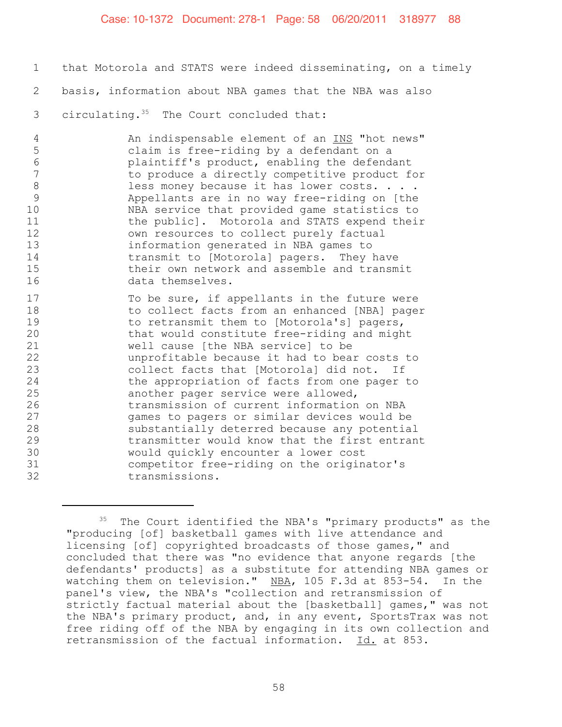that Motorola and STATS were indeed disseminating, on a timely basis, information about NBA games that the NBA was also circulating.[35] The Court concluded that:

> An indispensable element of an INS "hot news" claim is free-riding by a defendant on a plaintiff's product, enabling the defendant to produce a directly competitive product for less money because it has lower costs. . . . Appellants are in no way free-riding on [the NBA service that provided game statistics to the public]. Motorola and STATS expend their own resources to collect purely factual information generated in NBA games to transmit to [Motorola] pagers. They have their own network and assemble and transmit data themselves.
>
> To be sure, if appellants in the future were to collect facts from an enhanced [NBA] pager to retransmit them to [Motorola's] pagers, that would constitute free-riding and might well cause [the NBA service] to be unprofitable because it had to bear costs to collect facts that [Motorola] did not. If the appropriation of facts from one pager to another pager service were allowed, transmission of current information on NBA games to pagers or similar devices would be substantially deterred because any potential transmitter would know that the first entrant would quickly encounter a lower cost competitor free-riding on the originator's transmissions.

---

[35] The Court identified the NBA's "primary products" as the "producing [of] basketball games with live attendance and licensing [of] copyrighted broadcasts of those games," and concluded that there was "no evidence that anyone regards [the defendants' products] as a substitute for attending NBA games or watching them on television." NBA, 105 F.3d at 853-54. In the panel's view, the NBA's "collection and retransmission of strictly factual material about the [basketball] games," was not the NBA's primary product, and, in any event, SportsTrax was not free riding off of the NBA by engaging in its own collection and retransmission of the factual information. Id. at 853.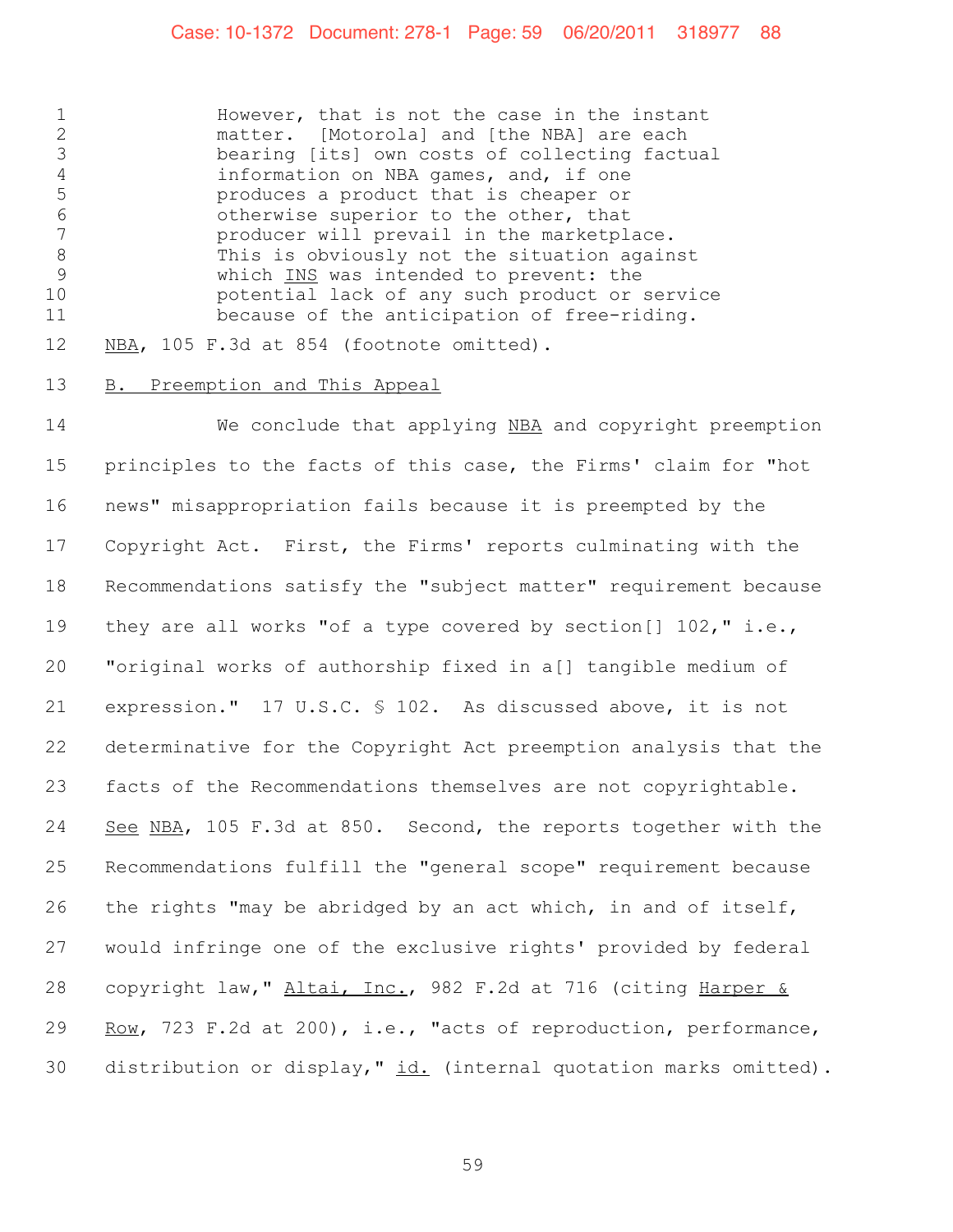> However, that is not the case in the instant matter. [Motorola] and [the NBA] are each bearing [its] own costs of collecting factual information on NBA games, and, if one produces a product that is cheaper or otherwise superior to the other, that producer will prevail in the marketplace. This is obviously not the situation against which INS was intended to prevent: the potential lack of any such product or service because of the anticipation of free-riding.

NBA, 105 F.3d at 854 (footnote omitted).

B. Preemption and This Appeal

We conclude that applying NBA and copyright preemption principles to the facts of this case, the Firms' claim for "hot news" misappropriation fails because it is preempted by the Copyright Act. First, the Firms' reports culminating with the Recommendations satisfy the "subject matter" requirement because they are all works "of a type covered by section[] 102," i.e., "original works of authorship fixed in a[] tangible medium of expression." 17 U.S.C. § 102. As discussed above, it is not determinative for the Copyright Act preemption analysis that the facts of the Recommendations themselves are not copyrightable. See NBA, 105 F.3d at 850. Second, the reports together with the Recommendations fulfill the "general scope" requirement because the rights "may be abridged by an act which, in and of itself, would infringe one of the exclusive rights' provided by federal copyright law," Altai, Inc., 982 F.2d at 716 (citing Harper & Row, 723 F.2d at 200), i.e., "acts of reproduction, performance, distribution or display," id. (internal quotation marks omitted).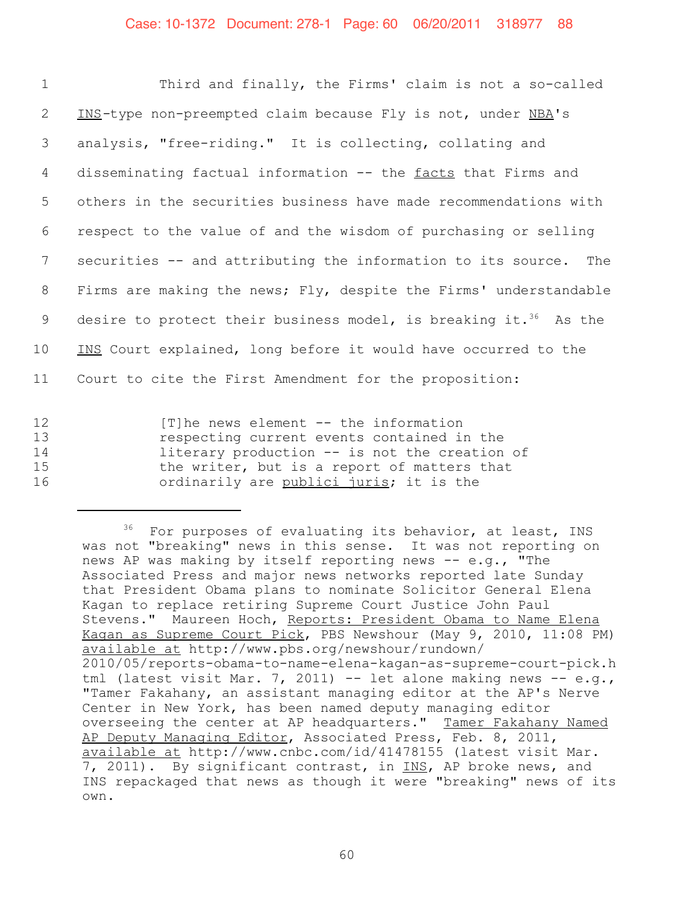Third and finally, the Firms' claim is not a so-called *INS*-type non-preempted claim because Fly is not, under *NBA*'s analysis, "free-riding." It is collecting, collating and disseminating factual information -- the *facts* that Firms and others in the securities business have made recommendations with respect to the value of and the wisdom of purchasing or selling securities -- and attributing the information to its source. The Firms are making the news; Fly, despite the Firms' understandable desire to protect their business model, is breaking it.[36] As the *INS* Court explained, long before it would have occurred to the Court to cite the First Amendment for the proposition:

> [T]he news element -- the information respecting current events contained in the literary production -- is not the creation of the writer, but is a report of matters that ordinarily are *publici juris*; it is the

---

[36] For purposes of evaluating its behavior, at least, INS was not "breaking" news in this sense. It was not reporting on news AP was making by itself reporting news -- e.g., "The Associated Press and major news networks reported late Sunday that President Obama plans to nominate Solicitor General Elena Kagan to replace retiring Supreme Court Justice John Paul Stevens." Maureen Hoch, *Reports: President Obama to Name Elena Kagan as Supreme Court Pick*, PBS Newshour (May 9, 2010, 11:08 PM) *available at* http://www.pbs.org/newshour/rundown/2010/05/reports-obama-to-name-elena-kagan-as-supreme-court-pick.html (latest visit Mar. 7, 2011) -- let alone making news -- e.g., "Tamer Fakahany, an assistant managing editor at the AP's Nerve Center in New York, has been named deputy managing editor overseeing the center at AP headquarters." *Tamer Fakahany Named AP Deputy Managing Editor*, Associated Press, Feb. 8, 2011, *available at* http://www.cnbc.com/id/41478155 (latest visit Mar. 7, 2011). By significant contrast, in *INS*, AP broke news, and INS repackaged that news as though it were "breaking" news of its own.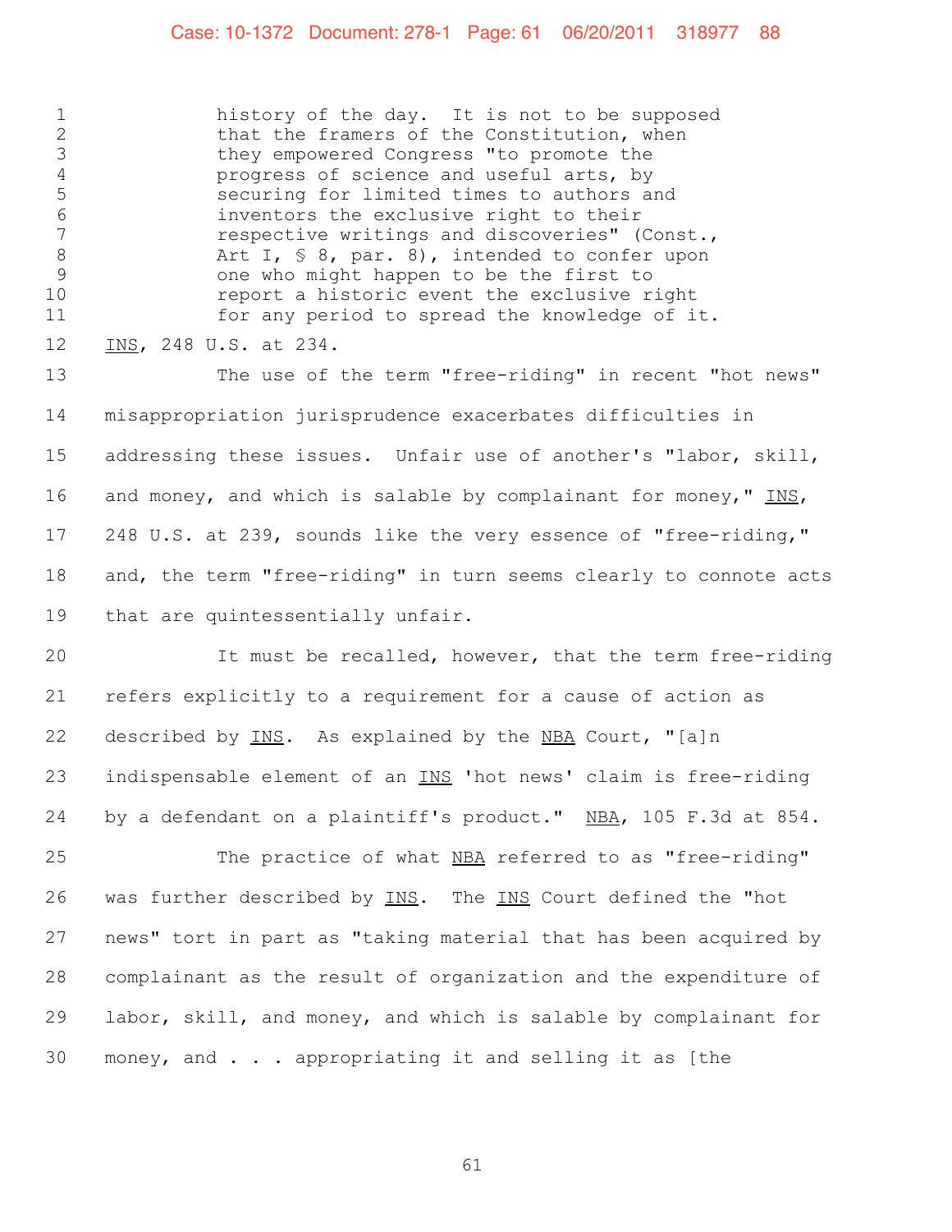> history of the day. It is not to be supposed that the framers of the Constitution, when they empowered Congress "to promote the progress of science and useful arts, by securing for limited times to authors and inventors the exclusive right to their respective writings and discoveries" (Const., Art I, § 8, par. 8), intended to confer upon one who might happen to be the first to report a historic event the exclusive right for any period to spread the knowledge of it.

_INS_, 248 U.S. at 234.

The use of the term "free-riding" in recent "hot news" misappropriation jurisprudence exacerbates difficulties in addressing these issues. Unfair use of another's "labor, skill, and money, and which is salable by complainant for money," _INS_, 248 U.S. at 239, sounds like the very essence of "free-riding," and, the term "free-riding" in turn seems clearly to connote acts that are quintessentially unfair.

It must be recalled, however, that the term free-riding refers explicitly to a requirement for a cause of action as described by _INS_. As explained by the _NBA_ Court, "[a]n indispensable element of an _INS_ 'hot news' claim is free-riding by a defendant on a plaintiff's product." _NBA_, 105 F.3d at 854.

The practice of what _NBA_ referred to as "free-riding" was further described by _INS_. The _INS_ Court defined the "hot news" tort in part as "taking material that has been acquired by complainant as the result of organization and the expenditure of labor, skill, and money, and which is salable by complainant for money, and . . . appropriating it and selling it as [the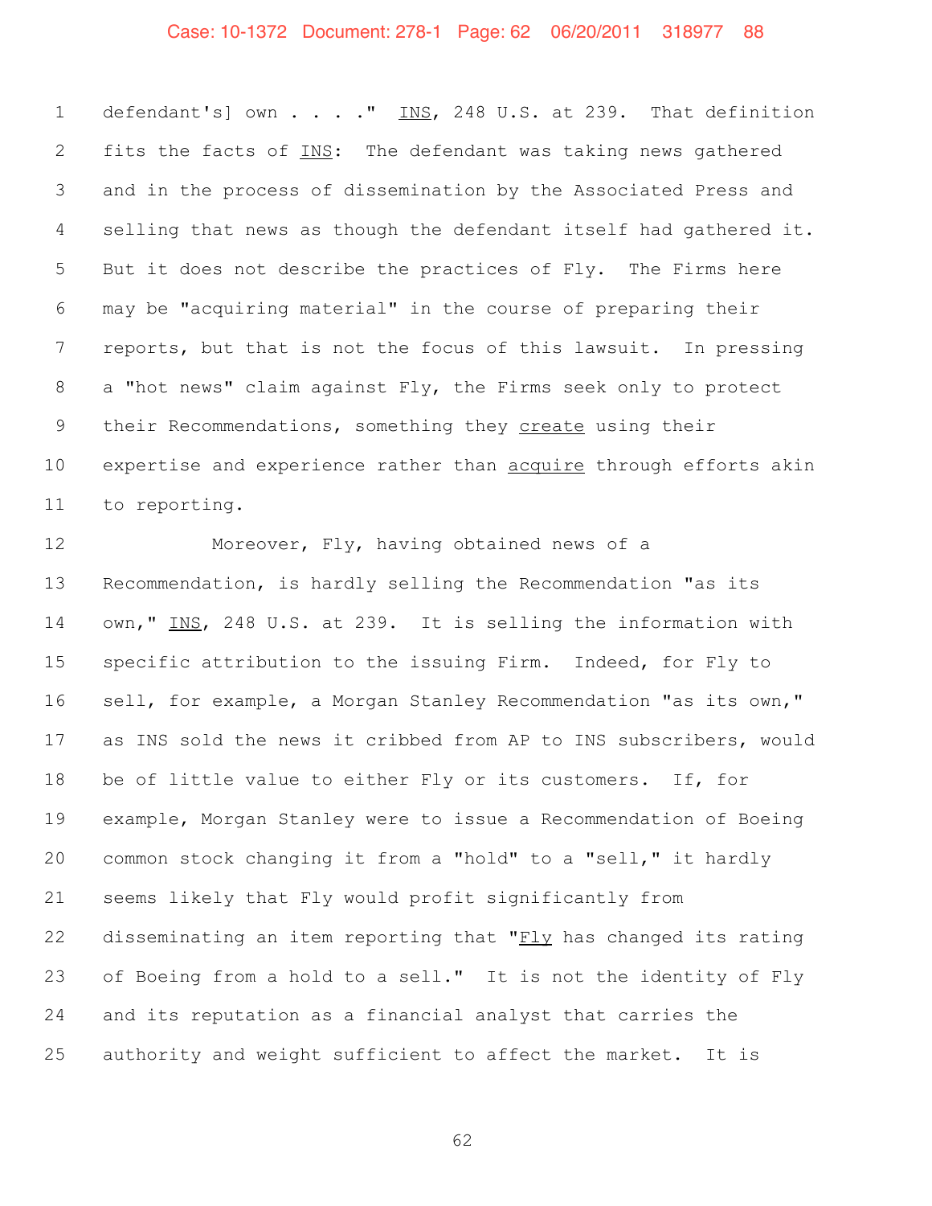defendant's] own . . . ." INS, 248 U.S. at 239. That definition fits the facts of INS: The defendant was taking news gathered and in the process of dissemination by the Associated Press and selling that news as though the defendant itself had gathered it. But it does not describe the practices of Fly. The Firms here may be "acquiring material" in the course of preparing their reports, but that is not the focus of this lawsuit. In pressing a "hot news" claim against Fly, the Firms seek only to protect their Recommendations, something they create using their expertise and experience rather than acquire through efforts akin to reporting.

Moreover, Fly, having obtained news of a Recommendation, is hardly selling the Recommendation "as its own," INS, 248 U.S. at 239. It is selling the information with specific attribution to the issuing Firm. Indeed, for Fly to sell, for example, a Morgan Stanley Recommendation "as its own," as INS sold the news it cribbed from AP to INS subscribers, would be of little value to either Fly or its customers. If, for example, Morgan Stanley were to issue a Recommendation of Boeing common stock changing it from a "hold" to a "sell," it hardly seems likely that Fly would profit significantly from disseminating an item reporting that "Fly has changed its rating of Boeing from a hold to a sell." It is not the identity of Fly and its reputation as a financial analyst that carries the authority and weight sufficient to affect the market. It is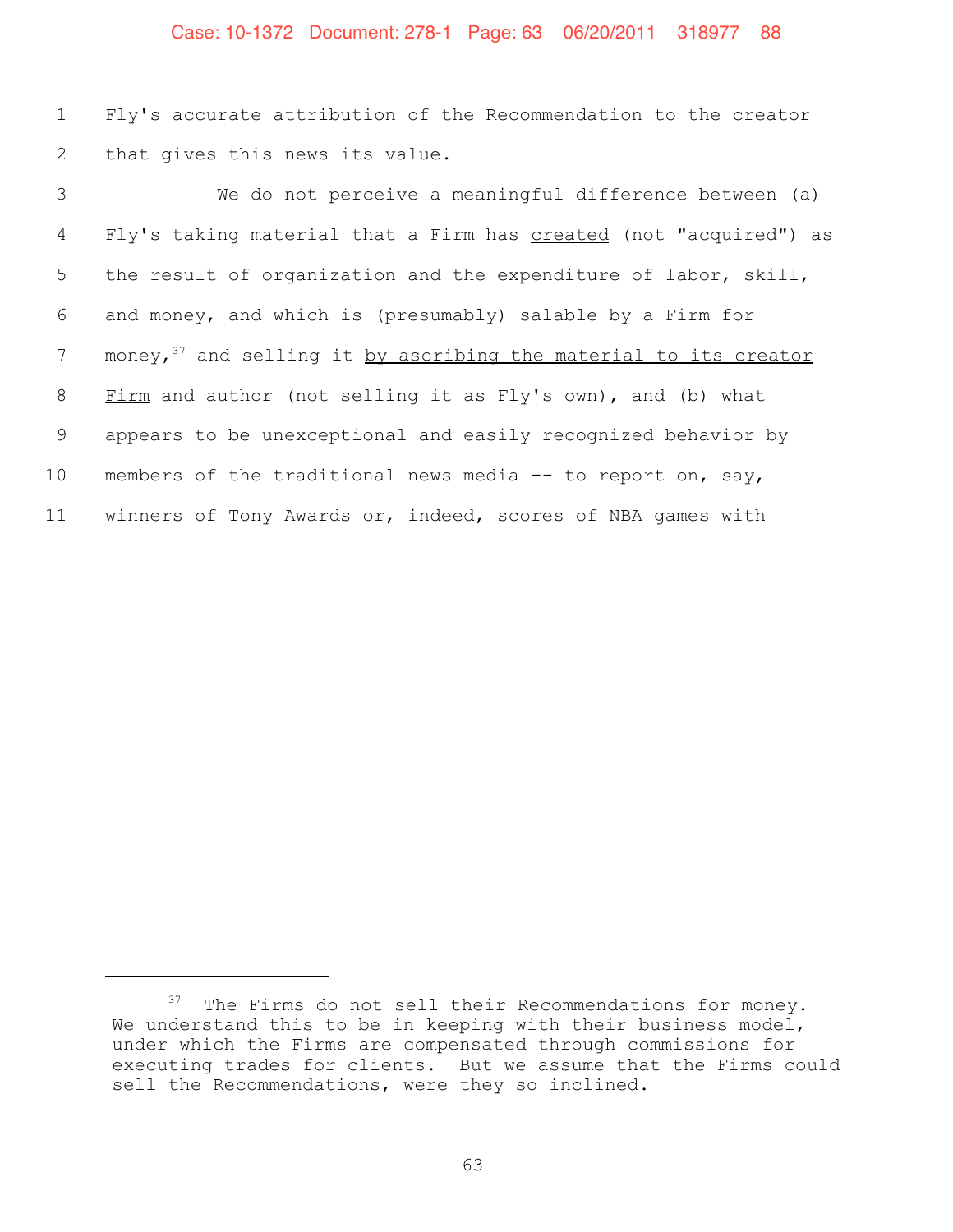Fly's accurate attribution of the Recommendation to the creator that gives this news its value.

We do not perceive a meaningful difference between (a) Fly's taking material that a Firm has <u>created</u> (not "acquired") as the result of organization and the expenditure of labor, skill, and money, and which is (presumably) salable by a Firm for money,[37] and selling it <u>by ascribing the material to its creator Firm</u> and author (not selling it as Fly's own), and (b) what appears to be unexceptional and easily recognized behavior by members of the traditional news media -- to report on, say, winners of Tony Awards or, indeed, scores of NBA games with

---

[37] The Firms do not sell their Recommendations for money. We understand this to be in keeping with their business model, under which the Firms are compensated through commissions for executing trades for clients. But we assume that the Firms could sell the Recommendations, were they so inclined.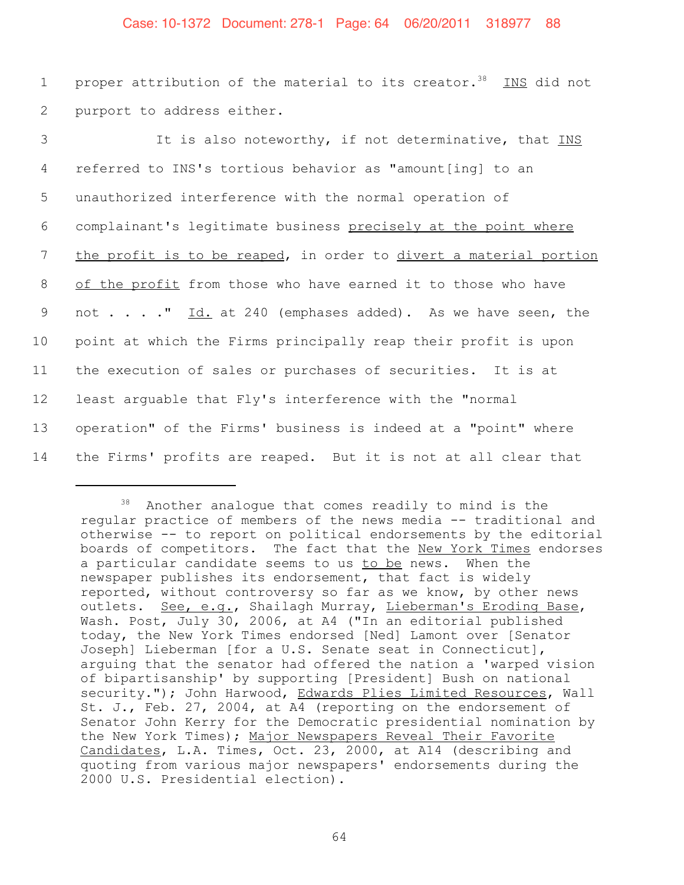proper attribution of the material to its creator.[38] INS did not purport to address either.

It is also noteworthy, if not determinative, that INS referred to INS's tortious behavior as "amount[ing] to an unauthorized interference with the normal operation of complainant's legitimate business precisely at the point where the profit is to be reaped, in order to divert a material portion of the profit from those who have earned it to those who have not . . . ." Id. at 240 (emphases added). As we have seen, the point at which the Firms principally reap their profit is upon the execution of sales or purchases of securities. It is at least arguable that Fly's interference with the "normal operation" of the Firms' business is indeed at a "point" where the Firms' profits are reaped. But it is not at all clear that

---

[38] Another analogue that comes readily to mind is the regular practice of members of the news media -- traditional and otherwise -- to report on political endorsements by the editorial boards of competitors. The fact that the New York Times endorses a particular candidate seems to us to be news. When the newspaper publishes its endorsement, that fact is widely reported, without controversy so far as we know, by other news outlets. See, e.g., Shailagh Murray, Lieberman's Eroding Base, Wash. Post, July 30, 2006, at A4 ("In an editorial published today, the New York Times endorsed [Ned] Lamont over [Senator Joseph] Lieberman [for a U.S. Senate seat in Connecticut], arguing that the senator had offered the nation a 'warped vision of bipartisanship' by supporting [President] Bush on national security."); John Harwood, Edwards Plies Limited Resources, Wall St. J., Feb. 27, 2004, at A4 (reporting on the endorsement of Senator John Kerry for the Democratic presidential nomination by the New York Times); Major Newspapers Reveal Their Favorite Candidates, L.A. Times, Oct. 23, 2000, at A14 (describing and quoting from various major newspapers' endorsements during the 2000 U.S. Presidential election).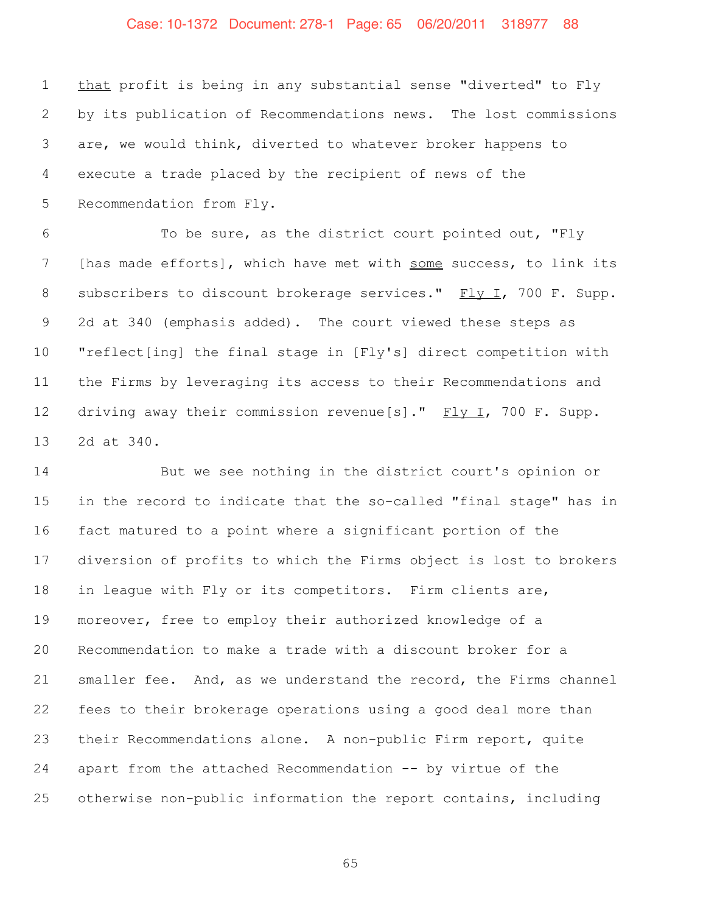that profit is being in any substantial sense "diverted" to Fly by its publication of Recommendations news. The lost commissions are, we would think, diverted to whatever broker happens to execute a trade placed by the recipient of news of the Recommendation from Fly.

To be sure, as the district court pointed out, "Fly [has made efforts], which have met with some success, to link its subscribers to discount brokerage services." Fly I, 700 F. Supp. 2d at 340 (emphasis added). The court viewed these steps as "reflect[ing] the final stage in [Fly's] direct competition with the Firms by leveraging its access to their Recommendations and driving away their commission revenue[s]." Fly I, 700 F. Supp. 2d at 340.

But we see nothing in the district court's opinion or in the record to indicate that the so-called "final stage" has in fact matured to a point where a significant portion of the diversion of profits to which the Firms object is lost to brokers in league with Fly or its competitors. Firm clients are, moreover, free to employ their authorized knowledge of a Recommendation to make a trade with a discount broker for a smaller fee. And, as we understand the record, the Firms channel fees to their brokerage operations using a good deal more than their Recommendations alone. A non-public Firm report, quite apart from the attached Recommendation -- by virtue of the otherwise non-public information the report contains, including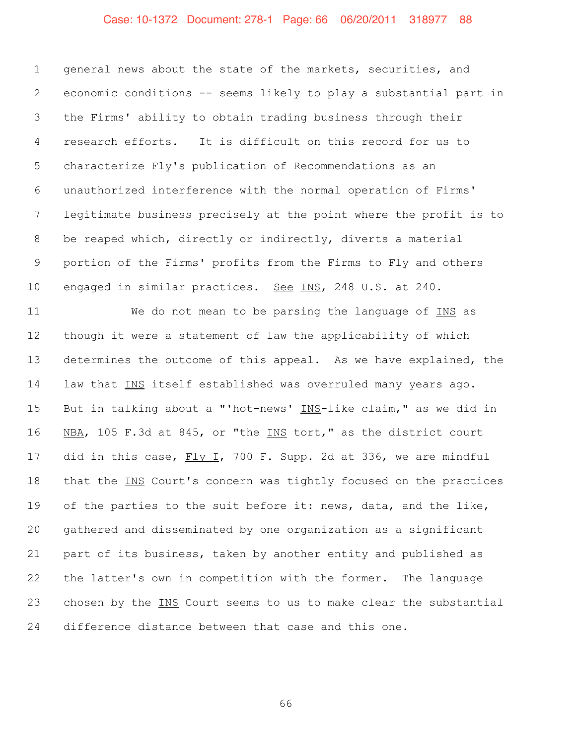general news about the state of the markets, securities, and economic conditions -- seems likely to play a substantial part in the Firms' ability to obtain trading business through their research efforts. It is difficult on this record for us to characterize Fly's publication of Recommendations as an unauthorized interference with the normal operation of Firms' legitimate business precisely at the point where the profit is to be reaped which, directly or indirectly, diverts a material portion of the Firms' profits from the Firms to Fly and others engaged in similar practices. See INS, 248 U.S. at 240.

We do not mean to be parsing the language of INS as though it were a statement of law the applicability of which determines the outcome of this appeal. As we have explained, the law that INS itself established was overruled many years ago. But in talking about a "'hot-news' INS-like claim," as we did in NBA, 105 F.3d at 845, or "the INS tort," as the district court did in this case, Fly I, 700 F. Supp. 2d at 336, we are mindful that the INS Court's concern was tightly focused on the practices of the parties to the suit before it: news, data, and the like, gathered and disseminated by one organization as a significant part of its business, taken by another entity and published as the latter's own in competition with the former. The language chosen by the INS Court seems to us to make clear the substantial difference distance between that case and this one.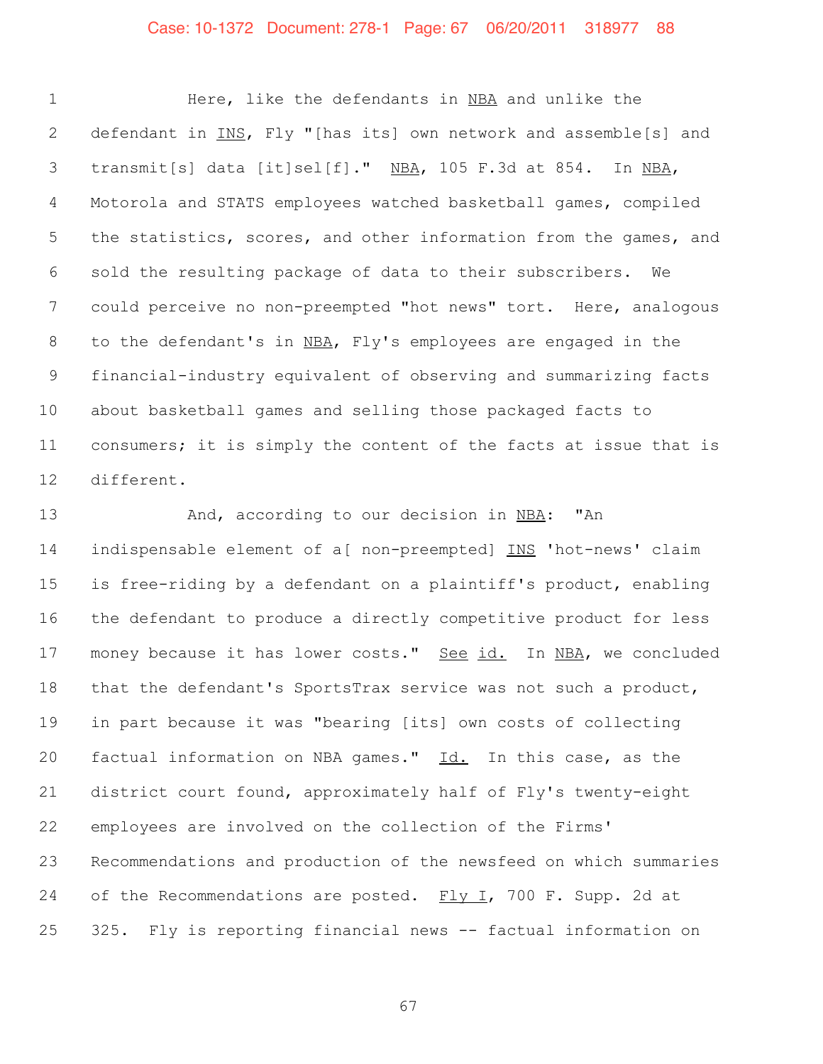Here, like the defendants in NBA and unlike the defendant in INS, Fly "[has its] own network and assemble[s] and transmit[s] data [it]sel[f]." NBA, 105 F.3d at 854. In NBA, Motorola and STATS employees watched basketball games, compiled the statistics, scores, and other information from the games, and sold the resulting package of data to their subscribers. We could perceive no non-preempted "hot news" tort. Here, analogous to the defendant's in NBA, Fly's employees are engaged in the financial-industry equivalent of observing and summarizing facts about basketball games and selling those packaged facts to consumers; it is simply the content of the facts at issue that is different.

And, according to our decision in NBA: "An indispensable element of a[ non-preempted] INS 'hot-news' claim is free-riding by a defendant on a plaintiff's product, enabling the defendant to produce a directly competitive product for less money because it has lower costs." See id. In NBA, we concluded that the defendant's SportsTrax service was not such a product, in part because it was "bearing [its] own costs of collecting factual information on NBA games." Id. In this case, as the district court found, approximately half of Fly's twenty-eight employees are involved on the collection of the Firms' Recommendations and production of the newsfeed on which summaries of the Recommendations are posted. Fly I, 700 F. Supp. 2d at 325. Fly is reporting financial news -- factual information on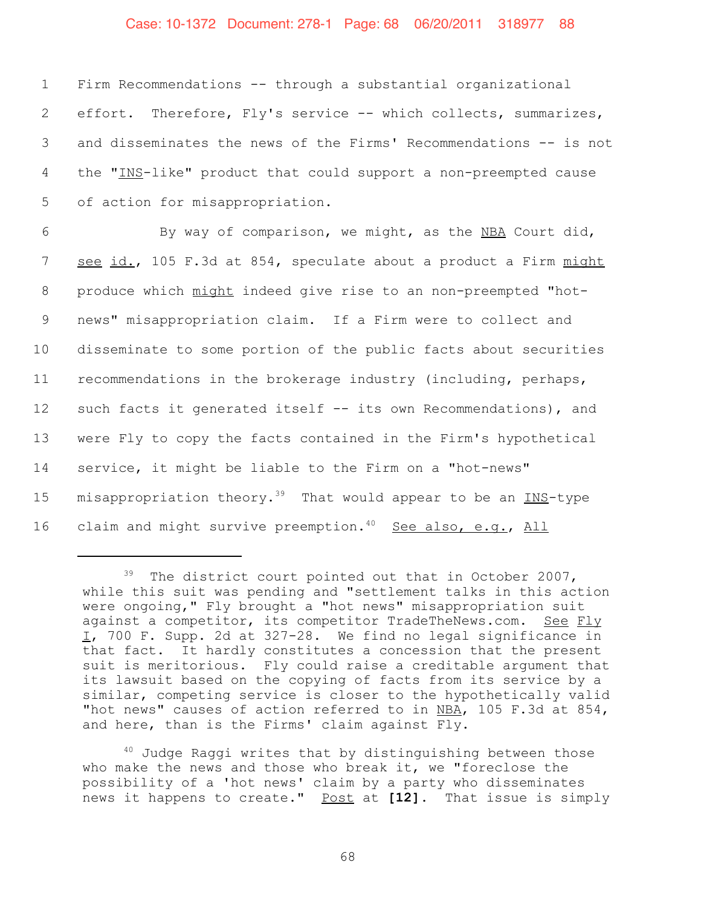Firm Recommendations -- through a substantial organizational effort. Therefore, Fly's service -- which collects, summarizes, and disseminates the news of the Firms' Recommendations -- is not the "INS-like" product that could support a non-preempted cause of action for misappropriation.

By way of comparison, we might, as the NBA Court did, see id., 105 F.3d at 854, speculate about a product a Firm *might* produce which *might* indeed give rise to an non-preempted "hot-news" misappropriation claim. If a Firm were to collect and disseminate to some portion of the public facts about securities recommendations in the brokerage industry (including, perhaps, such facts it generated itself -- its own Recommendations), and were Fly to copy the facts contained in the Firm's hypothetical service, it might be liable to the Firm on a "hot-news" misappropriation theory.[39] That would appear to be an INS-type claim and might survive preemption.[40] See also, e.g., All

---

[39] The district court pointed out that in October 2007, while this suit was pending and "settlement talks in this action were ongoing," Fly brought a "hot news" misappropriation suit against a competitor, its competitor TradeTheNews.com. See Fly I, 700 F. Supp. 2d at 327-28. We find no legal significance in that fact. It hardly constitutes a concession that the present suit is meritorious. Fly could raise a creditable argument that its lawsuit based on the copying of facts from its service by a similar, competing service is closer to the hypothetically valid "hot news" causes of action referred to in NBA, 105 F.3d at 854, and here, than is the Firms' claim against Fly.

[40] Judge Raggi writes that by distinguishing between those who make the news and those who break it, we "foreclose the possibility of a 'hot news' claim by a party who disseminates news it happens to create." Post at **[12]**. That issue is simply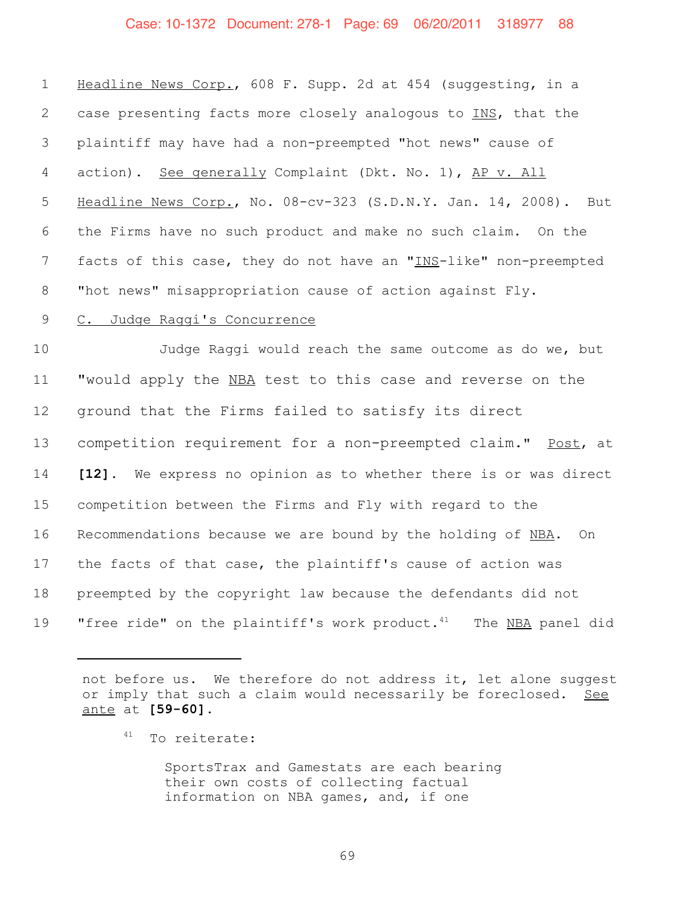Headline News Corp., 608 F. Supp. 2d at 454 (suggesting, in a case presenting facts more closely analogous to INS, that the plaintiff may have had a non-preempted "hot news" cause of action). See generally Complaint (Dkt. No. 1), AP v. All Headline News Corp., No. 08-cv-323 (S.D.N.Y. Jan. 14, 2008). But the Firms have no such product and make no such claim. On the facts of this case, they do not have an "INS-like" non-preempted "hot news" misappropriation cause of action against Fly.

### C. Judge Raggi's Concurrence

Judge Raggi would reach the same outcome as do we, but "would apply the NBA test to this case and reverse on the ground that the Firms failed to satisfy its direct competition requirement for a non-preempted claim." Post, at **[12]**. We express no opinion as to whether there is or was direct competition between the Firms and Fly with regard to the Recommendations because we are bound by the holding of NBA. On the facts of that case, the plaintiff's cause of action was preempted by the copyright law because the defendants did not "free ride" on the plaintiff's work product.[41] The NBA panel did

---

not before us. We therefore do not address it, let alone suggest or imply that such a claim would necessarily be foreclosed. See ante at **[59-60]**.

[41] To reiterate:

> SportsTrax and Gamestats are each bearing their own costs of collecting factual information on NBA games, and, if one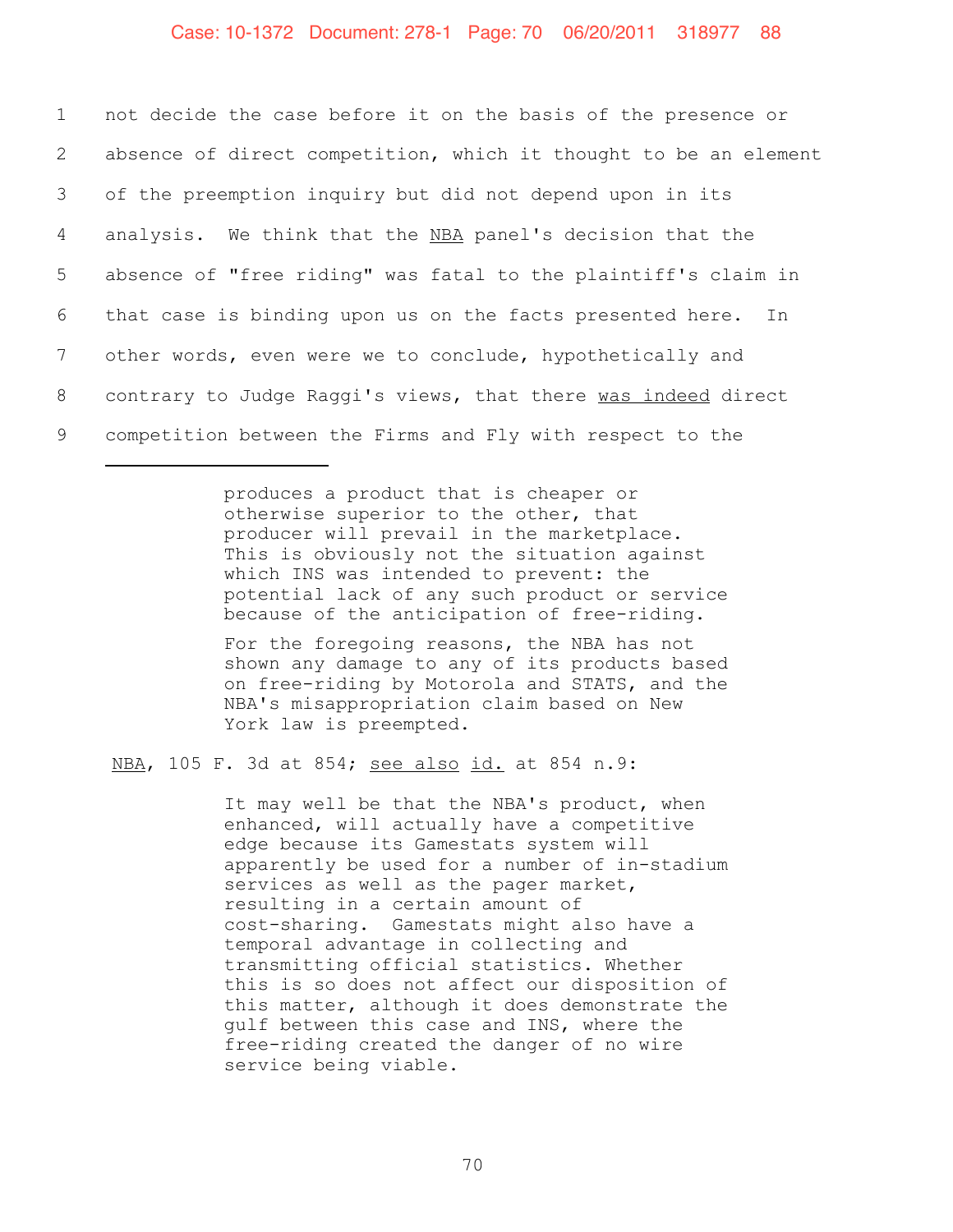not decide the case before it on the basis of the presence or absence of direct competition, which it thought to be an element of the preemption inquiry but did not depend upon in its analysis. We think that the NBA panel's decision that the absence of "free riding" was fatal to the plaintiff's claim in that case is binding upon us on the facts presented here. In other words, even were we to conclude, hypothetically and contrary to Judge Raggi's views, that there was indeed direct competition between the Firms and Fly with respect to the

---

> produces a product that is cheaper or otherwise superior to the other, that producer will prevail in the marketplace. This is obviously not the situation against which INS was intended to prevent: the potential lack of any such product or service because of the anticipation of free-riding.
>
> For the foregoing reasons, the NBA has not shown any damage to any of its products based on free-riding by Motorola and STATS, and the NBA's misappropriation claim based on New York law is preempted.

NBA, 105 F. 3d at 854; see also id. at 854 n.9:

> It may well be that the NBA's product, when enhanced, will actually have a competitive edge because its Gamestats system will apparently be used for a number of in-stadium services as well as the pager market, resulting in a certain amount of cost-sharing. Gamestats might also have a temporal advantage in collecting and transmitting official statistics. Whether this is so does not affect our disposition of this matter, although it does demonstrate the gulf between this case and INS, where the free-riding created the danger of no wire service being viable.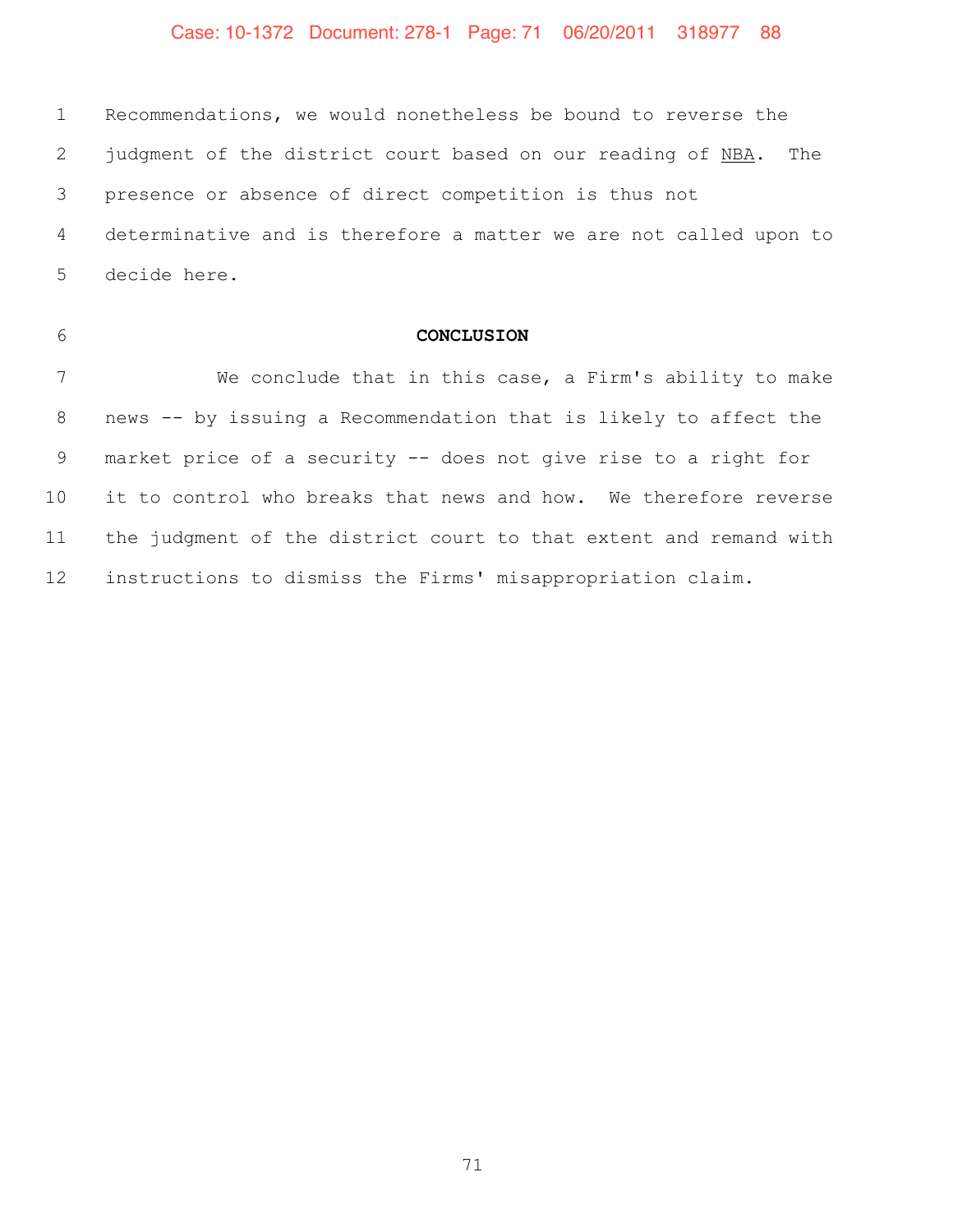Recommendations, we would nonetheless be bound to reverse the judgment of the district court based on our reading of NBA. The presence or absence of direct competition is thus not determinative and is therefore a matter we are not called upon to decide here.

## CONCLUSION

We conclude that in this case, a Firm's ability to make news -- by issuing a Recommendation that is likely to affect the market price of a security -- does not give rise to a right for it to control who breaks that news and how. We therefore reverse the judgment of the district court to that extent and remand with instructions to dismiss the Firms' misappropriation claim.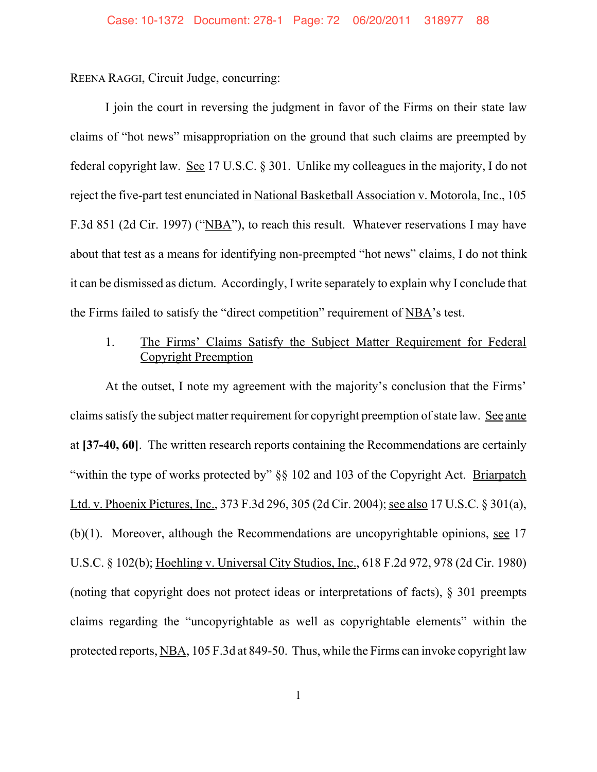REENA RAGGI, Circuit Judge, concurring:

I join the court in reversing the judgment in favor of the Firms on their state law claims of "hot news" misappropriation on the ground that such claims are preempted by federal copyright law. See 17 U.S.C. § 301. Unlike my colleagues in the majority, I do not reject the five-part test enunciated in National Basketball Association v. Motorola, Inc., 105 F.3d 851 (2d Cir. 1997) ("NBA"), to reach this result. Whatever reservations I may have about that test as a means for identifying non-preempted "hot news" claims, I do not think it can be dismissed as dictum. Accordingly, I write separately to explain why I conclude that the Firms failed to satisfy the "direct competition" requirement of NBA's test.

1. The Firms' Claims Satisfy the Subject Matter Requirement for Federal Copyright Preemption

At the outset, I note my agreement with the majority's conclusion that the Firms' claims satisfy the subject matter requirement for copyright preemption of state law. See ante at **[37-40, 60]**. The written research reports containing the Recommendations are certainly "within the type of works protected by" §§ 102 and 103 of the Copyright Act. Briarpatch Ltd. v. Phoenix Pictures, Inc., 373 F.3d 296, 305 (2d Cir. 2004); see also 17 U.S.C. § 301(a), (b)(1). Moreover, although the Recommendations are uncopyrightable opinions, see 17 U.S.C. § 102(b); Hoehling v. Universal City Studios, Inc., 618 F.2d 972, 978 (2d Cir. 1980) (noting that copyright does not protect ideas or interpretations of facts), § 301 preempts claims regarding the "uncopyrightable as well as copyrightable elements" within the protected reports, NBA, 105 F.3d at 849-50. Thus, while the Firms can invoke copyright law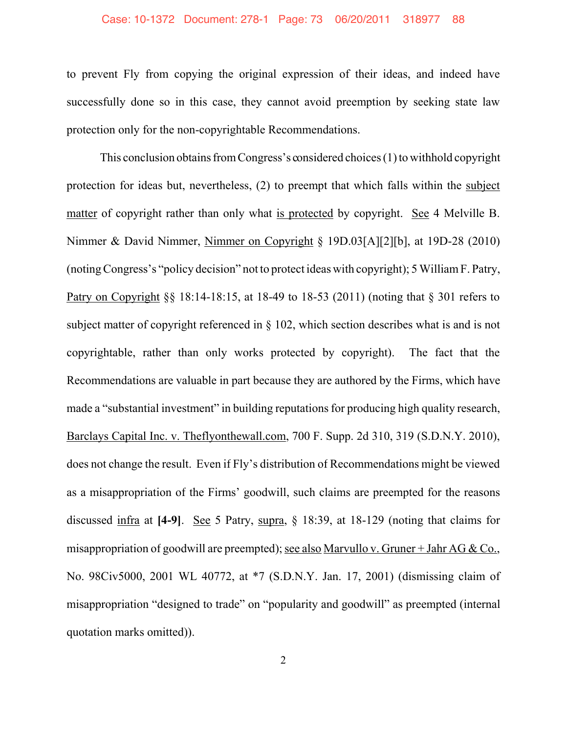to prevent Fly from copying the original expression of their ideas, and indeed have successfully done so in this case, they cannot avoid preemption by seeking state law protection only for the non-copyrightable Recommendations.

This conclusion obtains from Congress's considered choices (1) to withhold copyright protection for ideas but, nevertheless, (2) to preempt that which falls within the <u>subject matter</u> of copyright rather than only what <u>is protected</u> by copyright. <u>See</u> 4 Melville B. Nimmer & David Nimmer, <u>Nimmer on Copyright</u> § 19D.03[A][2][b], at 19D-28 (2010) (noting Congress's "policy decision" not to protect ideas with copyright); 5 William F. Patry, <u>Patry on Copyright</u> §§ 18:14-18:15, at 18-49 to 18-53 (2011) (noting that § 301 refers to subject matter of copyright referenced in § 102, which section describes what is and is not copyrightable, rather than only works protected by copyright). The fact that the Recommendations are valuable in part because they are authored by the Firms, which have made a "substantial investment" in building reputations for producing high quality research, <u>Barclays Capital Inc. v. Theflyonthewall.com</u>, 700 F. Supp. 2d 310, 319 (S.D.N.Y. 2010), does not change the result. Even if Fly's distribution of Recommendations might be viewed as a misappropriation of the Firms' goodwill, such claims are preempted for the reasons discussed <u>infra</u> at **[4-9]**. <u>See</u> 5 Patry, <u>supra</u>, § 18:39, at 18-129 (noting that claims for misappropriation of goodwill are preempted); <u>see also</u> <u>Marvullo v. Gruner + Jahr AG & Co.</u>, No. 98Civ5000, 2001 WL 40772, at *7 (S.D.N.Y. Jan. 17, 2001) (dismissing claim of misappropriation "designed to trade" on "popularity and goodwill" as preempted (internal quotation marks omitted)).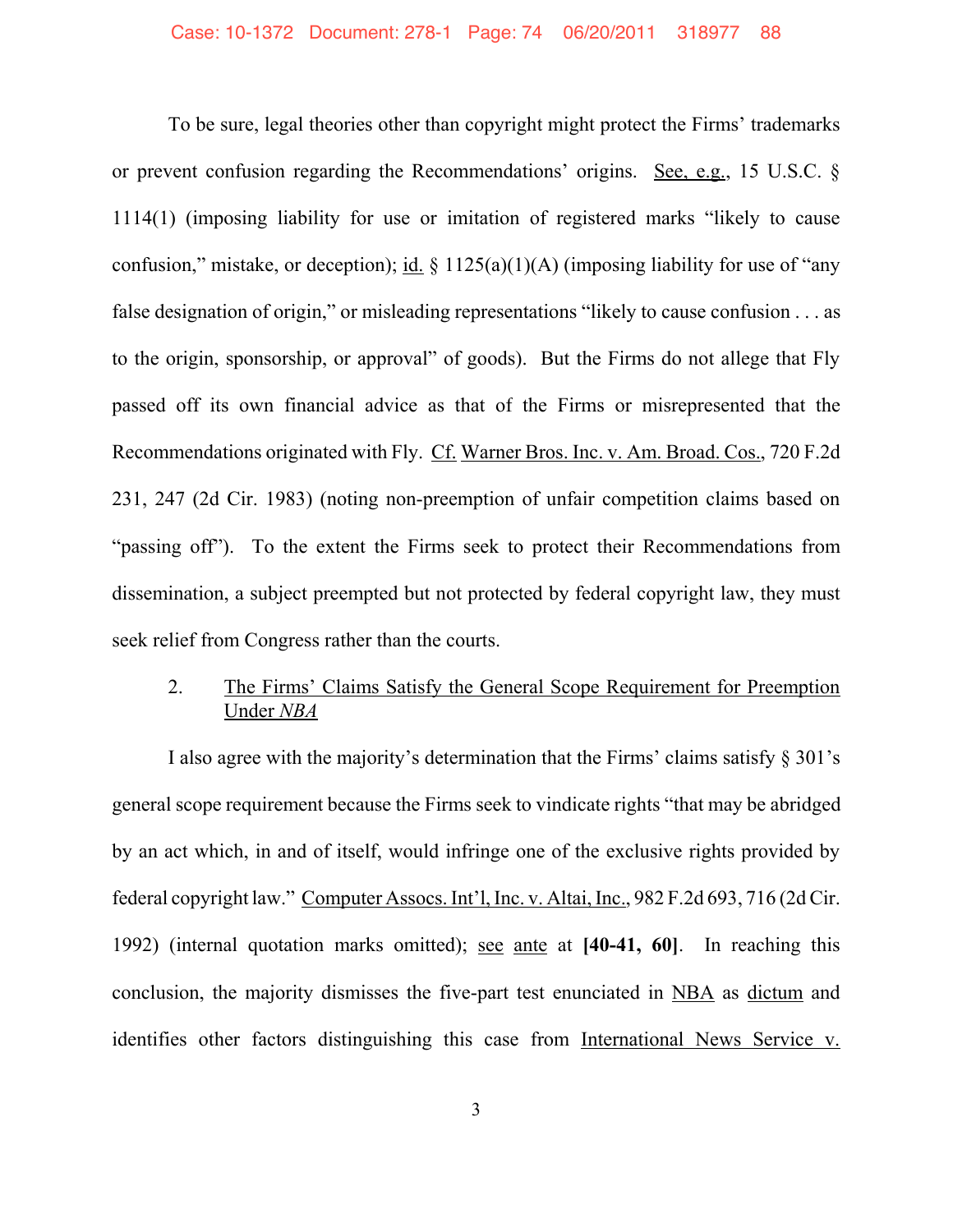To be sure, legal theories other than copyright might protect the Firms' trademarks or prevent confusion regarding the Recommendations' origins. See, e.g., 15 U.S.C. § 1114(1) (imposing liability for use or imitation of registered marks "likely to cause confusion," mistake, or deception); id. § 1125(a)(1)(A) (imposing liability for use of "any false designation of origin," or misleading representations "likely to cause confusion . . . as to the origin, sponsorship, or approval" of goods). But the Firms do not allege that Fly passed off its own financial advice as that of the Firms or misrepresented that the Recommendations originated with Fly. Cf. Warner Bros. Inc. v. Am. Broad. Cos., 720 F.2d 231, 247 (2d Cir. 1983) (noting non-preemption of unfair competition claims based on "passing off"). To the extent the Firms seek to protect their Recommendations from dissemination, a subject preempted but not protected by federal copyright law, they must seek relief from Congress rather than the courts.

2. The Firms' Claims Satisfy the General Scope Requirement for Preemption Under *NBA*

I also agree with the majority's determination that the Firms' claims satisfy § 301's general scope requirement because the Firms seek to vindicate rights "that may be abridged by an act which, in and of itself, would infringe one of the exclusive rights provided by federal copyright law." Computer Assocs. Int'l, Inc. v. Altai, Inc., 982 F.2d 693, 716 (2d Cir. 1992) (internal quotation marks omitted); see ante at **[40-41, 60]**. In reaching this conclusion, the majority dismisses the five-part test enunciated in NBA as dictum and identifies other factors distinguishing this case from International News Service v.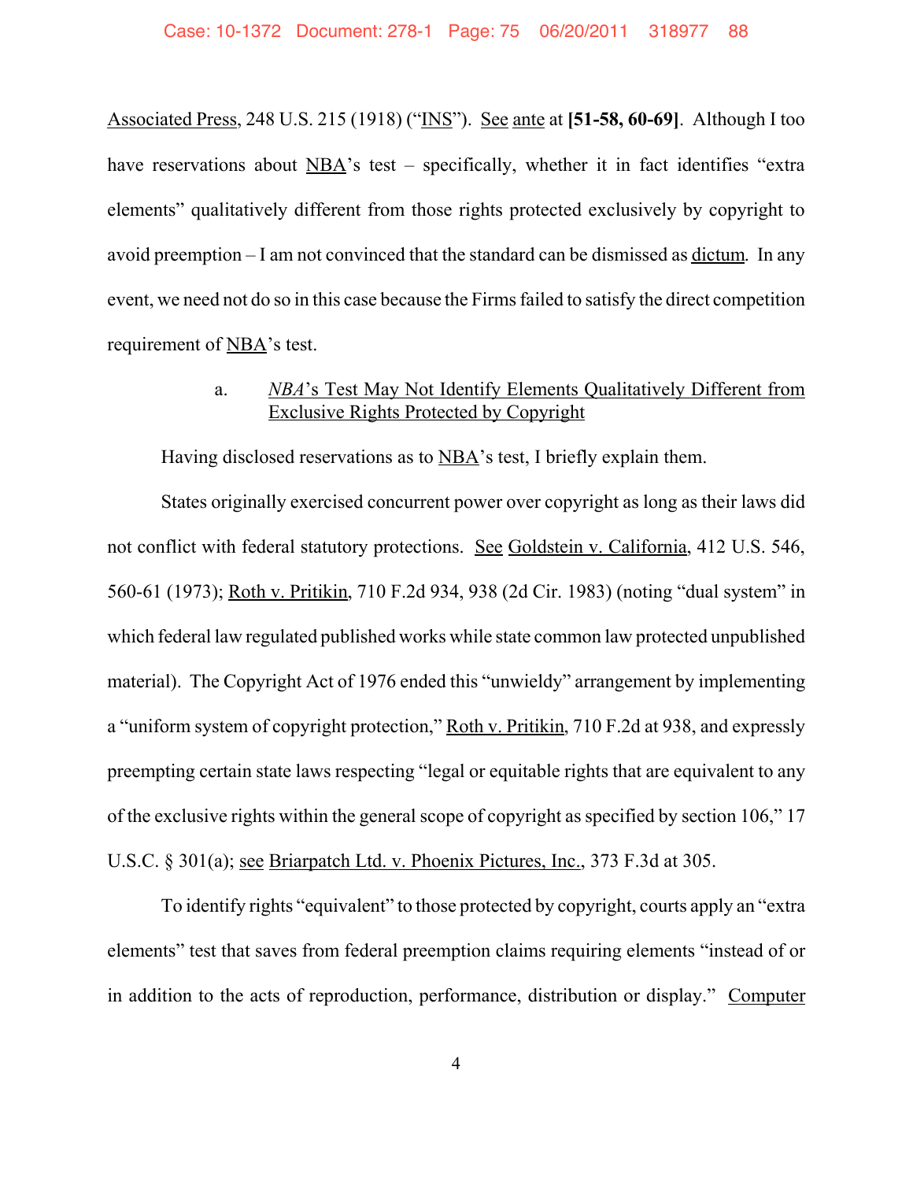Associated Press, 248 U.S. 215 (1918) ("INS"). See ante at **[51-58, 60-69]**. Although I too have reservations about NBA's test – specifically, whether it in fact identifies "extra elements" qualitatively different from those rights protected exclusively by copyright to avoid preemption – I am not convinced that the standard can be dismissed as dictum. In any event, we need not do so in this case because the Firms failed to satisfy the direct competition requirement of NBA's test.

a. *NBA*'s Test May Not Identify Elements Qualitatively Different from Exclusive Rights Protected by Copyright

Having disclosed reservations as to NBA's test, I briefly explain them.

States originally exercised concurrent power over copyright as long as their laws did not conflict with federal statutory protections. See Goldstein v. California, 412 U.S. 546, 560-61 (1973); Roth v. Pritikin, 710 F.2d 934, 938 (2d Cir. 1983) (noting "dual system" in which federal law regulated published works while state common law protected unpublished material). The Copyright Act of 1976 ended this "unwieldy" arrangement by implementing a "uniform system of copyright protection," Roth v. Pritikin, 710 F.2d at 938, and expressly preempting certain state laws respecting "legal or equitable rights that are equivalent to any of the exclusive rights within the general scope of copyright as specified by section 106," 17 U.S.C. § 301(a); see Briarpatch Ltd. v. Phoenix Pictures, Inc., 373 F.3d at 305.

To identify rights "equivalent" to those protected by copyright, courts apply an "extra elements" test that saves from federal preemption claims requiring elements "instead of or in addition to the acts of reproduction, performance, distribution or display." Computer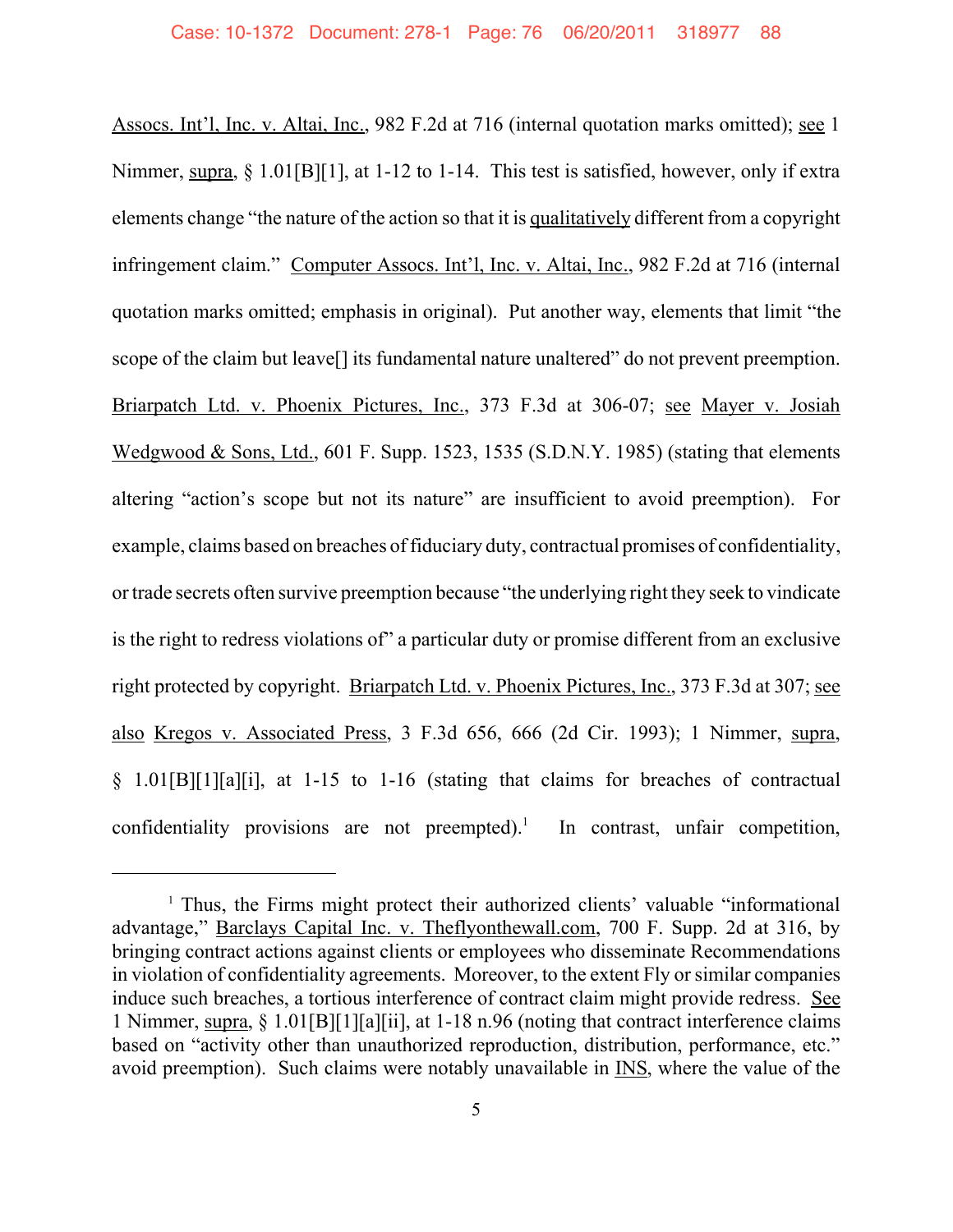Assocs. Int'l, Inc. v. Altai, Inc., 982 F.2d at 716 (internal quotation marks omitted); see 1 Nimmer, supra, § 1.01[B][1], at 1-12 to 1-14. This test is satisfied, however, only if extra elements change "the nature of the action so that it is qualitatively different from a copyright infringement claim." Computer Assocs. Int'l, Inc. v. Altai, Inc., 982 F.2d at 716 (internal quotation marks omitted; emphasis in original). Put another way, elements that limit "the scope of the claim but leave[] its fundamental nature unaltered" do not prevent preemption. Briarpatch Ltd. v. Phoenix Pictures, Inc., 373 F.3d at 306-07; see Mayer v. Josiah Wedgwood & Sons, Ltd., 601 F. Supp. 1523, 1535 (S.D.N.Y. 1985) (stating that elements altering "action's scope but not its nature" are insufficient to avoid preemption). For example, claims based on breaches of fiduciary duty, contractual promises of confidentiality, or trade secrets often survive preemption because "the underlying right they seek to vindicate is the right to redress violations of" a particular duty or promise different from an exclusive right protected by copyright. Briarpatch Ltd. v. Phoenix Pictures, Inc., 373 F.3d at 307; see also Kregos v. Associated Press, 3 F.3d 656, 666 (2d Cir. 1993); 1 Nimmer, supra, § 1.01[B][1][a][i], at 1-15 to 1-16 (stating that claims for breaches of contractual confidentiality provisions are not preempted).[1] In contrast, unfair competition,

[1] Thus, the Firms might protect their authorized clients' valuable "informational advantage," Barclays Capital Inc. v. Theflyonthewall.com, 700 F. Supp. 2d at 316, by bringing contract actions against clients or employees who disseminate Recommendations in violation of confidentiality agreements. Moreover, to the extent Fly or similar companies induce such breaches, a tortious interference of contract claim might provide redress. See 1 Nimmer, supra, § 1.01[B][1][a][ii], at 1-18 n.96 (noting that contract interference claims based on "activity other than unauthorized reproduction, distribution, performance, etc." avoid preemption). Such claims were notably unavailable in INS, where the value of the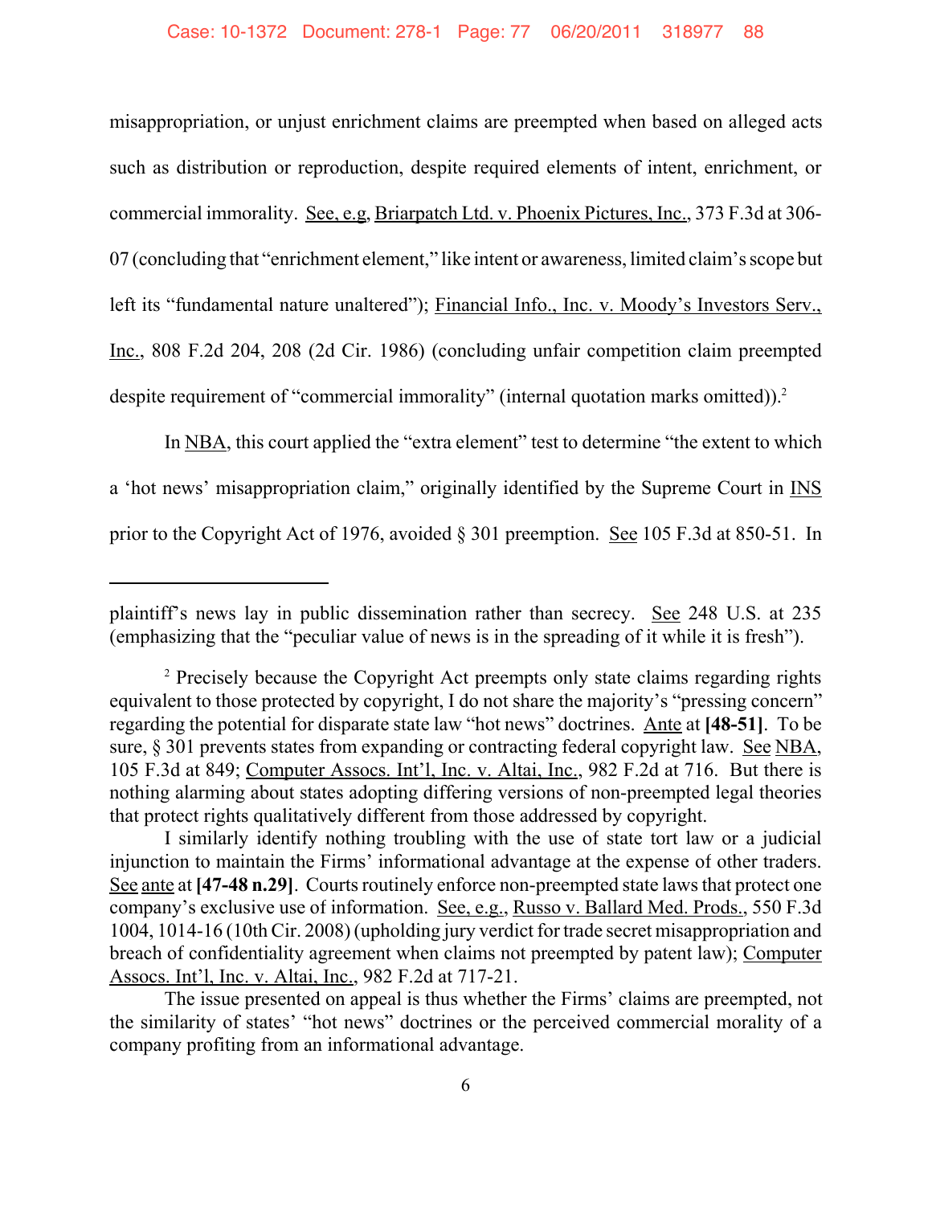misappropriation, or unjust enrichment claims are preempted when based on alleged acts such as distribution or reproduction, despite required elements of intent, enrichment, or commercial immorality. See, e.g, Briarpatch Ltd. v. Phoenix Pictures, Inc., 373 F.3d at 306-07 (concluding that "enrichment element," like intent or awareness, limited claim's scope but left its "fundamental nature unaltered"); Financial Info., Inc. v. Moody's Investors Serv., Inc., 808 F.2d 204, 208 (2d Cir. 1986) (concluding unfair competition claim preempted despite requirement of "commercial immorality" (internal quotation marks omitted)).[2]

In NBA, this court applied the "extra element" test to determine "the extent to which a 'hot news' misappropriation claim," originally identified by the Supreme Court in INS prior to the Copyright Act of 1976, avoided § 301 preemption. See 105 F.3d at 850-51. In

---

plaintiff's news lay in public dissemination rather than secrecy. See 248 U.S. at 235 (emphasizing that the "peculiar value of news is in the spreading of it while it is fresh").

[2] Precisely because the Copyright Act preempts only state claims regarding rights equivalent to those protected by copyright, I do not share the majority's "pressing concern" regarding the potential for disparate state law "hot news" doctrines. Ante at **[48-51]**. To be sure, § 301 prevents states from expanding or contracting federal copyright law. See NBA, 105 F.3d at 849; Computer Assocs. Int'l, Inc. v. Altai, Inc., 982 F.2d at 716. But there is nothing alarming about states adopting differing versions of non-preempted legal theories that protect rights qualitatively different from those addressed by copyright.

I similarly identify nothing troubling with the use of state tort law or a judicial injunction to maintain the Firms' informational advantage at the expense of other traders. See ante at **[47-48 n.29]**. Courts routinely enforce non-preempted state laws that protect one company's exclusive use of information. See, e.g., Russo v. Ballard Med. Prods., 550 F.3d 1004, 1014-16 (10th Cir. 2008) (upholding jury verdict for trade secret misappropriation and breach of confidentiality agreement when claims not preempted by patent law); Computer Assocs. Int'l, Inc. v. Altai, Inc., 982 F.2d at 717-21.

The issue presented on appeal is thus whether the Firms' claims are preempted, not the similarity of states' "hot news" doctrines or the perceived commercial morality of a company profiting from an informational advantage.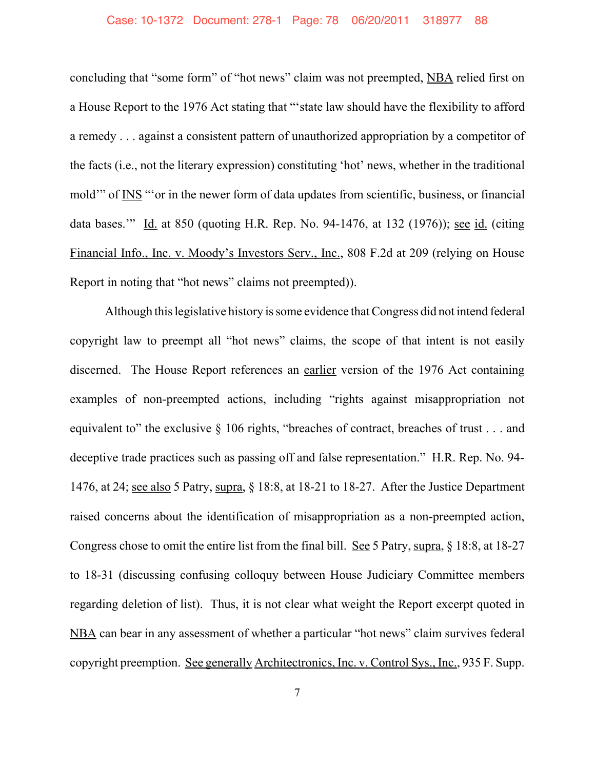concluding that "some form" of "hot news" claim was not preempted, NBA relied first on a House Report to the 1976 Act stating that "'state law should have the flexibility to afford a remedy . . . against a consistent pattern of unauthorized appropriation by a competitor of the facts (i.e., not the literary expression) constituting 'hot' news, whether in the traditional mold'" of INS "'or in the newer form of data updates from scientific, business, or financial data bases.'" Id. at 850 (quoting H.R. Rep. No. 94-1476, at 132 (1976)); see id. (citing Financial Info., Inc. v. Moody's Investors Serv., Inc., 808 F.2d at 209 (relying on House Report in noting that "hot news" claims not preempted)).

Although this legislative history is some evidence that Congress did not intend federal copyright law to preempt all "hot news" claims, the scope of that intent is not easily discerned. The House Report references an earlier version of the 1976 Act containing examples of non-preempted actions, including "rights against misappropriation not equivalent to" the exclusive § 106 rights, "breaches of contract, breaches of trust . . . and deceptive trade practices such as passing off and false representation." H.R. Rep. No. 94-1476, at 24; see also 5 Patry, supra, § 18:8, at 18-21 to 18-27. After the Justice Department raised concerns about the identification of misappropriation as a non-preempted action, Congress chose to omit the entire list from the final bill. See 5 Patry, supra, § 18:8, at 18-27 to 18-31 (discussing confusing colloquy between House Judiciary Committee members regarding deletion of list). Thus, it is not clear what weight the Report excerpt quoted in NBA can bear in any assessment of whether a particular "hot news" claim survives federal copyright preemption. See generally Architectronics, Inc. v. Control Sys., Inc., 935 F. Supp.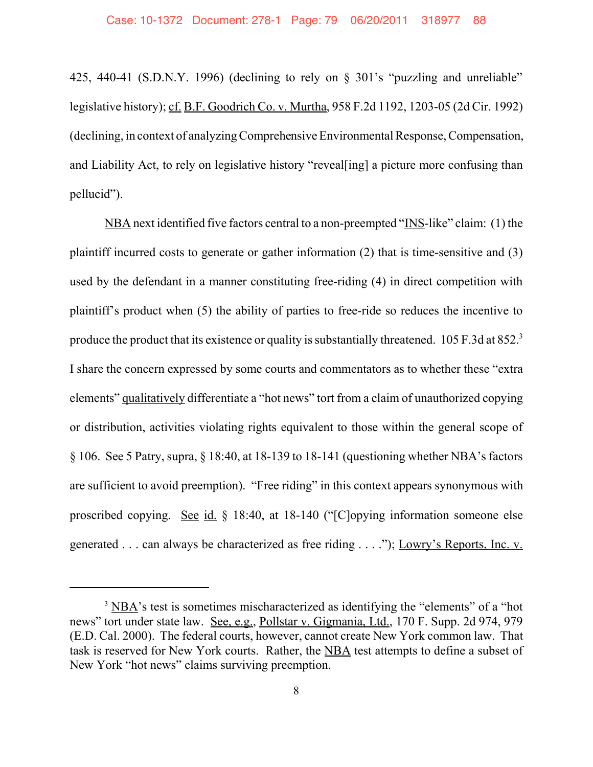425, 440-41 (S.D.N.Y. 1996) (declining to rely on § 301's "puzzling and unreliable" legislative history); cf. B.F. Goodrich Co. v. Murtha, 958 F.2d 1192, 1203-05 (2d Cir. 1992) (declining, in context of analyzing Comprehensive Environmental Response, Compensation, and Liability Act, to rely on legislative history "reveal[ing] a picture more confusing than pellucid").

NBA next identified five factors central to a non-preempted "INS-like" claim: (1) the plaintiff incurred costs to generate or gather information (2) that is time-sensitive and (3) used by the defendant in a manner constituting free-riding (4) in direct competition with plaintiff's product when (5) the ability of parties to free-ride so reduces the incentive to produce the product that its existence or quality is substantially threatened. 105 F.3d at 852.[3] I share the concern expressed by some courts and commentators as to whether these "extra elements" qualitatively differentiate a "hot news" tort from a claim of unauthorized copying or distribution, activities violating rights equivalent to those within the general scope of § 106. See 5 Patry, supra, § 18:40, at 18-139 to 18-141 (questioning whether NBA's factors are sufficient to avoid preemption). "Free riding" in this context appears synonymous with proscribed copying. See id. § 18:40, at 18-140 ("[C]opying information someone else generated . . . can always be characterized as free riding . . . ."); Lowry's Reports, Inc. v.

---

[3] NBA's test is sometimes mischaracterized as identifying the "elements" of a "hot news" tort under state law. See, e.g., Pollstar v. Gigmania, Ltd., 170 F. Supp. 2d 974, 979 (E.D. Cal. 2000). The federal courts, however, cannot create New York common law. That task is reserved for New York courts. Rather, the NBA test attempts to define a subset of New York "hot news" claims surviving preemption.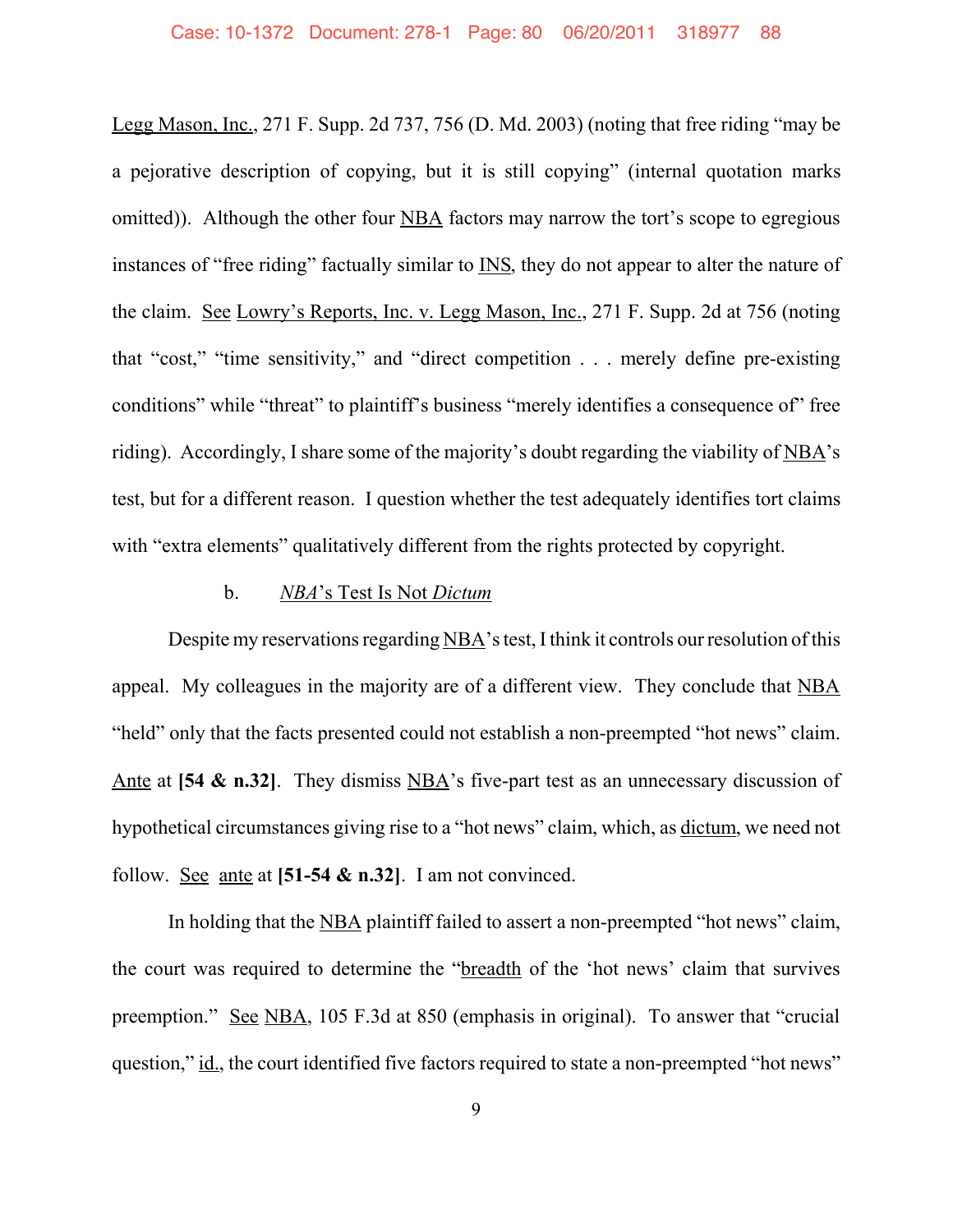Legg Mason, Inc., 271 F. Supp. 2d 737, 756 (D. Md. 2003) (noting that free riding "may be a pejorative description of copying, but it is still copying" (internal quotation marks omitted)). Although the other four NBA factors may narrow the tort's scope to egregious instances of "free riding" factually similar to INS, they do not appear to alter the nature of the claim. See Lowry's Reports, Inc. v. Legg Mason, Inc., 271 F. Supp. 2d at 756 (noting that "cost," "time sensitivity," and "direct competition . . . merely define pre-existing conditions" while "threat" to plaintiff's business "merely identifies a consequence of" free riding). Accordingly, I share some of the majority's doubt regarding the viability of NBA's test, but for a different reason. I question whether the test adequately identifies tort claims with "extra elements" qualitatively different from the rights protected by copyright.

b. *NBA*'s Test Is Not *Dictum*

Despite my reservations regarding NBA's test, I think it controls our resolution of this appeal. My colleagues in the majority are of a different view. They conclude that NBA "held" only that the facts presented could not establish a non-preempted "hot news" claim. Ante at **[54 & n.32]**. They dismiss NBA's five-part test as an unnecessary discussion of hypothetical circumstances giving rise to a "hot news" claim, which, as dictum, we need not follow. See ante at **[51-54 & n.32]**. I am not convinced.

In holding that the NBA plaintiff failed to assert a non-preempted "hot news" claim, the court was required to determine the "breadth of the 'hot news' claim that survives preemption." See NBA, 105 F.3d at 850 (emphasis in original). To answer that "crucial question," id., the court identified five factors required to state a non-preempted "hot news"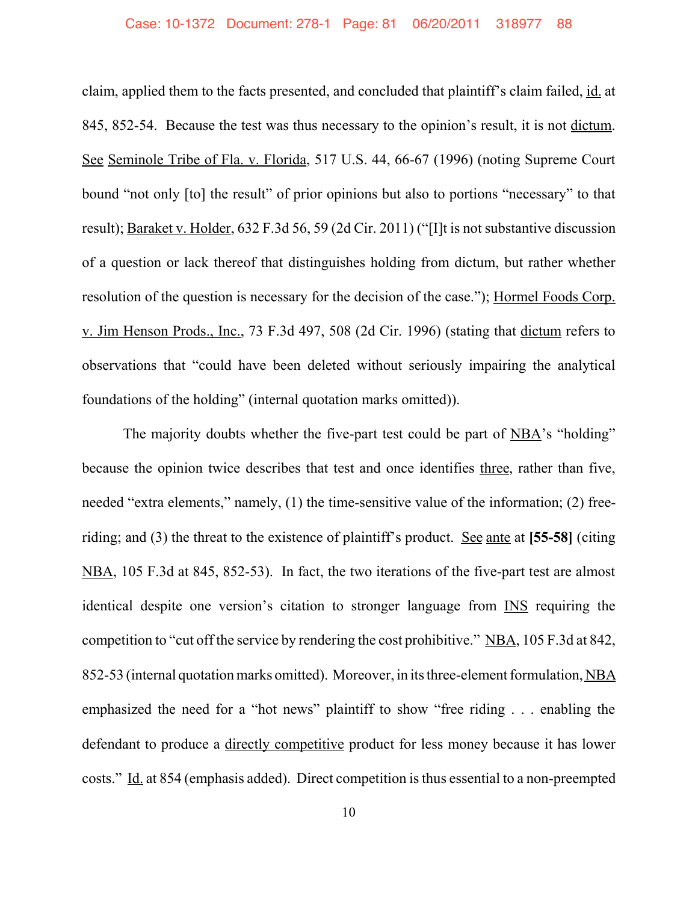claim, applied them to the facts presented, and concluded that plaintiff's claim failed, id. at 845, 852-54. Because the test was thus necessary to the opinion's result, it is not dictum. See Seminole Tribe of Fla. v. Florida, 517 U.S. 44, 66-67 (1996) (noting Supreme Court bound "not only [to] the result" of prior opinions but also to portions "necessary" to that result); Baraket v. Holder, 632 F.3d 56, 59 (2d Cir. 2011) ("[I]t is not substantive discussion of a question or lack thereof that distinguishes holding from dictum, but rather whether resolution of the question is necessary for the decision of the case."); Hormel Foods Corp. v. Jim Henson Prods., Inc., 73 F.3d 497, 508 (2d Cir. 1996) (stating that dictum refers to observations that "could have been deleted without seriously impairing the analytical foundations of the holding" (internal quotation marks omitted)).

The majority doubts whether the five-part test could be part of NBA's "holding" because the opinion twice describes that test and once identifies three, rather than five, needed "extra elements," namely, (1) the time-sensitive value of the information; (2) free-riding; and (3) the threat to the existence of plaintiff's product. See ante at **[55-58]** (citing NBA, 105 F.3d at 845, 852-53). In fact, the two iterations of the five-part test are almost identical despite one version's citation to stronger language from INS requiring the competition to "cut off the service by rendering the cost prohibitive." NBA, 105 F.3d at 842, 852-53 (internal quotation marks omitted). Moreover, in its three-element formulation, NBA emphasized the need for a "hot news" plaintiff to show "free riding . . . enabling the defendant to produce a directly competitive product for less money because it has lower costs." Id. at 854 (emphasis added). Direct competition is thus essential to a non-preempted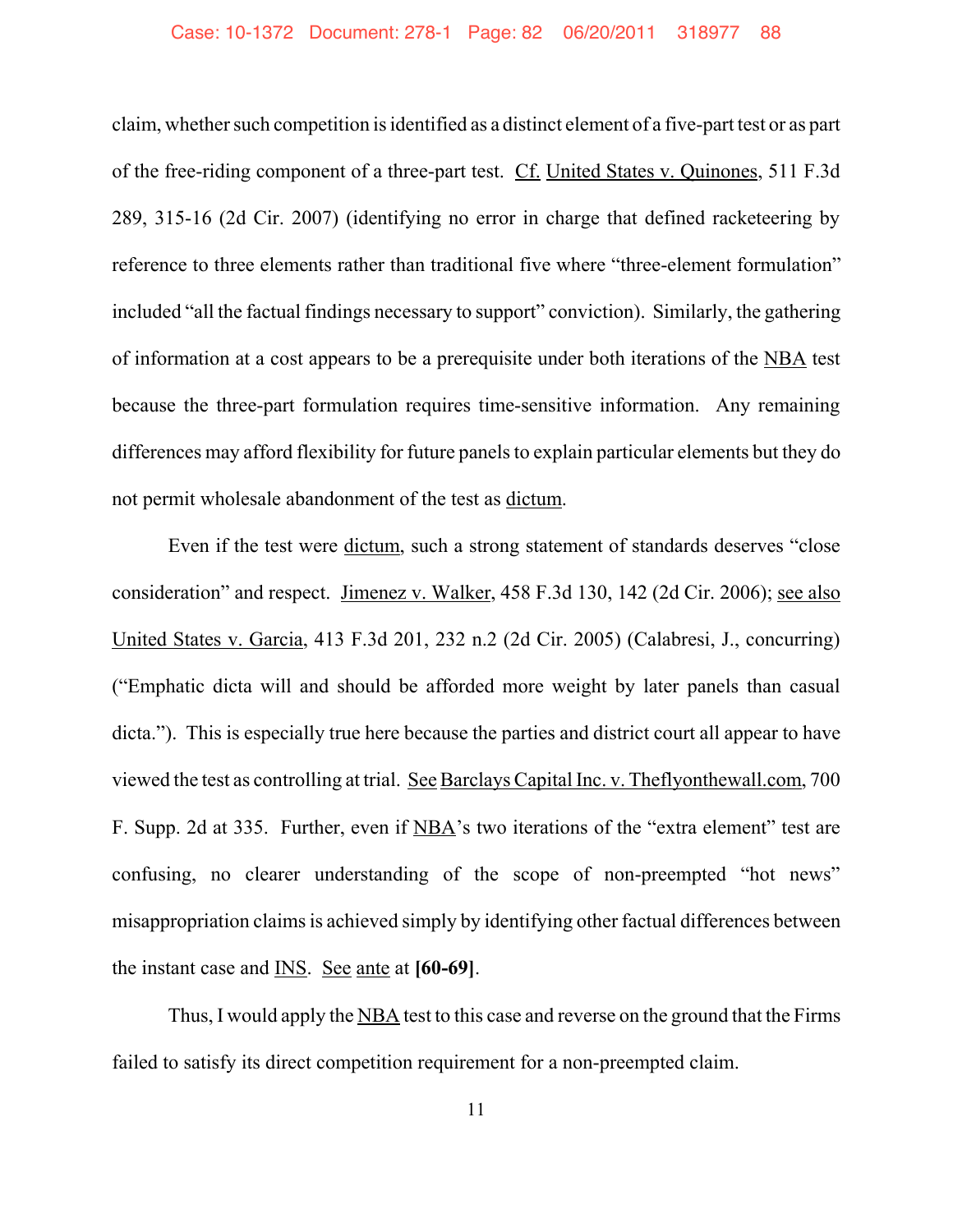claim, whether such competition is identified as a distinct element of a five-part test or as part of the free-riding component of a three-part test. Cf. United States v. Quinones, 511 F.3d 289, 315-16 (2d Cir. 2007) (identifying no error in charge that defined racketeering by reference to three elements rather than traditional five where "three-element formulation" included "all the factual findings necessary to support" conviction). Similarly, the gathering of information at a cost appears to be a prerequisite under both iterations of the NBA test because the three-part formulation requires time-sensitive information. Any remaining differences may afford flexibility for future panels to explain particular elements but they do not permit wholesale abandonment of the test as dictum.

Even if the test were dictum, such a strong statement of standards deserves "close consideration" and respect. Jimenez v. Walker, 458 F.3d 130, 142 (2d Cir. 2006); see also United States v. Garcia, 413 F.3d 201, 232 n.2 (2d Cir. 2005) (Calabresi, J., concurring) ("Emphatic dicta will and should be afforded more weight by later panels than casual dicta."). This is especially true here because the parties and district court all appear to have viewed the test as controlling at trial. See Barclays Capital Inc. v. Theflyonthewall.com, 700 F. Supp. 2d at 335. Further, even if NBA's two iterations of the "extra element" test are confusing, no clearer understanding of the scope of non-preempted "hot news" misappropriation claims is achieved simply by identifying other factual differences between the instant case and INS. See ante at **[60-69]**.

Thus, I would apply the NBA test to this case and reverse on the ground that the Firms failed to satisfy its direct competition requirement for a non-preempted claim.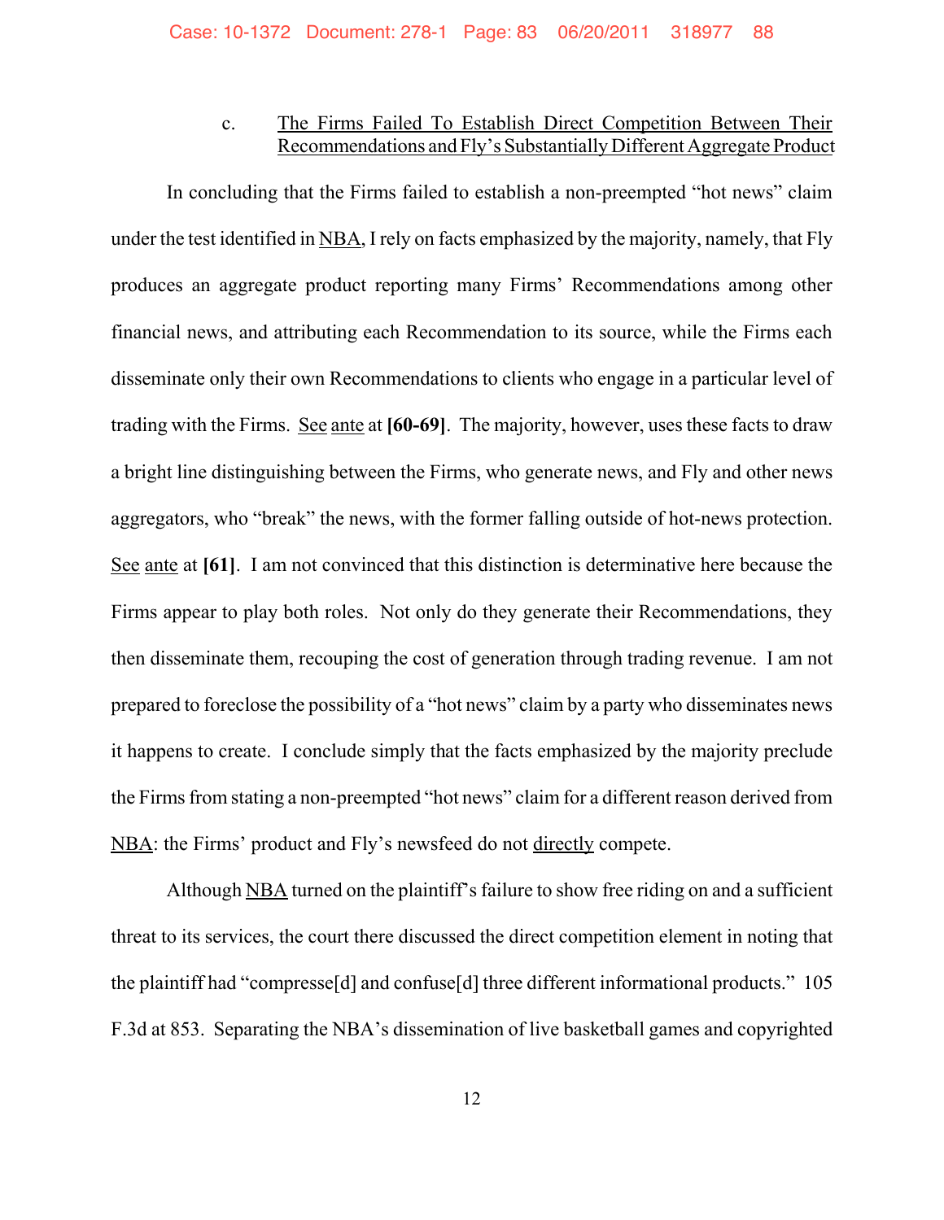### c. The Firms Failed To Establish Direct Competition Between Their Recommendations and Fly's Substantially Different Aggregate Product

In concluding that the Firms failed to establish a non-preempted "hot news" claim under the test identified in NBA, I rely on facts emphasized by the majority, namely, that Fly produces an aggregate product reporting many Firms' Recommendations among other financial news, and attributing each Recommendation to its source, while the Firms each disseminate only their own Recommendations to clients who engage in a particular level of trading with the Firms. See ante at **[60-69]**. The majority, however, uses these facts to draw a bright line distinguishing between the Firms, who generate news, and Fly and other news aggregators, who "break" the news, with the former falling outside of hot-news protection. See ante at **[61]**. I am not convinced that this distinction is determinative here because the Firms appear to play both roles. Not only do they generate their Recommendations, they then disseminate them, recouping the cost of generation through trading revenue. I am not prepared to foreclose the possibility of a "hot news" claim by a party who disseminates news it happens to create. I conclude simply that the facts emphasized by the majority preclude the Firms from stating a non-preempted "hot news" claim for a different reason derived from NBA: the Firms' product and Fly's newsfeed do not directly compete.

Although NBA turned on the plaintiff's failure to show free riding on and a sufficient threat to its services, the court there discussed the direct competition element in noting that the plaintiff had "compresse[d] and confuse[d] three different informational products." 105 F.3d at 853. Separating the NBA's dissemination of live basketball games and copyrighted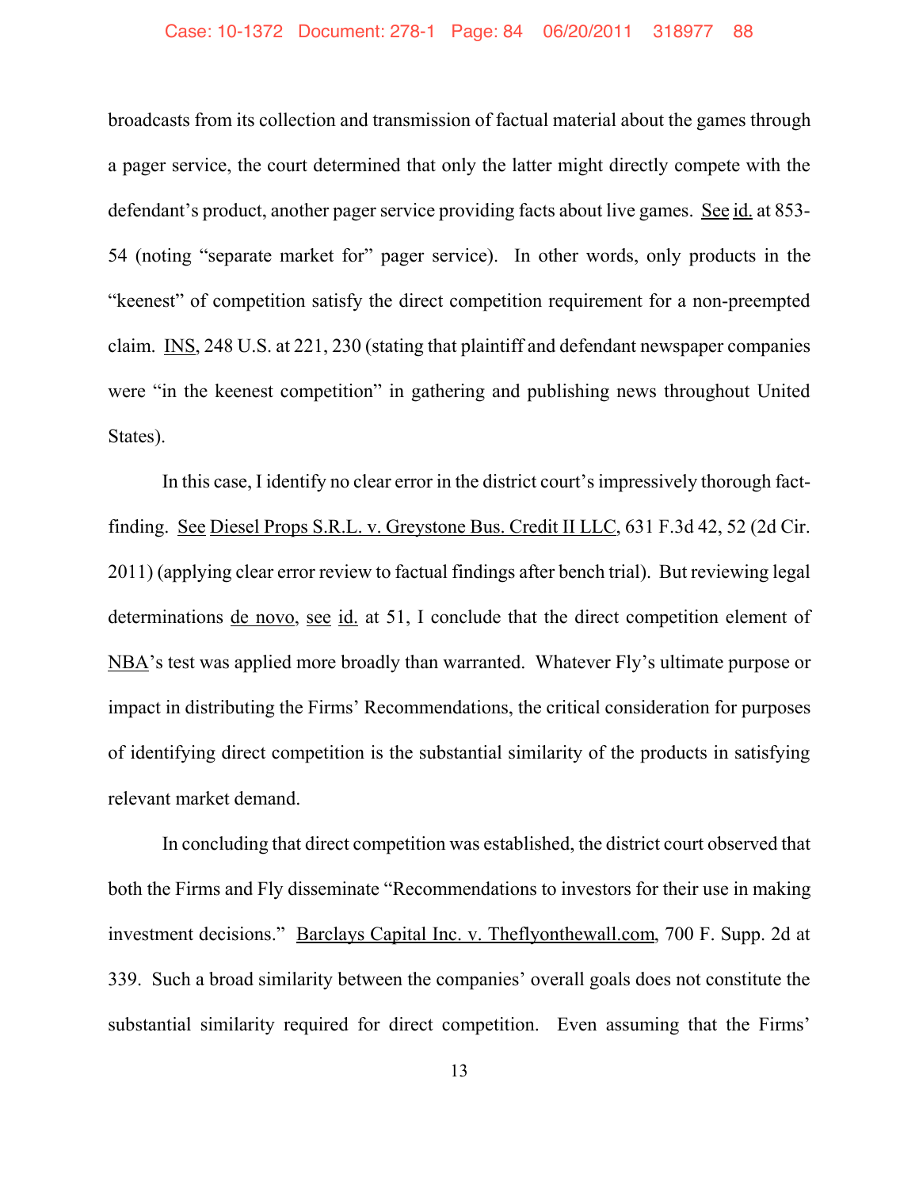broadcasts from its collection and transmission of factual material about the games through a pager service, the court determined that only the latter might directly compete with the defendant's product, another pager service providing facts about live games. See id. at 853-54 (noting "separate market for" pager service). In other words, only products in the "keenest" of competition satisfy the direct competition requirement for a non-preempted claim. INS, 248 U.S. at 221, 230 (stating that plaintiff and defendant newspaper companies were "in the keenest competition" in gathering and publishing news throughout United States).

In this case, I identify no clear error in the district court's impressively thorough fact-finding. See Diesel Props S.R.L. v. Greystone Bus. Credit II LLC, 631 F.3d 42, 52 (2d Cir. 2011) (applying clear error review to factual findings after bench trial). But reviewing legal determinations de novo, see id. at 51, I conclude that the direct competition element of NBA's test was applied more broadly than warranted. Whatever Fly's ultimate purpose or impact in distributing the Firms' Recommendations, the critical consideration for purposes of identifying direct competition is the substantial similarity of the products in satisfying relevant market demand.

In concluding that direct competition was established, the district court observed that both the Firms and Fly disseminate "Recommendations to investors for their use in making investment decisions." Barclays Capital Inc. v. Theflyonthewall.com, 700 F. Supp. 2d at 339. Such a broad similarity between the companies' overall goals does not constitute the substantial similarity required for direct competition. Even assuming that the Firms'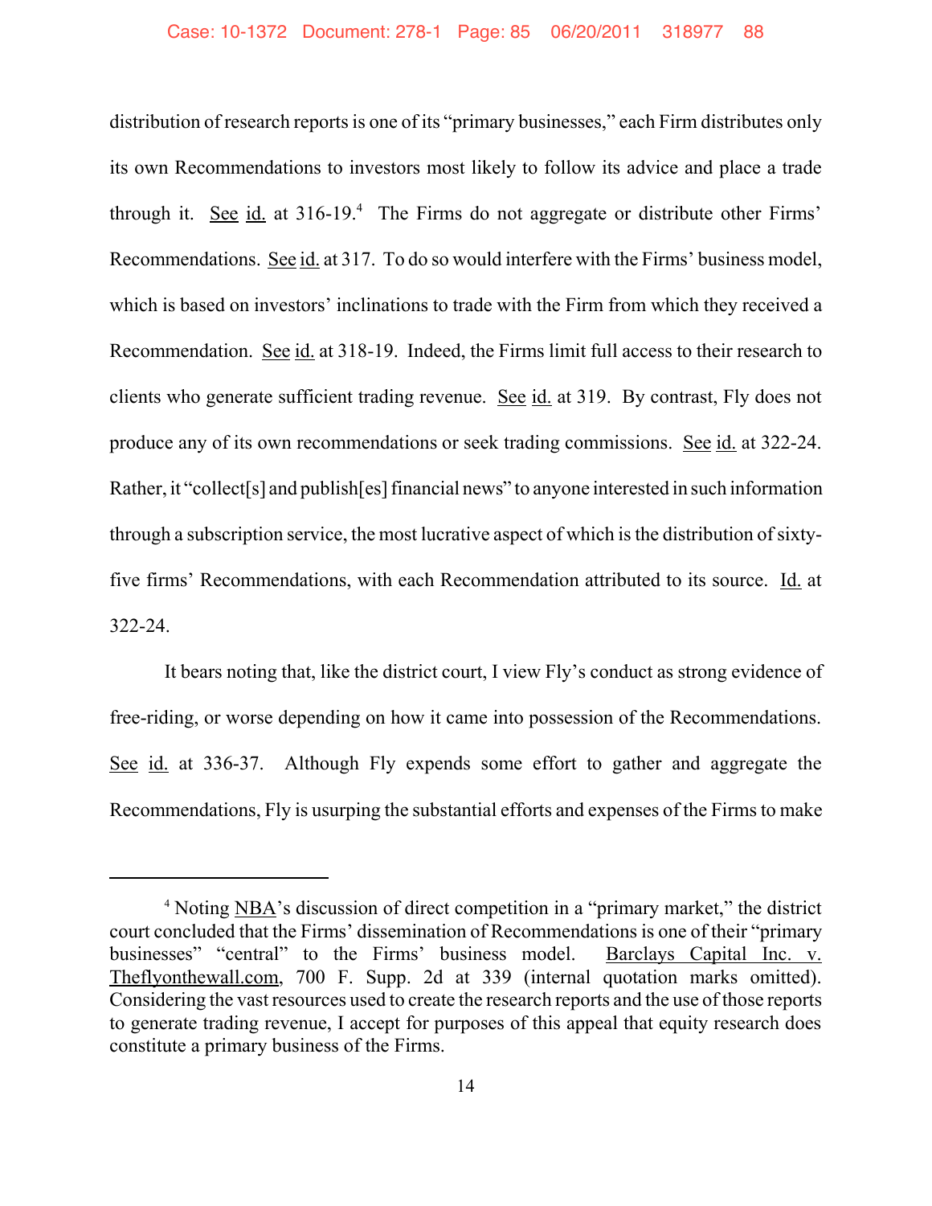distribution of research reports is one of its "primary businesses," each Firm distributes only its own Recommendations to investors most likely to follow its advice and place a trade through it. See id. at 316-19.[4] The Firms do not aggregate or distribute other Firms' Recommendations. See id. at 317. To do so would interfere with the Firms' business model, which is based on investors' inclinations to trade with the Firm from which they received a Recommendation. See id. at 318-19. Indeed, the Firms limit full access to their research to clients who generate sufficient trading revenue. See id. at 319. By contrast, Fly does not produce any of its own recommendations or seek trading commissions. See id. at 322-24. Rather, it "collect[s] and publish[es] financial news" to anyone interested in such information through a subscription service, the most lucrative aspect of which is the distribution of sixty-five firms' Recommendations, with each Recommendation attributed to its source. Id. at 322-24.

It bears noting that, like the district court, I view Fly's conduct as strong evidence of free-riding, or worse depending on how it came into possession of the Recommendations. See id. at 336-37. Although Fly expends some effort to gather and aggregate the Recommendations, Fly is usurping the substantial efforts and expenses of the Firms to make

---

[4] Noting NBA's discussion of direct competition in a "primary market," the district court concluded that the Firms' dissemination of Recommendations is one of their "primary businesses" "central" to the Firms' business model. Barclays Capital Inc. v. Theflyonthewall.com, 700 F. Supp. 2d at 339 (internal quotation marks omitted). Considering the vast resources used to create the research reports and the use of those reports to generate trading revenue, I accept for purposes of this appeal that equity research does constitute a primary business of the Firms.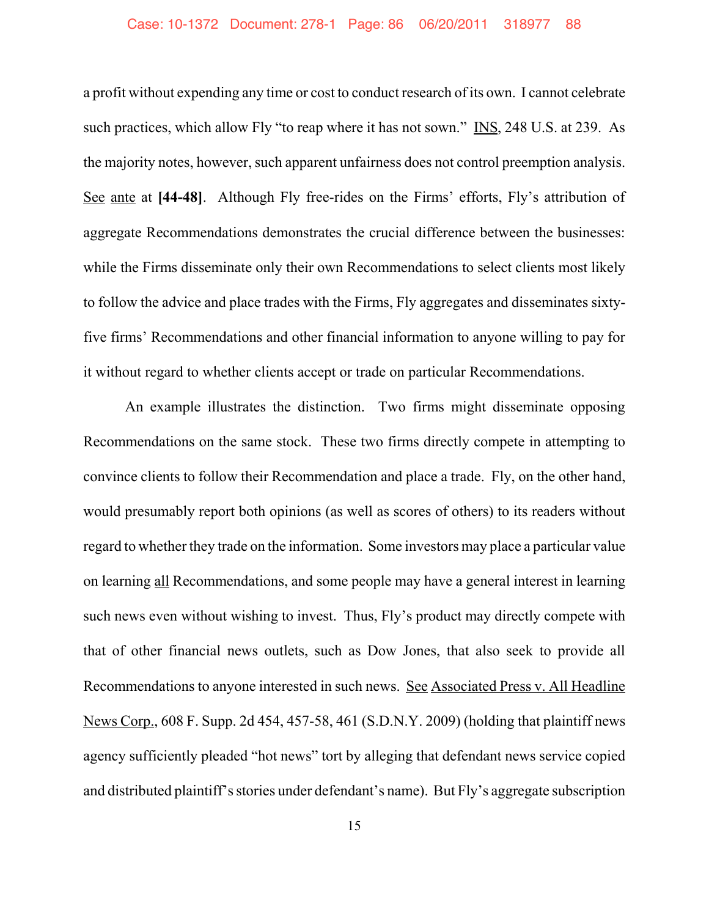a profit without expending any time or cost to conduct research of its own. I cannot celebrate such practices, which allow Fly "to reap where it has not sown." INS, 248 U.S. at 239. As the majority notes, however, such apparent unfairness does not control preemption analysis. See ante at **[44-48]**. Although Fly free-rides on the Firms' efforts, Fly's attribution of aggregate Recommendations demonstrates the crucial difference between the businesses: while the Firms disseminate only their own Recommendations to select clients most likely to follow the advice and place trades with the Firms, Fly aggregates and disseminates sixty-five firms' Recommendations and other financial information to anyone willing to pay for it without regard to whether clients accept or trade on particular Recommendations.

An example illustrates the distinction. Two firms might disseminate opposing Recommendations on the same stock. These two firms directly compete in attempting to convince clients to follow their Recommendation and place a trade. Fly, on the other hand, would presumably report both opinions (as well as scores of others) to its readers without regard to whether they trade on the information. Some investors may place a particular value on learning all Recommendations, and some people may have a general interest in learning such news even without wishing to invest. Thus, Fly's product may directly compete with that of other financial news outlets, such as Dow Jones, that also seek to provide all Recommendations to anyone interested in such news. See Associated Press v. All Headline News Corp., 608 F. Supp. 2d 454, 457-58, 461 (S.D.N.Y. 2009) (holding that plaintiff news agency sufficiently pleaded "hot news" tort by alleging that defendant news service copied and distributed plaintiff's stories under defendant's name). But Fly's aggregate subscription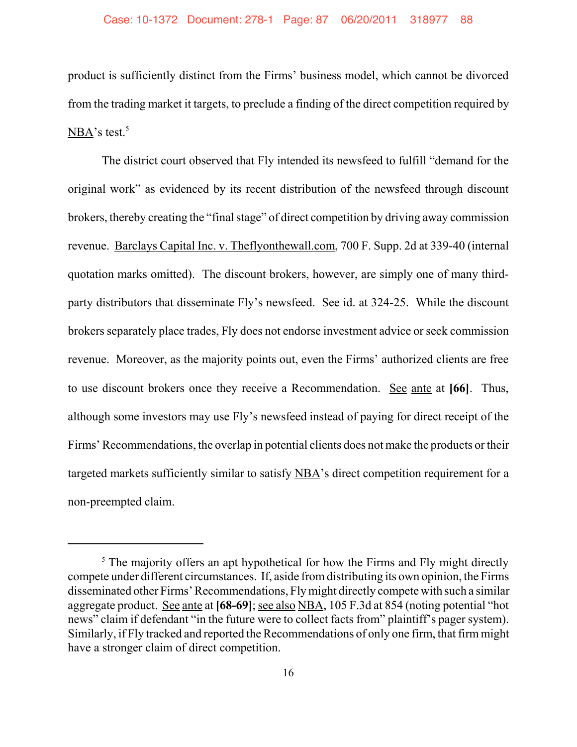product is sufficiently distinct from the Firms' business model, which cannot be divorced from the trading market it targets, to preclude a finding of the direct competition required by NBA's test.[5]

The district court observed that Fly intended its newsfeed to fulfill "demand for the original work" as evidenced by its recent distribution of the newsfeed through discount brokers, thereby creating the "final stage" of direct competition by driving away commission revenue. Barclays Capital Inc. v. Theflyonthewall.com, 700 F. Supp. 2d at 339-40 (internal quotation marks omitted). The discount brokers, however, are simply one of many third-party distributors that disseminate Fly's newsfeed. See id. at 324-25. While the discount brokers separately place trades, Fly does not endorse investment advice or seek commission revenue. Moreover, as the majority points out, even the Firms' authorized clients are free to use discount brokers once they receive a Recommendation. See ante at **[66]**. Thus, although some investors may use Fly's newsfeed instead of paying for direct receipt of the Firms' Recommendations, the overlap in potential clients does not make the products or their targeted markets sufficiently similar to satisfy NBA's direct competition requirement for a non-preempted claim.

---

[5] The majority offers an apt hypothetical for how the Firms and Fly might directly compete under different circumstances. If, aside from distributing its own opinion, the Firms disseminated other Firms' Recommendations, Fly might directly compete with such a similar aggregate product. See ante at **[68-69]**; see also NBA, 105 F.3d at 854 (noting potential "hot news" claim if defendant "in the future were to collect facts from" plaintiff's pager system). Similarly, if Fly tracked and reported the Recommendations of only one firm, that firm might have a stronger claim of direct competition.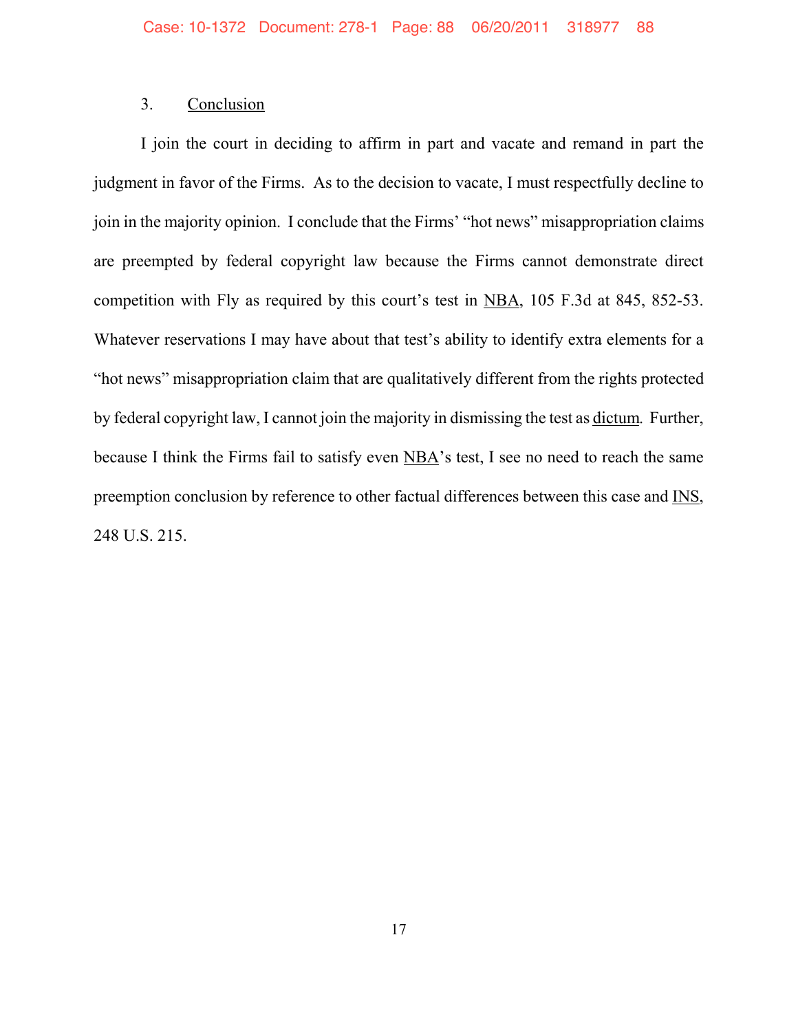### 3. Conclusion

I join the court in deciding to affirm in part and vacate and remand in part the judgment in favor of the Firms. As to the decision to vacate, I must respectfully decline to join in the majority opinion. I conclude that the Firms' "hot news" misappropriation claims are preempted by federal copyright law because the Firms cannot demonstrate direct competition with Fly as required by this court's test in NBA, 105 F.3d at 845, 852-53. Whatever reservations I may have about that test's ability to identify extra elements for a "hot news" misappropriation claim that are qualitatively different from the rights protected by federal copyright law, I cannot join the majority in dismissing the test as *dictum*. Further, because I think the Firms fail to satisfy even NBA's test, I see no need to reach the same preemption conclusion by reference to other factual differences between this case and INS, 248 U.S. 215.